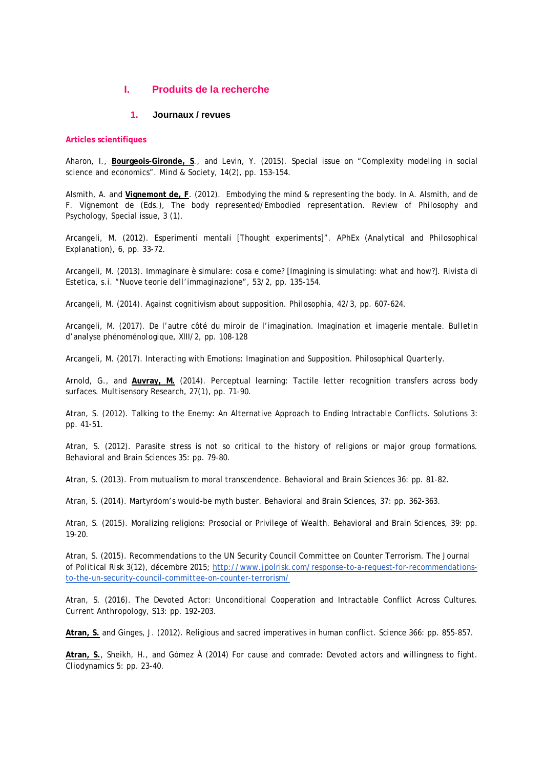# I. Produits de la recherche

## 1. Journaux / revues

### Articles scientifiques

Aharon, I., **Bourgeois-Gironde, S**., and Levin, Y. (2015). Special issue on "Complexity modeling in social science and economics". Mind & Society, 14(2), pp. 153-154.

Alsmith, A. and **Vignemont de, F**. (2012). Embodying the mind & representing the body. In A. Alsmith, and de F. Vignemont de (Eds.), The body represented/Embodied representation. Review of Philosophy and Psychology, Special issue, 3 (1).

Arcangeli, M. (2012). Esperimenti mentali [Thought experiments]". APhEx (Analytical and Philosophical Explanation), 6, pp. 33-72.

Arcangeli, M. (2013). Immaginare è simulare: cosa e come? [Imagining is simulating: what and how?]. Rivista di Estetica, s.i. "Nuove teorie dell'immaginazione", 53/2, pp. 135-154.

Arcangeli, M. (2014). Against cognitivism about supposition. Philosophia, 42/3, pp. 607-624.

Arcangeli, M. (2017). De l'autre côté du miroir de l'imagination. Imagination et imagerie mentale. Bulletin d'analyse phénoménologique, XIII/2, pp. 108-128

Arcangeli, M. (2017). Interacting with Emotions: Imagination and Supposition. Philosophical Quarterly.

Arnold, G., and **Auvray, M.** (2014). Perceptual learning: Tactile letter recognition transfers across body surfaces. Multisensory Research, 27(1), pp. 71-90.

Atran, S. (2012). Talking to the Enemy: An Alternative Approach to Ending Intractable Conflicts. Solutions 3: pp. 41-51.

Atran, S. (2012). Parasite stress is not so critical to the history of religions or major group formations. Behavioral and Brain Sciences 35: pp. 79-80.

Atran, S. (2013). From mutualism to moral transcendence. Behavioral and Brain Sciences 36: pp. 81-82.

Atran, S. (2014). Martyrdom's would-be myth buster. Behavioral and Brain Sciences, 37: pp. 362-363.

Atran, S. (2015). Moralizing religions: Prosocial or Privilege of Wealth. Behavioral and Brain Sciences, 39: pp. 19-20.

Atran, S. (2015). Recommendations to the UN Security Council Committee on Counter Terrorism. The Journal of Political Risk 3(12), décembre 2015; http://www.jpolrisk.com/response-to-a-request-for-recommendations-to-the-un-security-council-committee-on-counter-terrorism/

Atran, S. (2016). The Devoted Actor: Unconditional Cooperation and Intractable Conflict Across Cultures. Current Anthropology, S13: pp. 192-203.

**Atran, S.** and Ginges, J. (2012). Religious and sacred imperatives in human conflict. Science 366: pp. 855-857.

**Atran, S.**, Sheikh, H., and Gómez Á (2014) For cause and comrade: Devoted actors and willingness to fight. Cliodynamics 5: pp. 23-40.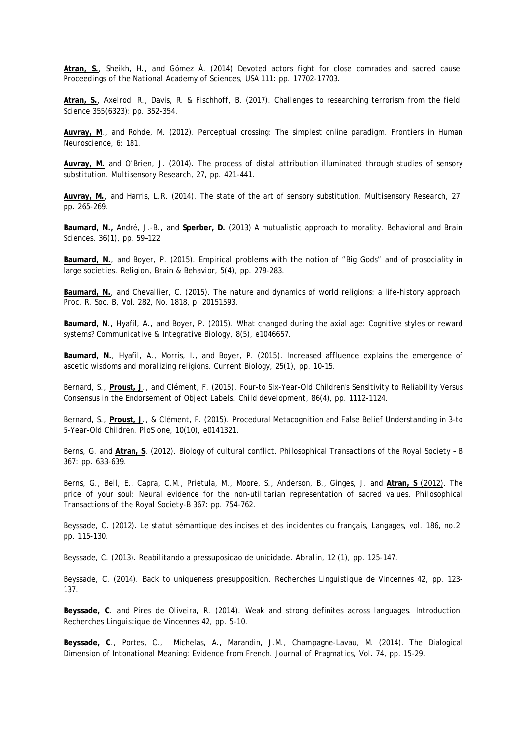**Atran, S.**, Sheikh, H., and Gómez Á. (2014) Devoted actors fight for close comrades and sacred cause. *Proceedings of the National Academy of Sciences, USA* 111: pp. 17702-17703.

**Atran, S.**, Axelrod, R., Davis, R. & Fischhoff, B. (2017). Challenges to researching terrorism from the field. *Science* 355(6323): pp. 352-354.

**Auvray, M**., and Rohde, M. (2012). Perceptual crossing: The simplest online paradigm. *Frontiers in Human Neuroscience*, 6: 181.

**Auvray, M.** and O'Brien, J. (2014). The process of distal attribution illuminated through studies of sensory substitution. *Multisensory Research*, 27, pp. 421-441.

**Auvray, M.**, and Harris, L.R. (2014). The state of the art of sensory substitution. *Multisensory Research*, 27, pp. 265-269.

**Baumard, N.,** André, J.-B., and **Sperber, D.** (2013) A mutualistic approach to morality. Behavioral and Brain Sciences. 36(1), pp. 59–122

**Baumard, N.**, and Boyer, P. (2015). Empirical problems with the notion of "Big Gods" and of prosociality in large societies. *Religion, Brain & Behavior*, 5(4), pp. 279-283.

**Baumard, N.**, and Chevallier, C. (2015). The nature and dynamics of world religions: a life-history approach. Proc. R. Soc. B, Vol. 282, No. 1818, p. 20151593.

**Baumard, N**., Hyafil, A., and Boyer, P. (2015). What changed during the axial age: Cognitive styles or reward systems? *Communicative & Integrative Biology*, 8(5), e1046657.

**Baumard, N.**, Hyafil, A., Morris, I., and Boyer, P. (2015). Increased affluence explains the emergence of ascetic wisdoms and moralizing religions. *Current Biology*, 25(1), pp. 10-15.

Bernard, S., **Proust, J**., and Clément, F. (2015). Four-to Six-Year-Old Children's Sensitivity to Reliability Versus Consensus in the Endorsement of Object Labels. *Child development*, 86(4), pp. 1112-1124.

Bernard, S., **Proust, J**., & Clément, F. (2015). Procedural Metacognition and False Belief Understanding in 3-to 5-Year-Old Children. *PloS one*, 10(10), e0141321.

Berns, G. and **Atran, S**. (2012). Biology of cultural conflict. *Philosophical Transactions of the Royal Society – B* 367: pp. 633-639.

Berns, G., Bell, E., Capra, C.M., Prietula, M., Moore, S., Anderson, B., Ginges, J. and **Atran, S** (2012). The price of your soul: Neural evidence for the non-utilitarian representation of sacred values. *Philosophical Transactions of the Royal Society-B* 367: pp. 754-762.

Beyssade, C. (2012). Le statut sémantique des incises et des incidentes du français, Langages, vol. 186, no.2, pp. 115-130.

Beyssade, C. (2013). Reabilitando a pressuposicao de unicidade. *Abralin*, 12 (1), pp. 125-147.

Beyssade, C. (2014). Back to uniqueness presupposition. *Recherches Linguistique de Vincennes* 42, pp. 123-137.

**Beyssade, C**. and Pires de Oliveira, R. (2014). Weak and strong definites across languages. Introduction, *Recherches Linguistique de Vincennes* 42, pp. 5-10.

**Beyssade, C**., Portes, C., Michelas, A., Marandin, J.M., Champagne-Lavau, M. (2014). The Dialogical Dimension of Intonational Meaning: Evidence from French. *Journal of Pragmatics*, Vol. 74, pp. 15-29.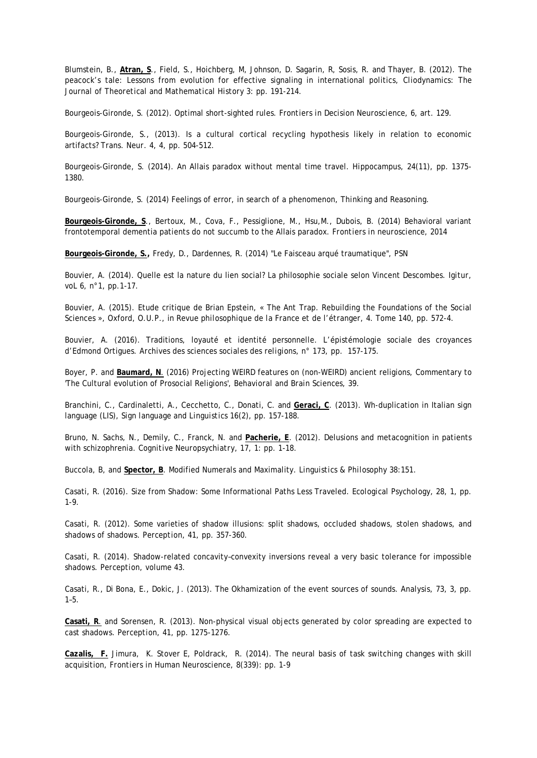Blumstein, B., **Atran, S**., Field, S., Hoichberg, M, Johnson, D. Sagarin, R, Sosis, R. and Thayer, B. (2012). The peacock's tale: Lessons from evolution for effective signaling in international politics, *Cliodynamics: The Journal of Theoretical and Mathematical History* 3: pp. 191-214.

Bourgeois-Gironde, S. (2012). Optimal short-sighted rules. *Frontiers in Decision Neuroscience*, 6, art. 129.

Bourgeois-Gironde, S., (2013). Is a cultural cortical recycling hypothesis likely in relation to economic artifacts? Trans. Neur. 4, 4, pp. 504-512.

Bourgeois-Gironde, S. (2014). An Allais paradox without mental time travel. Hippocampus, 24(11), pp. 1375-1380.

Bourgeois-Gironde, S. (2014) Feelings of error, in search of a phenomenon, *Thinking and Reasoning*.

**Bourgeois-Gironde, S**., Bertoux, M., Cova, F., Pessiglione, M., Hsu,M., Dubois, B. (2014) Behavioral variant frontotemporal dementia patients do not succumb to the Allais paradox. *Frontiers in neuroscience*, 2014

**Bourgeois-Gironde, S.,** Fredy, D., Dardennes, R. (2014) "Le Faisceau arqué traumatique", PSN

Bouvier, A. (2014). Quelle est la nature du lien social? La philosophie sociale selon Vincent Descombes. *Igitur*, voL 6, n°1, pp.1-17.

Bouvier, A. (2015). Etude critique de Brian Epstein, « The Ant Trap. Rebuilding the Foundations of the Social Sciences », Oxford, O.U.P., in *Revue philosophique de la France et de l'étranger*, 4. Tome 140, pp. 572-4.

Bouvier, A. (2016). Traditions, loyauté et identité personnelle. L'épistémologie sociale des croyances d'Edmond Ortigues. *Archives des sciences sociales des religions*, n° 173, pp. 157-175.

Boyer, P. and **Baumard, N**. (2016) Projecting WEIRD features on (non-WEIRD) ancient religions, Commentary to 'The Cultural evolution of Prosocial Religions', Behavioral and Brain Sciences, 39.

Branchini, C., Cardinaletti, A., Cecchetto, C., Donati, C. and **Geraci, C**. (2013). Wh-duplication in Italian sign language (LIS), *Sign language and Linguistics* 16(2), pp. 157-188.

Bruno, N. Sachs, N., Demily, C., Franck, N. and **Pacherie, E**. (2012). Delusions and metacognition in patients with schizophrenia. *Cognitive Neuropsychiatry*, 17, 1: pp. 1-18.

Buccola, B, and **Spector, B**. Modified Numerals and Maximality. *Linguistics & Philosophy* 38:151.

Casati, R. (2016). Size from Shadow: Some Informational Paths Less Traveled. *Ecological Psychology*, 28, 1, pp. 1-9.

Casati, R. (2012). Some varieties of shadow illusions: split shadows, occluded shadows, stolen shadows, and shadows of shadows. *Perception*, 41, pp. 357-360.

Casati, R. (2014). Shadow-related concavity–convexity inversions reveal a very basic tolerance for impossible shadows. *Perception*, volume 43.

Casati, R., Di Bona, E., Dokic, J. (2013). The Okhamization of the event sources of sounds. *Analysis*, 73, 3, pp. 1–5.

**Casati, R**. and Sorensen, R. (2013). Non-physical visual objects generated by color spreading are expected to cast shadows. *Perception*, 41, pp. 1275-1276.

**Cazalis, F.** Jimura, K. Stover E, Poldrack, R. (2014). The neural basis of task switching changes with skill acquisition, *Frontiers in Human Neuroscience*, 8(339): pp. 1-9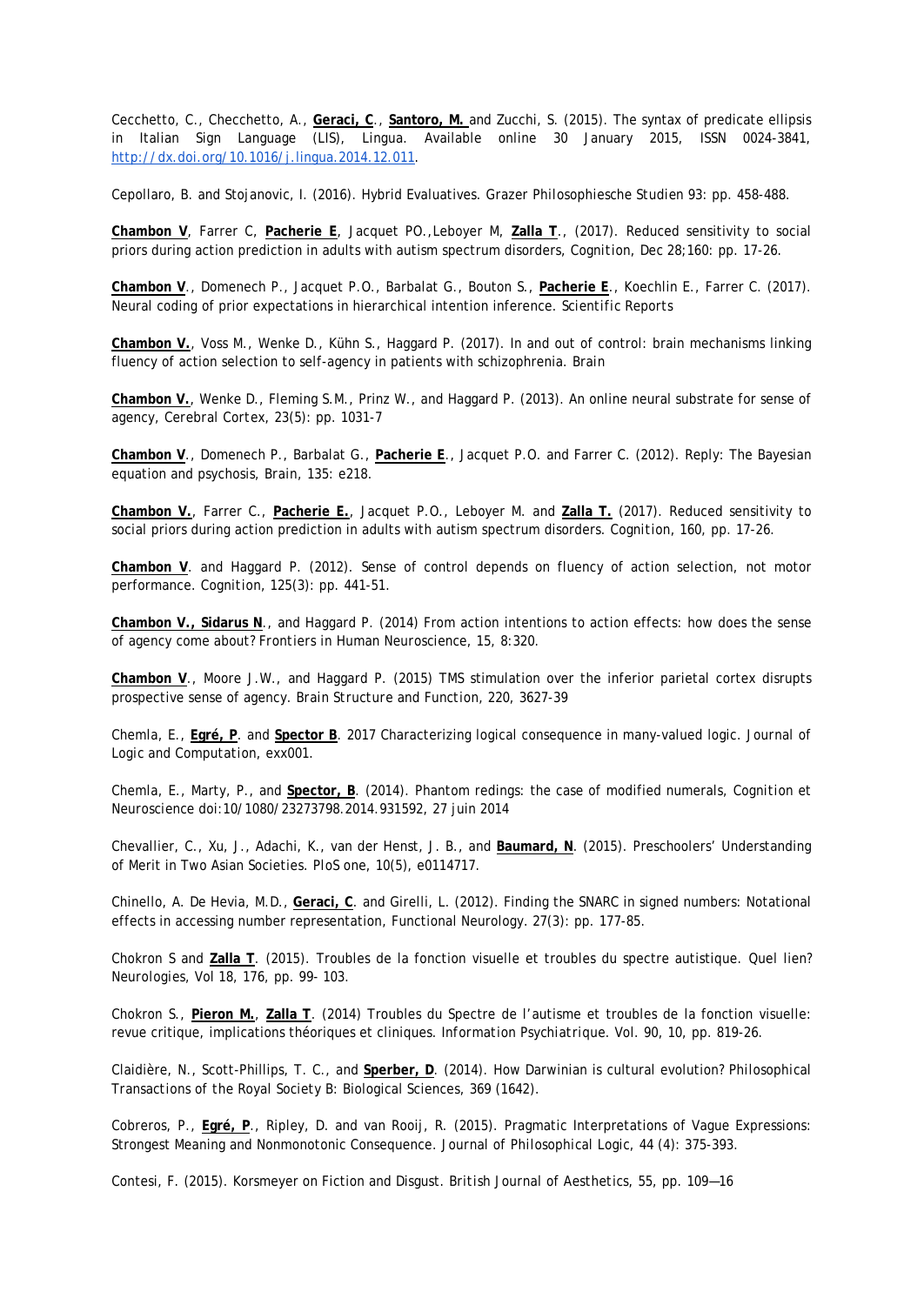Cecchetto, C., Checchetto, A., **Geraci, C**., **Santoro, M.** and Zucchi, S. (2015). The syntax of predicate ellipsis in Italian Sign Language (LIS), Lingua. Available online 30 January 2015, ISSN 0024-3841, http://dx.doi.org/10.1016/j.lingua.2014.12.011.

Cepollaro, B. and Stojanovic, I. (2016). Hybrid Evaluatives. *Grazer Philosophiesche Studien* 93: pp. 458-488.

**Chambon V**, Farrer C, **Pacherie E**, Jacquet PO.,Leboyer M, **Zalla T**., (2017). Reduced sensitivity to social priors during action prediction in adults with autism spectrum disorders, *Cognition*, Dec 28;160: pp. 17-26.

**Chambon V**., Domenech P., Jacquet P.O., Barbalat G., Bouton S., **Pacherie E**., Koechlin E., Farrer C. (2017). Neural coding of prior expectations in hierarchical intention inference. *Scientific Reports*

**Chambon V.**, Voss M., Wenke D., Kühn S., Haggard P. (2017). In and out of control: brain mechanisms linking fluency of action selection to self-agency in patients with schizophrenia. *Brain*

**Chambon V.**, Wenke D., Fleming S.M., Prinz W., and Haggard P. (2013). An online neural substrate for sense of agency, *Cerebral Cortex*, 23(5): pp. 1031-7

**Chambon V**., Domenech P., Barbalat G., **Pacherie E**., Jacquet P.O. and Farrer C. (2012). Reply: The Bayesian equation and psychosis, *Brain*, 135: e218.

**Chambon V.**, Farrer C., **Pacherie E.**, Jacquet P.O., Leboyer M. and **Zalla T.** (2017). Reduced sensitivity to social priors during action prediction in adults with autism spectrum disorders. *Cognition*, 160, pp. 17-26.

**Chambon V**. and Haggard P. (2012). Sense of control depends on fluency of action selection, not motor performance. *Cognition*, 125(3): pp. 441-51.

**Chambon V., Sidarus N**., and Haggard P. (2014) From action intentions to action effects: how does the sense of agency come about? *Frontiers in Human Neuroscience*, 15, 8:320.

**Chambon V**., Moore J.W., and Haggard P. (2015) TMS stimulation over the inferior parietal cortex disrupts prospective sense of agency. *Brain Structure and Function*, 220, 3627-39

Chemla, E., **Egré, P**. and **Spector B**. 2017 Characterizing logical consequence in many-valued logic. *Journal of Logic and Computation*, exx001.

Chemla, E., Marty, P., and **Spector, B**. (2014). Phantom redings: the case of modified numerals, *Cognition et Neuroscience* doi:10/1080/23273798.2014.931592, 27 juin 2014

Chevallier, C., Xu, J., Adachi, K., van der Henst, J. B., and **Baumard, N**. (2015). Preschoolers' Understanding of Merit in Two Asian Societies. *PloS one*, 10(5), e0114717.

Chinello, A. De Hevia, M.D., **Geraci, C**. and Girelli, L. (2012). Finding the SNARC in signed numbers: Notational effects in accessing number representation, *Functional Neurology*. 27(3): pp. 177-85.

Chokron S and **Zalla T**. (2015). Troubles de la fonction visuelle et troubles du spectre autistique. Quel lien? *Neurologies*, Vol 18, 176, pp. 99- 103.

Chokron S., **Pieron M.**, **Zalla T**. (2014) Troubles du Spectre de l'autisme et troubles de la fonction visuelle: revue critique, implications théoriques et cliniques. *Information Psychiatrique*. Vol. 90, 10, pp. 819-26.

Claidière, N., Scott-Phillips, T. C., and **Sperber, D**. (2014). How Darwinian is cultural evolution? *Philosophical Transactions of the Royal Society B: Biological Sciences*, 369 (1642).

Cobreros, P., **Egré, P**., Ripley, D. and van Rooij, R. (2015). Pragmatic Interpretations of Vague Expressions: Strongest Meaning and Nonmonotonic Consequence. *Journal of Philosophical Logic*, 44 (4): 375-393.

Contesi, F. (2015). Korsmeyer on Fiction and Disgust. *British Journal of Aesthetics*, 55, pp. 109—16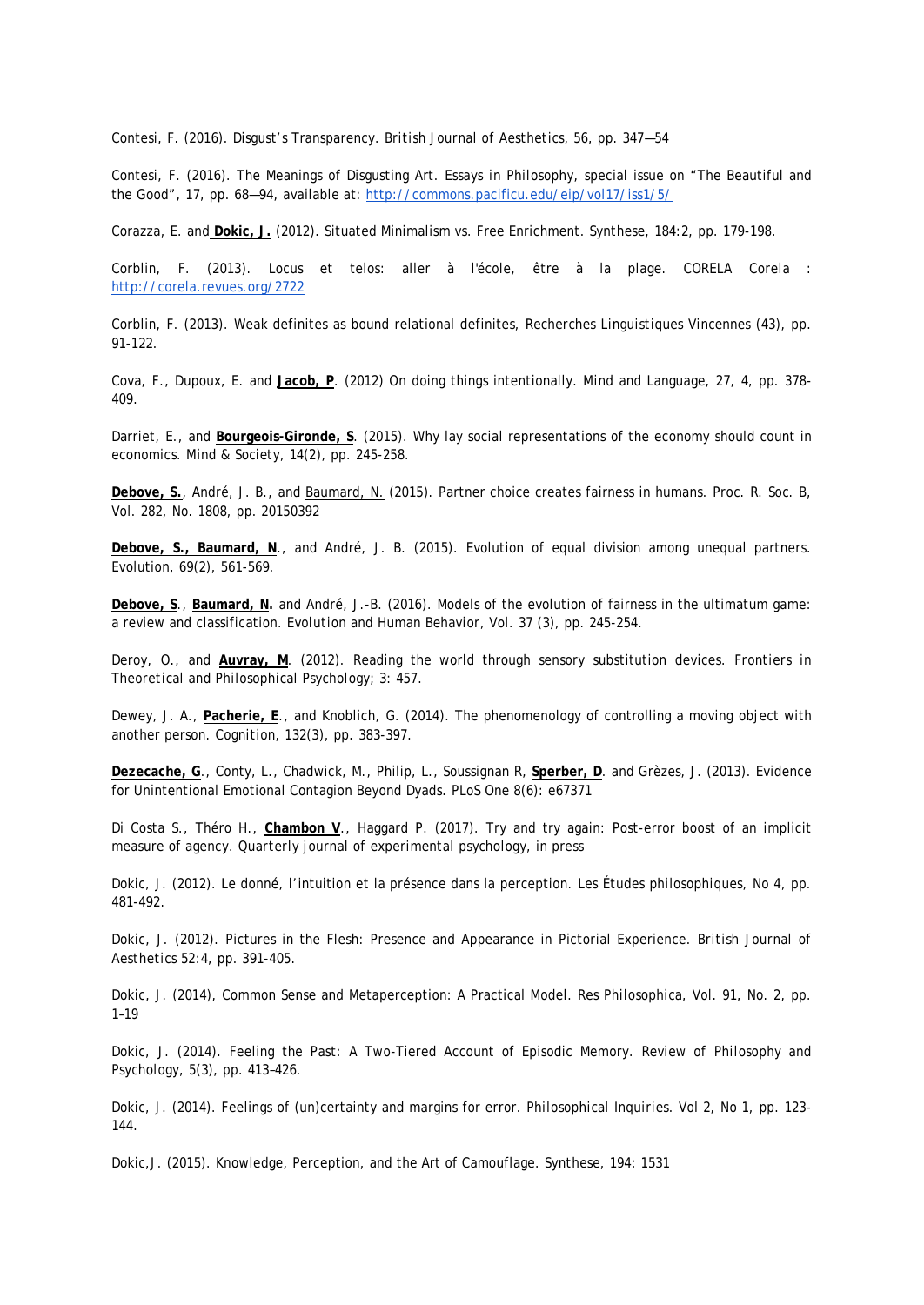Contesi, F. (2016). Disgust's Transparency. *British Journal of Aesthetics*, 56, pp. 347—54

Contesi, F. (2016). The Meanings of Disgusting Art. *Essays in Philosophy*, special issue on "The Beautiful and the Good", 17, pp. 68—94, available at: http://commons.pacificu.edu/eip/vol17/iss1/5/

Corazza, E. and **Dokic, J.** (2012). Situated Minimalism vs. Free Enrichment. *Synthese*, 184:2, pp. 179-198.

Corblin, F. (2013). Locus et telos: aller à l'école, être à la plage. CORELA Corela : http://corela.revues.org/2722

Corblin, F. (2013). Weak definites as bound relational definites, *Recherches Linguistiques Vincennes* (43), pp. 91-122.

Cova, F., Dupoux, E. and **Jacob, P**. (2012) On doing things intentionally. *Mind and Language*, 27, 4, pp. 378-409.

Darriet, E., and **Bourgeois-Gironde, S**. (2015). Why lay social representations of the economy should count in economics. *Mind & Society*, 14(2), pp. 245-258.

**Debove, S.**, André, J. B., and Baumard, N. (2015). Partner choice creates fairness in humans. *Proc. R. Soc. B*, Vol. 282, No. 1808, pp. 20150392

**Debove, S., Baumard, N**., and André, J. B. (2015). Evolution of equal division among unequal partners. *Evolution*, 69(2), 561-569.

**Debove, S**., **Baumard, N.** and André, J.-B. (2016). Models of the evolution of fairness in the ultimatum game: a review and classification. *Evolution and Human Behavior*, Vol. 37 (3), pp. 245-254.

Deroy, O., and **Auvray, M**. (2012). Reading the world through sensory substitution devices. *Frontiers in Theoretical and Philosophical Psychology*; 3: 457.

Dewey, J. A., **Pacherie, E**., and Knoblich, G. (2014). The phenomenology of controlling a moving object with another person. *Cognition*, 132(3), pp. 383-397.

**Dezecache, G**., Conty, L., Chadwick, M., Philip, L., Soussignan R, **Sperber, D**. and Grèzes, J. (2013). Evidence for Unintentional Emotional Contagion Beyond Dyads. *PLoS One* 8(6): e67371

Di Costa S., Théro H., **Chambon V**., Haggard P. (2017). Try and try again: Post-error boost of an implicit measure of agency. *Quarterly journal of experimental psychology*, in press

Dokic, J. (2012). Le donné, l'intuition et la présence dans la perception. *Les Études philosophiques*, No 4, pp. 481-492.

Dokic, J. (2012). Pictures in the Flesh: Presence and Appearance in Pictorial Experience. *British Journal of Aesthetics* 52:4, pp. 391-405.

Dokic, J. (2014), Common Sense and Metaperception: A Practical Model. *Res Philosophica*, Vol. 91, No. 2, pp. 1–19

Dokic, J. (2014). Feeling the Past: A Two-Tiered Account of Episodic Memory. *Review of Philosophy and Psychology*, 5(3), pp. 413–426.

Dokic, J. (2014). Feelings of (un)certainty and margins for error. *Philosophical Inquiries*. Vol 2, No 1, pp. 123-144.

Dokic,J. (2015). Knowledge, Perception, and the Art of Camouflage. *Synthese*, 194: 1531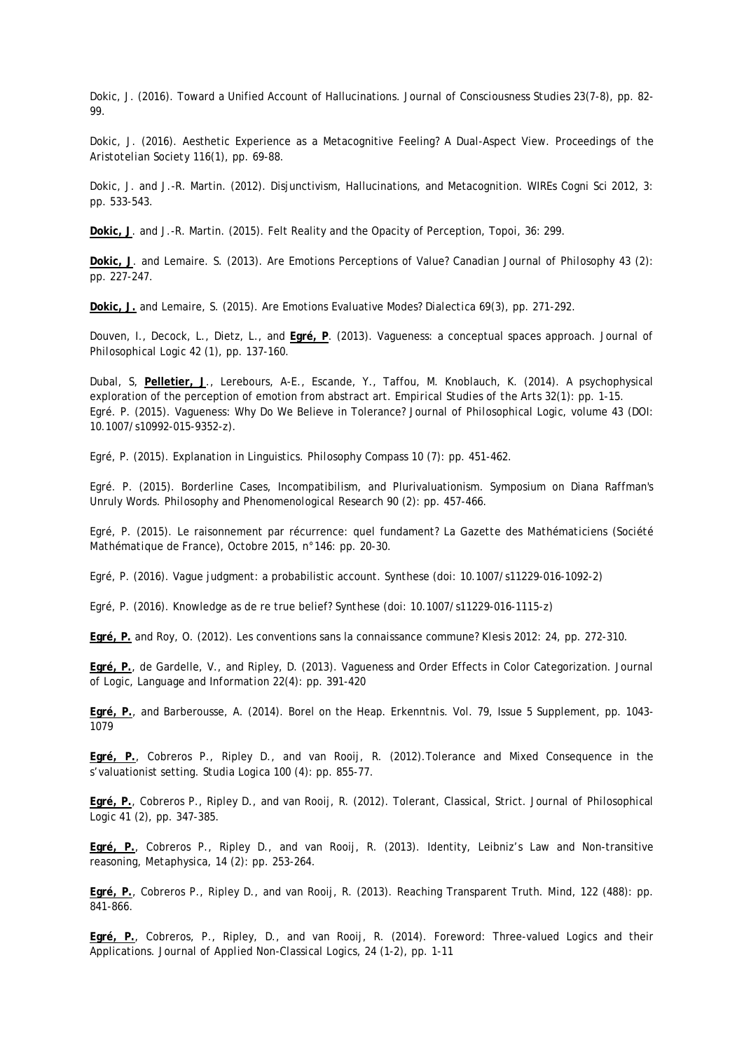Dokic, J. (2016). Toward a Unified Account of Hallucinations. *Journal of Consciousness Studies* 23(7-8), pp. 82-99.

Dokic, J. (2016). Aesthetic Experience as a Metacognitive Feeling? A Dual-Aspect View. *Proceedings of the Aristotelian Society* 116(1), pp. 69-88.

Dokic, J. and J.-R. Martin. (2012). Disjunctivism, Hallucinations, and Metacognition. *WIREs Cogni Sci* 2012, 3: pp. 533-543.

**Dokic, J**. and J.-R. Martin. (2015). Felt Reality and the Opacity of Perception, *Topoi*, 36: 299.

**Dokic, J**. and Lemaire. S. (2013). Are Emotions Perceptions of Value? *Canadian Journal of Philosophy* 43 (2): pp. 227-247.

**Dokic, J.** and Lemaire, S. (2015). Are Emotions Evaluative Modes? *Dialectica* 69(3), pp. 271-292.

Douven, I., Decock, L., Dietz, L., and **Egré, P**. (2013). Vagueness: a conceptual spaces approach. *Journal of Philosophical Logic* 42 (1), pp. 137-160.

Dubal, S, **Pelletier, J**., Lerebours, A-E., Escande, Y., Taffou, M. Knoblauch, K. (2014). A psychophysical exploration of the perception of emotion from abstract art. *Empirical Studies of the Arts* 32(1): pp. 1-15.
Egré. P. (2015). Vagueness: Why Do We Believe in Tolerance? *Journal of Philosophical Logic*, volume 43 (DOI: 10.1007/s10992-015-9352-z).

Egré, P. (2015). Explanation in Linguistics. *Philosophy Compass* 10 (7): pp. 451-462.

Egré. P. (2015). Borderline Cases, Incompatibilism, and Plurivaluationism. Symposium on Diana Raffman's Unruly Words. *Philosophy and Phenomenological Research* 90 (2): pp. 457-466.

Egré, P. (2015). Le raisonnement par récurrence: quel fundament? *La Gazette des Mathématiciens* (Société Mathématique de France), Octobre 2015, n°146: pp. 20-30.

Egré, P. (2016). Vague judgment: a probabilistic account. *Synthese* (doi: 10.1007/s11229-016-1092-2)

Egré, P. (2016). Knowledge as de re true belief? *Synthese* (doi: 10.1007/s11229-016-1115-z)

**Egré, P.** and Roy, O. (2012). Les conventions sans la connaissance commune? *Klesis* 2012: 24, pp. 272-310.

**Egré, P.**, de Gardelle, V., and Ripley, D. (2013). Vagueness and Order Effects in Color Categorization. *Journal of Logic, Language and Information* 22(4): pp. 391-420

**Egré, P.**, and Barberousse, A. (2014). Borel on the Heap. *Erkenntnis*. Vol. 79, Issue 5 Supplement, pp. 1043-1079

**Egré, P.**, Cobreros P., Ripley D., and van Rooij, R. (2012).Tolerance and Mixed Consequence in the s'valuationist setting. *Studia Logica* 100 (4): pp. 855-77.

**Egré, P.**, Cobreros P., Ripley D., and van Rooij, R. (2012). Tolerant, Classical, Strict. *Journal of Philosophical Logic* 41 (2), pp. 347-385.

**Egré, P.**, Cobreros P., Ripley D., and van Rooij, R. (2013). Identity, Leibniz's Law and Non-transitive reasoning, *Metaphysica*, 14 (2): pp. 253-264.

**Egré, P.**, Cobreros P., Ripley D., and van Rooij, R. (2013). Reaching Transparent Truth. *Mind*, 122 (488): pp. 841-866.

**Egré, P.**, Cobreros, P., Ripley, D., and van Rooij, R. (2014). Foreword: Three-valued Logics and their Applications. *Journal of Applied Non-Classical Logics*, 24 (1-2), pp. 1-11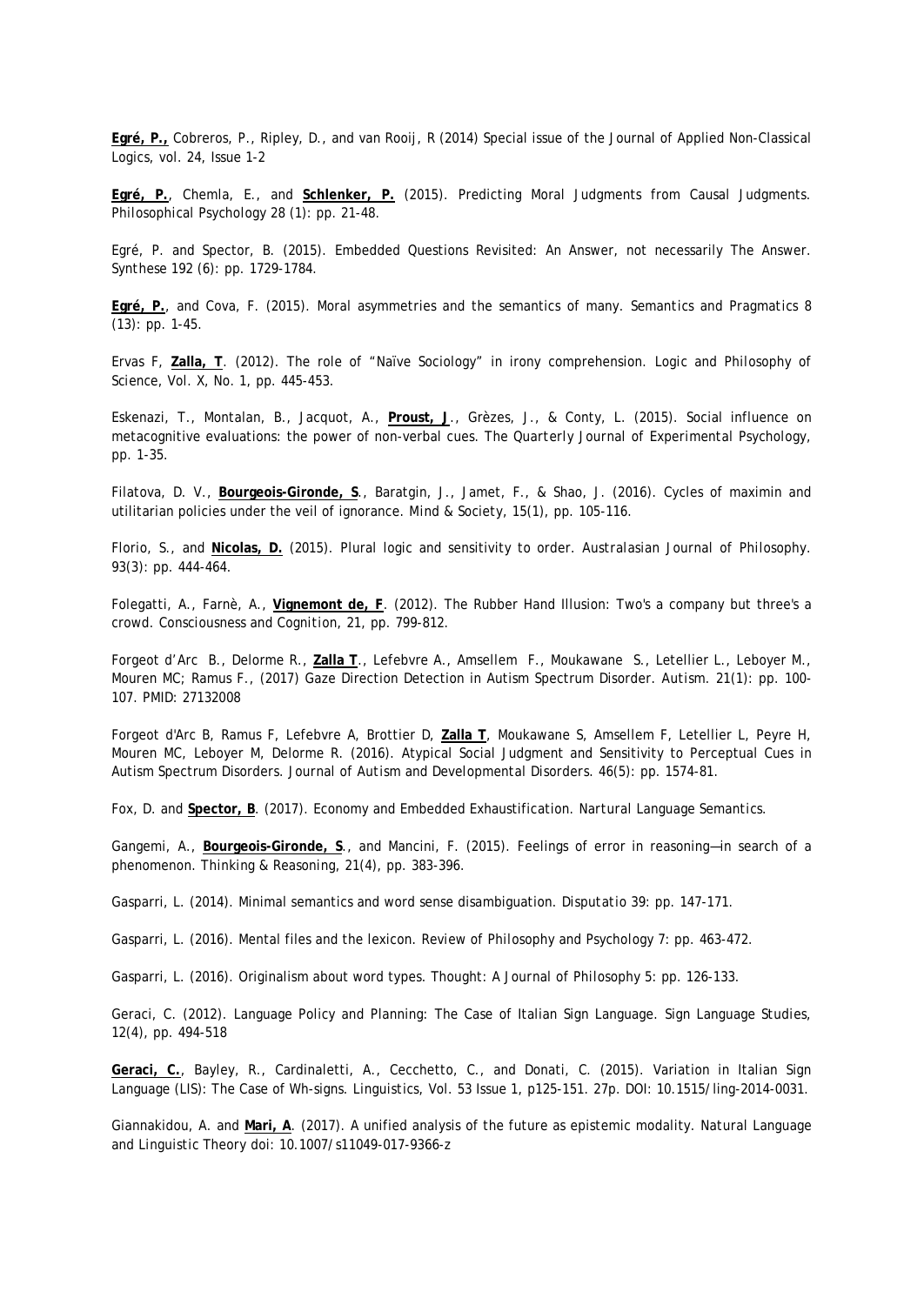**Egré, P.,** Cobreros, P., Ripley, D., and van Rooij, R (2014) Special issue of the Journal of Applied Non-Classical Logics, vol. 24, Issue 1-2

**Egré, P.**, Chemla, E., and **Schlenker, P.** (2015). Predicting Moral Judgments from Causal Judgments. *Philosophical Psychology* 28 (1): pp. 21-48.

Egré, P. and Spector, B. (2015). Embedded Questions Revisited: An Answer, not necessarily The Answer. *Synthese* 192 (6): pp. 1729-1784.

**Egré, P.**, and Cova, F. (2015). Moral asymmetries and the semantics of many. *Semantics and Pragmatics* 8 (13): pp. 1-45.

Ervas F, **Zalla, T**. (2012). The role of "Naïve Sociology" in irony comprehension. Logic and Philosophy of Science, Vol. X, No. 1, pp. 445-453.

Eskenazi, T., Montalan, B., Jacquot, A., **Proust, J**., Grèzes, J., & Conty, L. (2015). Social influence on metacognitive evaluations: the power of non-verbal cues. *The Quarterly Journal of Experimental Psychology*, pp. 1-35.

Filatova, D. V., **Bourgeois-Gironde, S**., Baratgin, J., Jamet, F., & Shao, J. (2016). Cycles of maximin and utilitarian policies under the veil of ignorance. *Mind & Society*, 15(1), pp. 105-116.

Florio, S., and **Nicolas, D.** (2015). Plural logic and sensitivity to order. *Australasian Journal of Philosophy*. 93(3): pp. 444-464.

Folegatti, A., Farnè, A., **Vignemont de, F**. (2012). The Rubber Hand Illusion: Two's a company but three's a crowd. *Consciousness and Cognition*, 21, pp. 799-812.

Forgeot d'Arc B., Delorme R., **Zalla T**., Lefebvre A., Amsellem F., Moukawane S., Letellier L., Leboyer M., Mouren MC; Ramus F., (2017) Gaze Direction Detection in Autism Spectrum Disorder. *Autism*. 21(1): pp. 100-107. PMID: 27132008

Forgeot d'Arc B, Ramus F, Lefebvre A, Brottier D, **Zalla T**, Moukawane S, Amsellem F, Letellier L, Peyre H, Mouren MC, Leboyer M, Delorme R. (2016). Atypical Social Judgment and Sensitivity to Perceptual Cues in Autism Spectrum Disorders. *Journal of Autism and Developmental Disorders*. 46(5): pp. 1574-81.

Fox, D. and **Spector, B**. (2017). Economy and Embedded Exhaustification. *Nartural Language Semantics*.

Gangemi, A., **Bourgeois-Gironde, S**., and Mancini, F. (2015). Feelings of error in reasoning—in search of a phenomenon. *Thinking & Reasoning*, 21(4), pp. 383-396.

Gasparri, L. (2014). Minimal semantics and word sense disambiguation. *Disputatio* 39: pp. 147-171.

Gasparri, L. (2016). Mental files and the lexicon. *Review of Philosophy and Psychology* 7: pp. 463-472.

Gasparri, L. (2016). Originalism about word types. *Thought: A Journal of Philosophy* 5: pp. 126-133.

Geraci, C. (2012). Language Policy and Planning: The Case of Italian Sign Language. *Sign Language Studies*, 12(4), pp. 494-518

**Geraci, C.**, Bayley, R., Cardinaletti, A., Cecchetto, C., and Donati, C. (2015). Variation in Italian Sign Language (LIS): The Case of Wh-signs. *Linguistics*, Vol. 53 Issue 1, p125-151. 27p. DOI: 10.1515/ling-2014-0031.

Giannakidou, A. and **Mari, A**. (2017). A unified analysis of the future as epistemic modality. *Natural Language and Linguistic Theory* doi: 10.1007/s11049-017-9366-z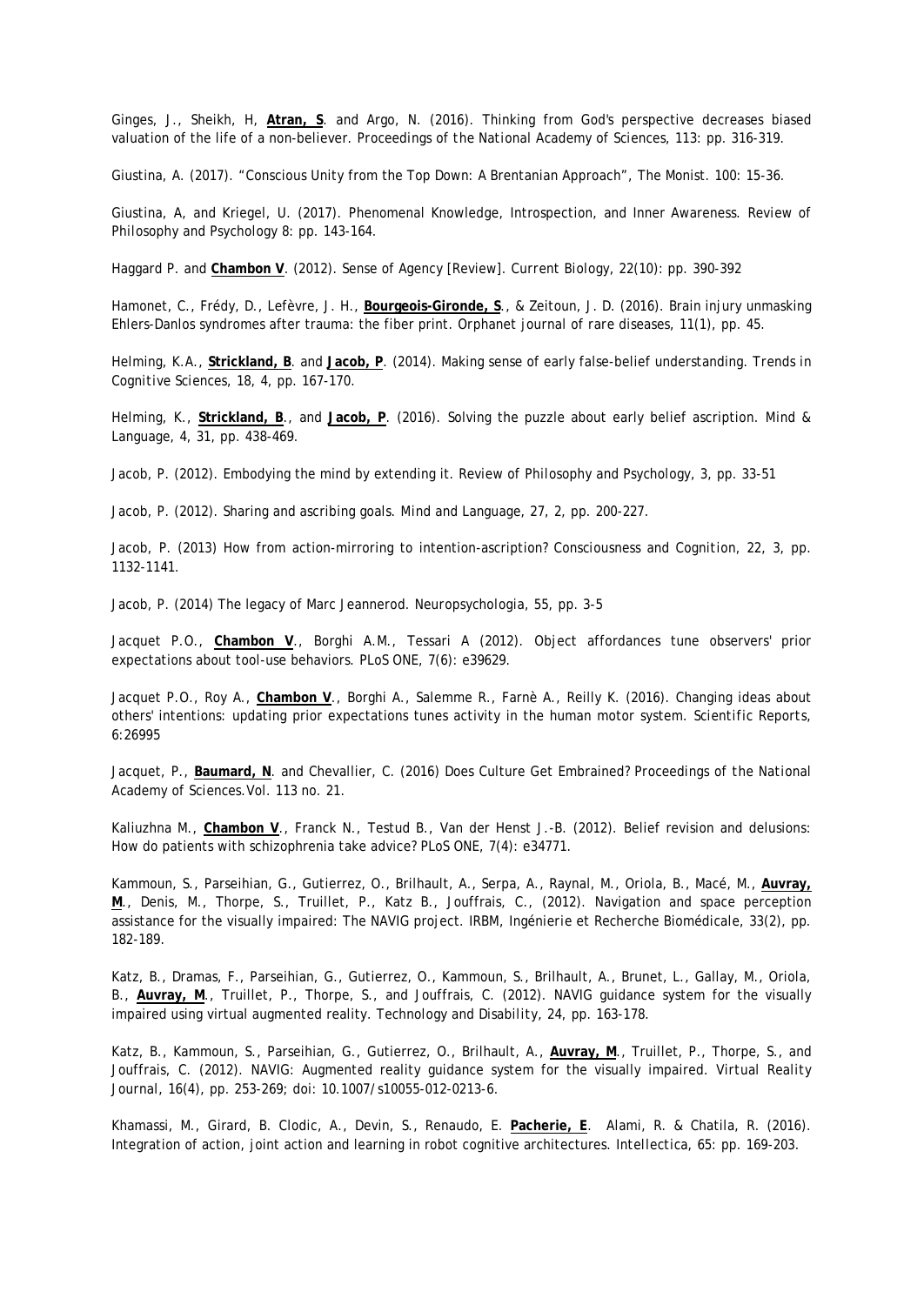Ginges, J., Sheikh, H, **Atran, S**. and Argo, N. (2016). Thinking from God's perspective decreases biased valuation of the life of a non-believer. *Proceedings of the National Academy of Sciences*, 113: pp. 316-319.

Giustina, A. (2017). "Conscious Unity from the Top Down: A Brentanian Approach", *The Monist*. 100: 15-36.

Giustina, A, and Kriegel, U. (2017). Phenomenal Knowledge, Introspection, and Inner Awareness. *Review of Philosophy and Psychology* 8: pp. 143-164.

Haggard P. and **Chambon V**. (2012). Sense of Agency [Review]. *Current Biology*, 22(10): pp. 390-392

Hamonet, C., Frédy, D., Lefèvre, J. H., **Bourgeois-Gironde, S**., & Zeitoun, J. D. (2016). Brain injury unmasking Ehlers-Danlos syndromes after trauma: the fiber print. *Orphanet journal of rare diseases*, 11(1), pp. 45.

Helming, K.A., **Strickland, B**. and **Jacob, P**. (2014). Making sense of early false-belief understanding. *Trends in Cognitive Sciences*, 18, 4, pp. 167-170.

Helming, K., **Strickland, B**., and **Jacob, P**. (2016). Solving the puzzle about early belief ascription. *Mind & Language*, 4, 31, pp. 438-469.

Jacob, P. (2012). Embodying the mind by extending it. *Review of Philosophy and Psychology*, 3, pp. 33-51

Jacob, P. (2012). Sharing and ascribing goals. *Mind and Language*, 27, 2, pp. 200-227.

Jacob, P. (2013) How from action-mirroring to intention-ascription? *Consciousness and Cognition*, 22, 3, pp. 1132-1141.

Jacob, P. (2014) The legacy of Marc Jeannerod. *Neuropsychologia*, 55, pp. 3-5

Jacquet P.O., **Chambon V**., Borghi A.M., Tessari A (2012). Object affordances tune observers' prior expectations about tool-use behaviors. *PLoS ONE*, 7(6): e39629.

Jacquet P.O., Roy A., **Chambon V**., Borghi A., Salemme R., Farnè A., Reilly K. (2016). Changing ideas about others' intentions: updating prior expectations tunes activity in the human motor system. *Scientific Reports*, 6:26995

Jacquet, P., **Baumard, N**. and Chevallier, C. (2016) Does Culture Get Embrained? *Proceedings of the National Academy of Sciences*. Vol. 113 no. 21.

Kaliuzhna M., **Chambon V**., Franck N., Testud B., Van der Henst J.-B. (2012). Belief revision and delusions: How do patients with schizophrenia take advice? *PLoS ONE*, 7(4): e34771.

Kammoun, S., Parseihian, G., Gutierrez, O., Brilhault, A., Serpa, A., Raynal, M., Oriola, B., Macé, M., **Auvray, M**., Denis, M., Thorpe, S., Truillet, P., Katz B., Jouffrais, C., (2012). Navigation and space perception assistance for the visually impaired: The NAVIG project. *IRBM, Ingénierie et Recherche Biomédicale*, 33(2), pp. 182-189.

Katz, B., Dramas, F., Parseihian, G., Gutierrez, O., Kammoun, S., Brilhault, A., Brunet, L., Gallay, M., Oriola, B., **Auvray, M**., Truillet, P., Thorpe, S., and Jouffrais, C. (2012). NAVIG guidance system for the visually impaired using virtual augmented reality. *Technology and Disability*, 24, pp. 163-178.

Katz, B., Kammoun, S., Parseihian, G., Gutierrez, O., Brilhault, A., **Auvray, M**., Truillet, P., Thorpe, S., and Jouffrais, C. (2012). NAVIG: Augmented reality guidance system for the visually impaired. *Virtual Reality Journal*, 16(4), pp. 253-269; doi: 10.1007/s10055-012-0213-6.

Khamassi, M., Girard, B. Clodic, A., Devin, S., Renaudo, E. **Pacherie, E**. Alami, R. & Chatila, R. (2016). Integration of action, joint action and learning in robot cognitive architectures. *Intellectica*, 65: pp. 169-203.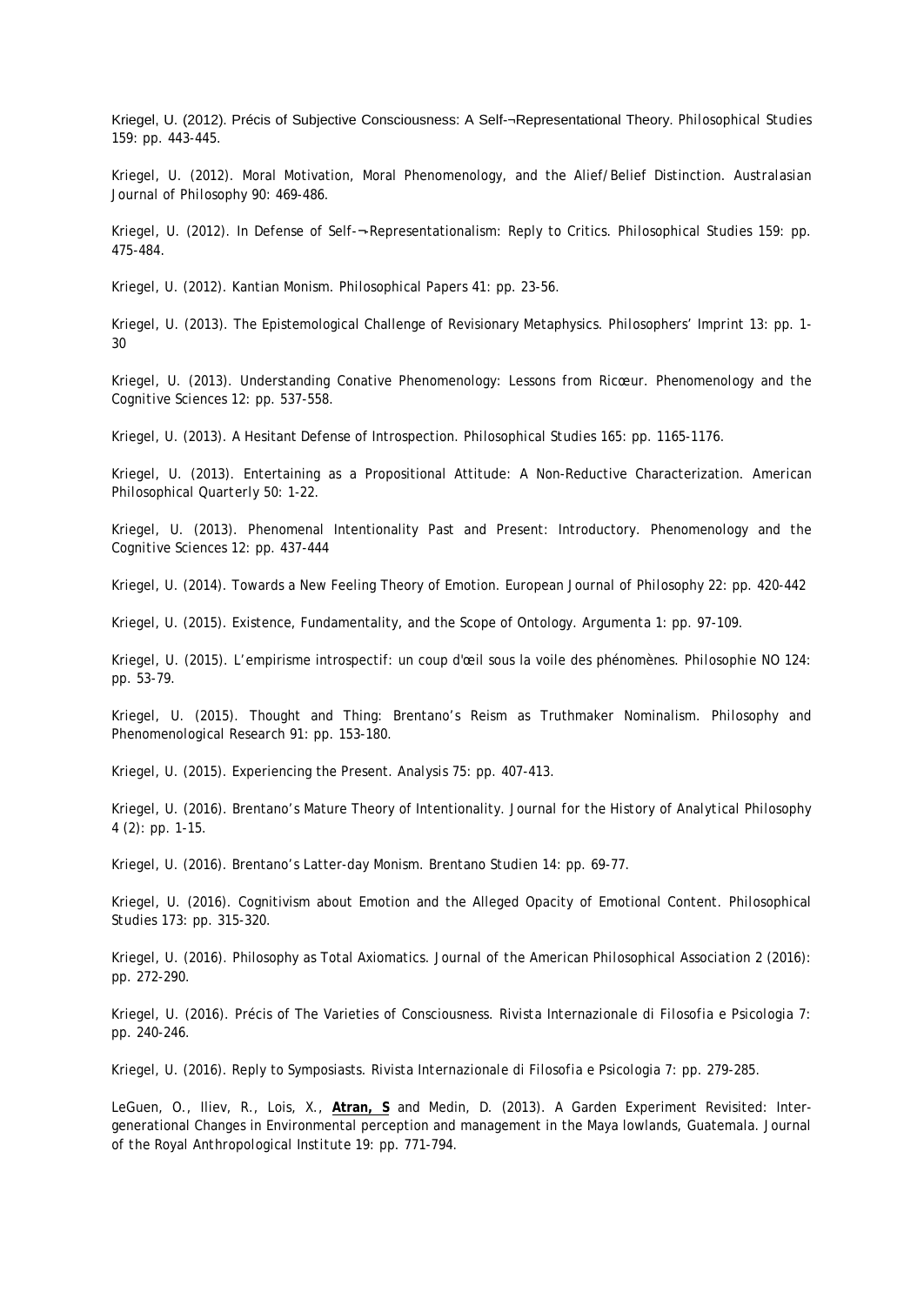Kriegel, U. (2012). Précis of Subjective Consciousness: A Self-¬Representational Theory. *Philosophical Studies* 159: pp. 443-445.

Kriegel, U. (2012). Moral Motivation, Moral Phenomenology, and the Alief/Belief Distinction. *Australasian Journal of Philosophy* 90: 469-486.

Kriegel, U. (2012). In Defense of Self-¬Representationalism: Reply to Critics. *Philosophical Studies* 159: pp. 475-484.

Kriegel, U. (2012). Kantian Monism. *Philosophical Papers* 41: pp. 23-56.

Kriegel, U. (2013). The Epistemological Challenge of Revisionary Metaphysics. *Philosophers' Imprint* 13: pp. 1-30

Kriegel, U. (2013). Understanding Conative Phenomenology: Lessons from Ricœur. *Phenomenology and the Cognitive Sciences* 12: pp. 537-558.

Kriegel, U. (2013). A Hesitant Defense of Introspection. *Philosophical Studies* 165: pp. 1165-1176.

Kriegel, U. (2013). Entertaining as a Propositional Attitude: A Non-Reductive Characterization. *American Philosophical Quarterly* 50: 1-22.

Kriegel, U. (2013). Phenomenal Intentionality Past and Present: Introductory. *Phenomenology and the Cognitive Sciences* 12: pp. 437-444

Kriegel, U. (2014). Towards a New Feeling Theory of Emotion. *European Journal of Philosophy* 22: pp. 420-442

Kriegel, U. (2015). Existence, Fundamentality, and the Scope of Ontology. *Argumenta* 1: pp. 97-109.

Kriegel, U. (2015). L'empirisme introspectif: un coup d'œil sous la voile des phénomènes. *Philosophie NO* 124: pp. 53-79.

Kriegel, U. (2015). Thought and Thing: Brentano's Reism as Truthmaker Nominalism. *Philosophy and Phenomenological Research* 91: pp. 153-180.

Kriegel, U. (2015). Experiencing the Present. *Analysis* 75: pp. 407-413.

Kriegel, U. (2016). Brentano's Mature Theory of Intentionality. *Journal for the History of Analytical Philosophy* 4 (2): pp. 1-15.

Kriegel, U. (2016). Brentano's Latter-day Monism. *Brentano Studien* 14: pp. 69-77.

Kriegel, U. (2016). Cognitivism about Emotion and the Alleged Opacity of Emotional Content. *Philosophical Studies* 173: pp. 315-320.

Kriegel, U. (2016). Philosophy as Total Axiomatics. *Journal of the American Philosophical Association* 2 (2016): pp. 272-290.

Kriegel, U. (2016). Précis of The Varieties of Consciousness. *Rivista Internazionale di Filosofia e Psicologia* 7: pp. 240-246.

Kriegel, U. (2016). Reply to Symposiasts. *Rivista Internazionale di Filosofia e Psicologia* 7: pp. 279-285.

LeGuen, O., Iliev, R., Lois, X., **Atran, S** and Medin, D. (2013). A Garden Experiment Revisited: Inter-generational Changes in Environmental perception and management in the Maya lowlands, Guatemala. *Journal of the Royal Anthropological Institute* 19: pp. 771-794.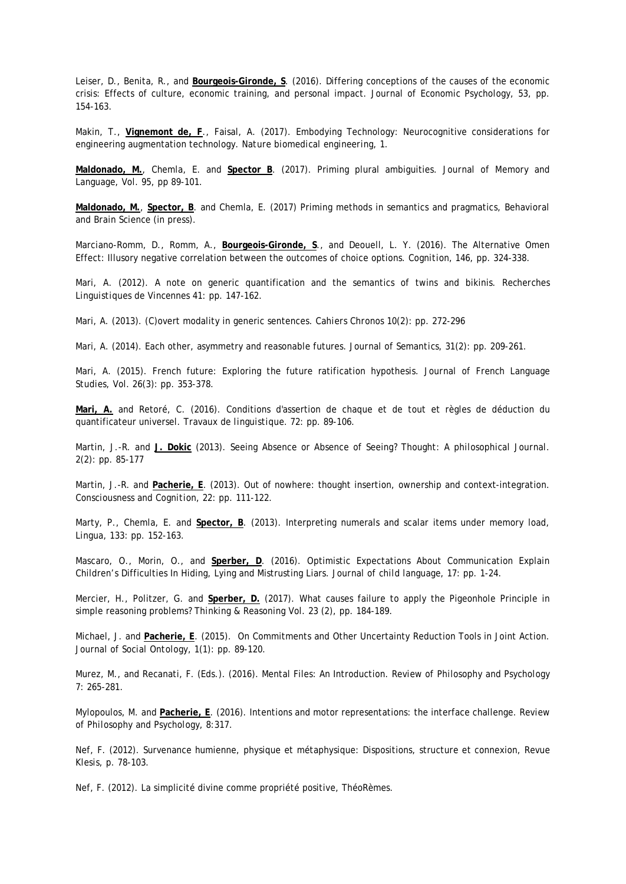Leiser, D., Benita, R., and **Bourgeois-Gironde, S**. (2016). Differing conceptions of the causes of the economic crisis: Effects of culture, economic training, and personal impact. Journal of Economic Psychology, 53, pp. 154-163.

Makin, T., **Vignemont de, F**., Faisal, A. (2017). Embodying Technology: Neurocognitive considerations for engineering augmentation technology. *Nature biomedical engineering*, 1.

**Maldonado, M.**, Chemla, E. and **Spector B**. (2017). Priming plural ambiguities. Journal of Memory and Language, Vol. 95, pp 89-101.

**Maldonado, M.**, **Spector, B**. and Chemla, E. (2017) Priming methods in semantics and pragmatics, Behavioral and Brain Science (in press).

Marciano-Romm, D., Romm, A., **Bourgeois-Gironde, S**., and Deouell, L. Y. (2016). The Alternative Omen Effect: Illusory negative correlation between the outcomes of choice options. *Cognition*, 146, pp. 324-338.

Mari, A. (2012). A note on generic quantification and the semantics of twins and bikinis. Recherches *Linguistiques de Vincennes* 41: pp. 147-162.

Mari, A. (2013). (C)overt modality in generic sentences. *Cahiers Chronos* 10(2): pp. 272-296

Mari, A. (2014). Each other, asymmetry and reasonable futures. *Journal of Semantics*, 31(2): pp. 209-261.

Mari, A. (2015). French future: Exploring the future ratification hypothesis. Journal of French Language Studies, Vol. 26(3): pp. 353-378.

**Mari, A.** and Retoré, C. (2016). Conditions d'assertion de chaque et de tout et règles de déduction du quantificateur universel. *Travaux de linguistique*. 72: pp. 89-106.

Martin, J.-R. and **J. Dokic** (2013). Seeing Absence or Absence of Seeing? Thought: *A philosophical Journal*. 2(2): pp. 85-177

Martin, J.-R. and **Pacherie, E**. (2013). Out of nowhere: thought insertion, ownership and context-integration. *Consciousness and Cognition*, 22: pp. 111-122.

Marty, P., Chemla, E. and **Spector, B**. (2013). Interpreting numerals and scalar items under memory load, *Lingua*, 133: pp. 152-163.

Mascaro, O., Morin, O., and **Sperber, D**. (2016). Optimistic Expectations About Communication Explain Children's Difficulties In Hiding, Lying and Mistrusting Liars. *Journal of child language*, 17: pp. 1-24.

Mercier, H., Politzer, G. and **Sperber, D.** (2017). What causes failure to apply the Pigeonhole Principle in simple reasoning problems? Thinking & Reasoning Vol. 23 (2), pp. 184-189.

Michael, J. and **Pacherie, E**. (2015). On Commitments and Other Uncertainty Reduction Tools in Joint Action. *Journal of Social Ontology*, 1(1): pp. 89-120.

Murez, M., and Recanati, F. (Eds.). (2016). Mental Files: An Introduction. *Review of Philosophy and Psychology* 7: 265-281.

Mylopoulos, M. and **Pacherie, E**. (2016). Intentions and motor representations: the interface challenge. *Review of Philosophy and Psychology*, 8:317.

Nef, F. (2012). Survenance humienne, physique et métaphysique: Dispositions, structure et connexion, Revue *Klesis*, p. 78-103.

Nef, F. (2012). La simplicité divine comme propriété positive, ThéoRèmes.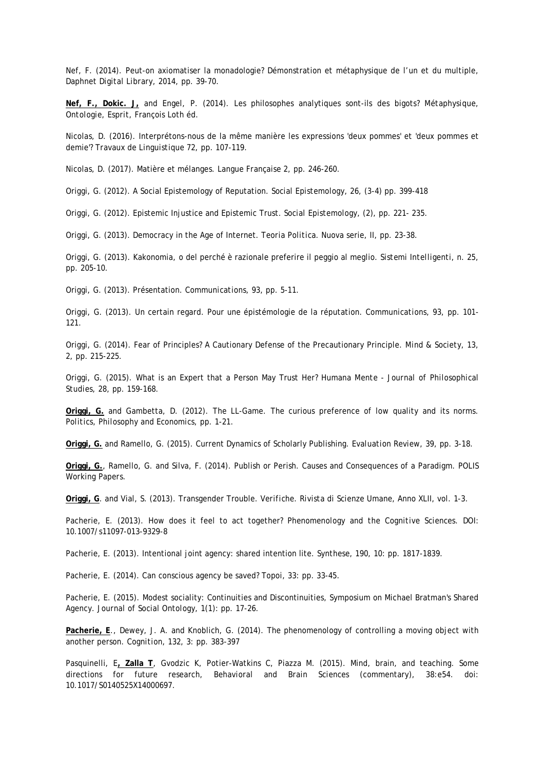Nef, F. (2014). Peut-on axiomatiser la monadologie? Démonstration et métaphysique de l'un et du multiple, *Daphnet Digital Library*, 2014, pp. 39-70.

**Nef, F., Dokic. J,** and Engel, P. (2014). Les philosophes analytiques sont-ils des bigots? *Métaphysique, Ontologie, Esprit*, François Loth éd.

Nicolas, D. (2016). Interprétons-nous de la même manière les expressions 'deux pommes' et 'deux pommes et demie'? *Travaux de Linguistique* 72, pp. 107-119.

Nicolas, D. (2017). Matière et mélanges. *Langue Française* 2, pp. 246-260.

Origgi, G. (2012). A Social Epistemology of Reputation. *Social Epistemology*, 26, (3-4) pp. 399-418

Origgi, G. (2012). Epistemic Injustice and Epistemic Trust. *Social Epistemology*, (2), pp. 221- 235.

Origgi, G. (2013). Democracy in the Age of Internet. *Teoria Politica. Nuova serie*, II, pp. 23-38.

Origgi, G. (2013). Kakonomia, o del perché è razionale preferire il peggio al meglio. *Sistemi Intelligenti*, n. 25, pp. 205-10.

Origgi, G. (2013). Présentation. *Communications*, 93, pp. 5-11.

Origgi, G. (2013). Un certain regard. Pour une épistémologie de la réputation. *Communications*, 93, pp. 101-121.

Origgi, G. (2014). Fear of Principles? A Cautionary Defense of the Precautionary Principle. *Mind & Society*, 13, 2, pp. 215-225.

Origgi, G. (2015). What is an Expert that a Person May Trust Her? *Humana Mente - Journal of Philosophical Studies*, 28, pp. 159-168.

**Origgi, G.** and Gambetta, D. (2012). The LL-Game. The curious preference of low quality and its norms. *Politics, Philosophy and Economics*, pp. 1-21.

**Origgi, G.** and Ramello, G. (2015). Current Dynamics of Scholarly Publishing. *Evaluation Review*, 39, pp. 3-18.

**Origgi, G.**, Ramello, G. and Silva, F. (2014). Publish or Perish. Causes and Consequences of a Paradigm. *POLIS Working Papers*.

**Origgi, G**. and Vial, S. (2013). Transgender Trouble. *Verifiche. Rivista di Scienze Umane*, Anno XLII, vol. 1-3.

Pacherie, E. (2013). How does it feel to act together? *Phenomenology and the Cognitive Sciences*. DOI: 10.1007/s11097-013-9329-8

Pacherie, E. (2013). Intentional joint agency: shared intention lite. *Synthese*, 190, 10: pp. 1817-1839.

Pacherie, E. (2014). Can conscious agency be saved? *Topoi*, 33: pp. 33-45.

Pacherie, E. (2015). Modest sociality: Continuities and Discontinuities, Symposium on Michael Bratman's Shared Agency. *Journal of Social Ontology*, 1(1): pp. 17-26.

**Pacherie, E**., Dewey, J. A. and Knoblich, G. (2014). The phenomenology of controlling a moving object with another person. *Cognition*, 132, 3: pp. 383-397

Pasquinelli, E**, Zalla T**, Gvodzic K, Potier-Watkins C, Piazza M. (2015). Mind, brain, and teaching. Some directions for future research, *Behavioral and Brain Sciences* (commentary), 38:e54. doi: 10.1017/S0140525X14000697.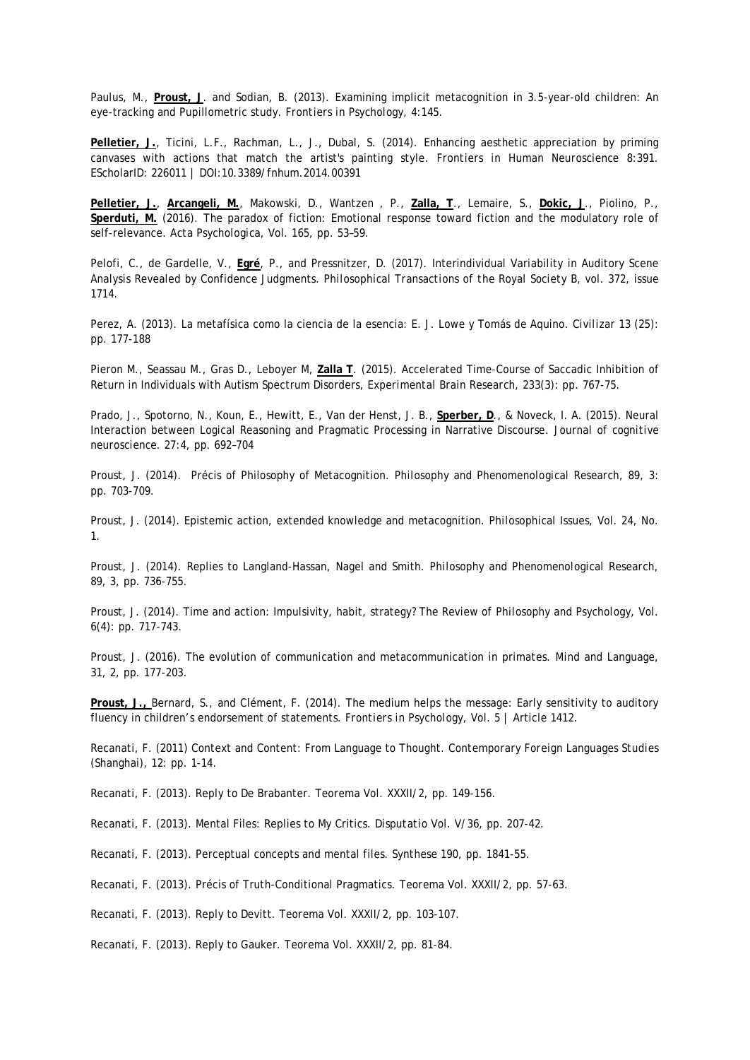Paulus, M., **Proust, J**. and Sodian, B. (2013). Examining implicit metacognition in 3.5-year-old children: An eye-tracking and Pupillometric study. *Frontiers in Psychology*, 4:145.

**Pelletier, J.**, Ticini, L.F., Rachman, L., J., Dubal, S. (2014). Enhancing aesthetic appreciation by priming canvases with actions that match the artist's painting style. *Frontiers in Human Neuroscience* 8:391. EScholarID: 226011 | DOI:10.3389/fnhum.2014.00391

**Pelletier, J.**, **Arcangeli, M.**, Makowski, D., Wantzen , P., **Zalla, T**., Lemaire, S., **Dokic, J**., Piolino, P., **Sperduti, M.** (2016). The paradox of fiction: Emotional response toward fiction and the modulatory role of self-relevance. *Acta Psychologica*, Vol. 165, pp. 53–59.

Pelofi, C., de Gardelle, V., **Egré**, P., and Pressnitzer, D. (2017). Interindividual Variability in Auditory Scene Analysis Revealed by Confidence Judgments. *Philosophical Transactions of the Royal Society B*, vol. 372, issue 1714.

Perez, A. (2013). La metafísica como la ciencia de la esencia: E. J. Lowe y Tomás de Aquino. *Civilizar* 13 (25): pp. 177-188

Pieron M., Seassau M., Gras D., Leboyer M, **Zalla T**. (2015). Accelerated Time-Course of Saccadic Inhibition of Return in Individuals with Autism Spectrum Disorders, *Experimental Brain Research*, 233(3): pp. 767-75.

Prado, J., Spotorno, N., Koun, E., Hewitt, E., Van der Henst, J. B., **Sperber, D**., & Noveck, I. A. (2015). Neural Interaction between Logical Reasoning and Pragmatic Processing in Narrative Discourse. *Journal of cognitive neuroscience*. 27:4, pp. 692–704

Proust, J. (2014). Précis of Philosophy of Metacognition. *Philosophy and Phenomenological Research*, 89, 3: pp. 703-709.

Proust, J. (2014). Epistemic action, extended knowledge and metacognition. *Philosophical Issues*, Vol. 24, No. 1.

Proust, J. (2014). Replies to Langland-Hassan, Nagel and Smith. *Philosophy and Phenomenological Research*, 89, 3, pp. 736-755.

Proust, J. (2014). Time and action: Impulsivity, habit, strategy? *The Review of Philosophy and Psychology*, Vol. 6(4): pp. 717-743.

Proust, J. (2016). The evolution of communication and metacommunication in primates. *Mind and Language*, 31, 2, pp. 177-203.

**Proust, J.**, Bernard, S., and Clément, F. (2014). The medium helps the message: Early sensitivity to auditory fluency in children's endorsement of statements. *Frontiers in Psychology*, Vol. 5 | Article 1412.

Recanati, F. (2011) Context and Content: From Language to Thought. *Contemporary Foreign Languages Studies* (Shanghai), 12: pp. 1-14.

Recanati, F. (2013). Reply to De Brabanter. *Teorema* Vol. XXXII/2, pp. 149-156.

Recanati, F. (2013). Mental Files: Replies to My Critics. *Disputatio* Vol. V/36, pp. 207-42.

Recanati, F. (2013). Perceptual concepts and mental files. *Synthese* 190, pp. 1841-55.

Recanati, F. (2013). Précis of Truth-Conditional Pragmatics. *Teorema* Vol. XXXII/2, pp. 57-63.

Recanati, F. (2013). Reply to Devitt. *Teorema* Vol. XXXII/2, pp. 103-107.

Recanati, F. (2013). Reply to Gauker. *Teorema* Vol. XXXII/2, pp. 81-84.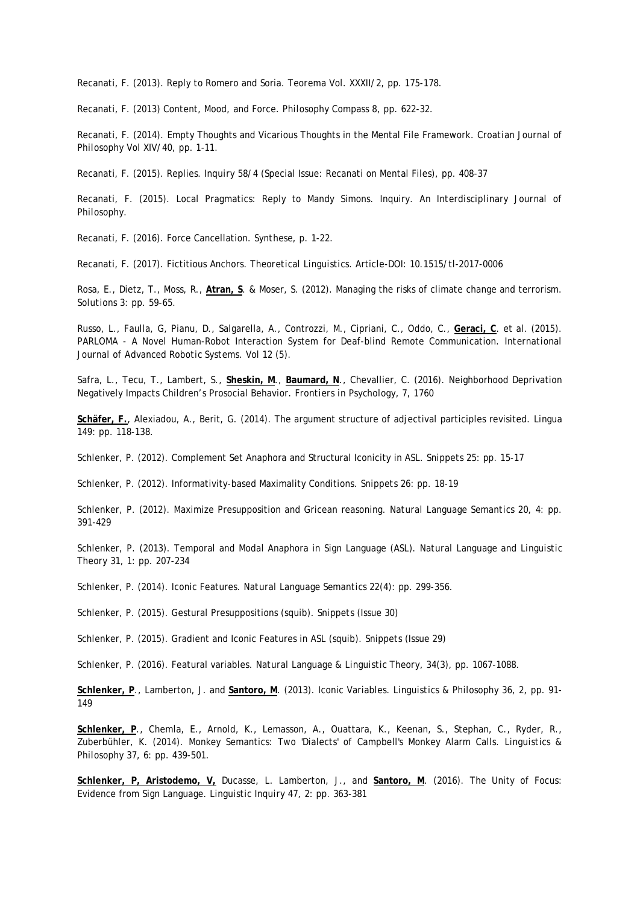Recanati, F. (2013). Reply to Romero and Soria. *Teorema* Vol. XXXII/2, pp. 175-178.

Recanati, F. (2013) Content, Mood, and Force. *Philosophy Compass* 8, pp. 622-32.

Recanati, F. (2014). Empty Thoughts and Vicarious Thoughts in the Mental File Framework. *Croatian Journal of Philosophy* Vol XIV/40, pp. 1-11.

Recanati, F. (2015). Replies. *Inquiry* 58/4 (Special Issue: Recanati on Mental Files), pp. 408-37

Recanati, F. (2015). Local Pragmatics: Reply to Mandy Simons. *Inquiry. An Interdisciplinary Journal of Philosophy.*

Recanati, F. (2016). Force Cancellation. *Synthese*, p. 1-22.

Recanati, F. (2017). Fictitious Anchors. *Theoretical Linguistics*. Article-DOI: 10.1515/tl-2017-0006

Rosa, E., Dietz, T., Moss, R., **Atran, S**. & Moser, S. (2012). Managing the risks of climate change and terrorism. *Solutions* 3: pp. 59-65.

Russo, L., Faulla, G, Pianu, D., Salgarella, A., Controzzi, M., Cipriani, C., Oddo, C., **Geraci, C**. et al. (2015). PARLOMA - A Novel Human-Robot Interaction System for Deaf-blind Remote Communication. *International Journal of Advanced Robotic Systems*. Vol 12 (5).

Safra, L., Tecu, T., Lambert, S., **Sheskin, M**., **Baumard, N**., Chevallier, C. (2016). Neighborhood Deprivation Negatively Impacts Children's Prosocial Behavior. *Frontiers in Psychology*, 7, 1760

**Schäfer, F.**, Alexiadou, A., Berit, G. (2014). The argument structure of adjectival participles revisited. *Lingua* 149: pp. 118-138.

Schlenker, P. (2012). Complement Set Anaphora and Structural Iconicity in ASL. *Snippets* 25: pp. 15-17

Schlenker, P. (2012). Informativity-based Maximality Conditions. *Snippets* 26: pp. 18-19

Schlenker, P. (2012). Maximize Presupposition and Gricean reasoning. *Natural Language Semantics* 20, 4: pp. 391-429

Schlenker, P. (2013). Temporal and Modal Anaphora in Sign Language (ASL). *Natural Language and Linguistic Theory* 31, 1: pp. 207-234

Schlenker, P. (2014). Iconic Features. *Natural Language Semantics* 22(4): pp. 299-356.

Schlenker, P. (2015). Gestural Presuppositions (squib). *Snippets* (Issue 30)

Schlenker, P. (2015). Gradient and Iconic Features in ASL (squib). *Snippets* (Issue 29)

Schlenker, P. (2016). Featural variables. *Natural Language & Linguistic Theory*, 34(3), pp. 1067-1088.

**Schlenker, P**., Lamberton, J. and **Santoro, M**. (2013). Iconic Variables. *Linguistics & Philosophy* 36, 2, pp. 91-149

**Schlenker, P**., Chemla, E., Arnold, K., Lemasson, A., Ouattara, K., Keenan, S., Stephan, C., Ryder, R., Zuberbühler, K. (2014). Monkey Semantics: Two 'Dialects' of Campbell's Monkey Alarm Calls. *Linguistics & Philosophy* 37, 6: pp. 439-501.

**Schlenker, P, Aristodemo, V,** Ducasse, L. Lamberton, J., and **Santoro, M**. (2016). The Unity of Focus: Evidence from Sign Language. *Linguistic Inquiry* 47, 2: pp. 363-381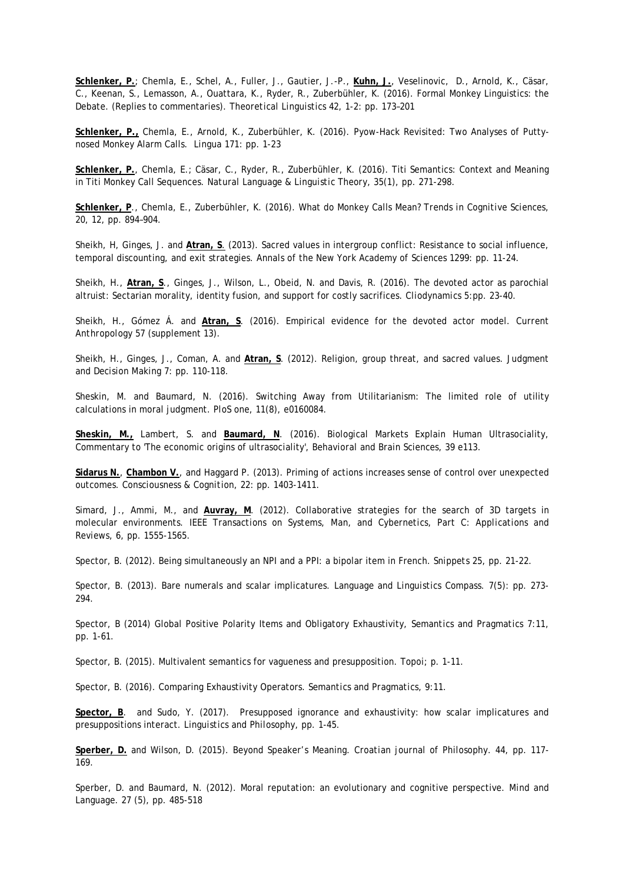**Schlenker, P.**; Chemla, E., Schel, A., Fuller, J., Gautier, J.-P., **Kuhn, J.**, Veselinovic, D., Arnold, K., Cäsar, C., Keenan, S., Lemasson, A., Ouattara, K., Ryder, R., Zuberbühler, K. (2016). Formal Monkey Linguistics: the Debate. (Replies to commentaries). *Theoretical Linguistics* 42, 1-2: pp. 173–201

**Schlenker, P.,** Chemla, E., Arnold, K., Zuberbühler, K. (2016). Pyow-Hack Revisited: Two Analyses of Putty-nosed Monkey Alarm Calls. *Lingua* 171: pp. 1-23

**Schlenker, P.**, Chemla, E.; Cäsar, C., Ryder, R., Zuberbühler, K. (2016). Titi Semantics: Context and Meaning in Titi Monkey Call Sequences. *Natural Language & Linguistic Theory*, 35(1), pp. 271-298.

**Schlenker, P**., Chemla, E., Zuberbühler, K. (2016). What do Monkey Calls Mean? *Trends in Cognitive Sciences*, 20, 12, pp. 894–904.

Sheikh, H, Ginges, J. and **Atran, S**. (2013). Sacred values in intergroup conflict: Resistance to social influence, temporal discounting, and exit strategies. *Annals of the New York Academy of Sciences* 1299: pp. 11-24.

Sheikh, H., **Atran, S**., Ginges, J., Wilson, L., Obeid, N. and Davis, R. (2016). The devoted actor as parochial altruist: Sectarian morality, identity fusion, and support for costly sacrifices. *Cliodynamics* 5:pp. 23-40.

Sheikh, H., Gómez Á. and **Atran, S**. (2016). Empirical evidence for the devoted actor model. *Current Anthropology* 57 (supplement 13).

Sheikh, H., Ginges, J., Coman, A. and **Atran, S**. (2012). Religion, group threat, and sacred values. *Judgment and Decision Making* 7: pp. 110-118.

Sheskin, M. and Baumard, N. (2016). Switching Away from Utilitarianism: The limited role of utility calculations in moral judgment. *PloS one*, 11(8), e0160084.

**Sheskin, M.,** Lambert, S. and **Baumard, N**. (2016). Biological Markets Explain Human Ultrasociality, Commentary to 'The economic origins of ultrasociality', *Behavioral and Brain Sciences*, 39 e113.

**Sidarus N.**, **Chambon V.**, and Haggard P. (2013). Priming of actions increases sense of control over unexpected outcomes. *Consciousness & Cognition*, 22: pp. 1403-1411.

Simard, J., Ammi, M., and **Auvray, M**. (2012). Collaborative strategies for the search of 3D targets in molecular environments. *IEEE Transactions on Systems, Man, and Cybernetics, Part C: Applications and Reviews*, 6, pp. 1555-1565.

Spector, B. (2012). Being simultaneously an NPI and a PPI: a bipolar item in French. *Snippets* 25, pp. 21-22.

Spector, B. (2013). Bare numerals and scalar implicatures. *Language and Linguistics Compass*. 7(5): pp. 273-294.

Spector, B (2014) Global Positive Polarity Items and Obligatory Exhaustivity, *Semantics and Pragmatics* 7:11, pp. 1-61.

Spector, B. (2015). Multivalent semantics for vagueness and presupposition. *Topoi*; p. 1-11.

Spector, B. (2016). Comparing Exhaustivity Operators. *Semantics and Pragmatics*, 9:11.

**Spector, B**. and Sudo, Y. (2017). Presupposed ignorance and exhaustivity: how scalar implicatures and presuppositions interact. *Linguistics and Philosophy*, pp. 1-45.

**Sperber, D.** and Wilson, D. (2015). Beyond Speaker's Meaning. *Croatian journal of Philosophy*. 44, pp. 117-169.

Sperber, D. and Baumard, N. (2012). Moral reputation: an evolutionary and cognitive perspective. *Mind and Language*. 27 (5), pp. 485-518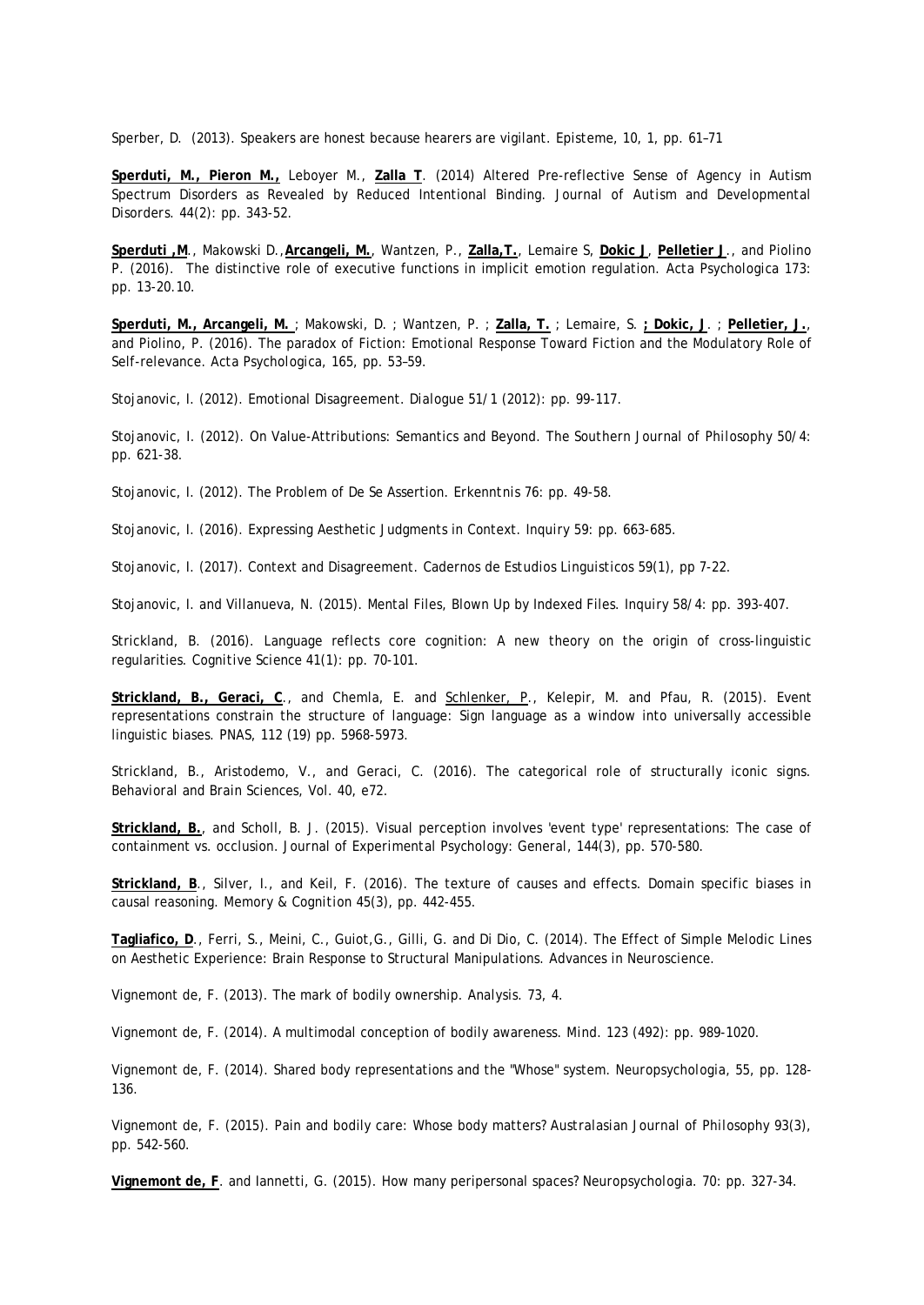Sperber, D. (2013). Speakers are honest because hearers are vigilant. Episteme, 10, 1, pp. 61–71

**Sperduti, M., Pieron M.,** Leboyer M., **Zalla T**. (2014) Altered Pre-reflective Sense of Agency in Autism Spectrum Disorders as Revealed by Reduced Intentional Binding. Journal of Autism and Developmental Disorders. 44(2): pp. 343-52.

**Sperduti ,M**., Makowski D.,**Arcangeli, M.**, Wantzen, P., **Zalla,T.**, Lemaire S, **Dokic J**, **Pelletier J**., and Piolino P. (2016). The distinctive role of executive functions in implicit emotion regulation. Acta Psychologica 173: pp. 13-20.10.

**Sperduti, M., Arcangeli, M.** ; Makowski, D. ; Wantzen, P. ; **Zalla, T.** ; Lemaire, S. **; Dokic, J**. ; **Pelletier, J.**, and Piolino, P. (2016). The paradox of Fiction: Emotional Response Toward Fiction and the Modulatory Role of Self-relevance. Acta Psychologica, 165, pp. 53–59.

Stojanovic, I. (2012). Emotional Disagreement. Dialogue 51/1 (2012): pp. 99-117.

Stojanovic, I. (2012). On Value-Attributions: Semantics and Beyond. The Southern Journal of Philosophy 50/4: pp. 621-38.

Stojanovic, I. (2012). The Problem of De Se Assertion. Erkenntnis 76: pp. 49-58.

Stojanovic, I. (2016). Expressing Aesthetic Judgments in Context. Inquiry 59: pp. 663-685.

Stojanovic, I. (2017). Context and Disagreement. Cadernos de Estudios Linguisticos 59(1), pp 7-22.

Stojanovic, I. and Villanueva, N. (2015). Mental Files, Blown Up by Indexed Files. Inquiry 58/4: pp. 393-407.

Strickland, B. (2016). Language reflects core cognition: A new theory on the origin of cross-linguistic regularities. Cognitive Science 41(1): pp. 70-101.

**Strickland, B., Geraci, C**., and Chemla, E. and Schlenker, P., Kelepir, M. and Pfau, R. (2015). Event representations constrain the structure of language: Sign language as a window into universally accessible linguistic biases. PNAS, 112 (19) pp. 5968-5973.

Strickland, B., Aristodemo, V., and Geraci, C. (2016). The categorical role of structurally iconic signs. Behavioral and Brain Sciences, Vol. 40, e72.

**Strickland, B.**, and Scholl, B. J. (2015). Visual perception involves 'event type' representations: The case of containment vs. occlusion. Journal of Experimental Psychology: General, 144(3), pp. 570-580.

**Strickland, B**., Silver, I., and Keil, F. (2016). The texture of causes and effects. Domain specific biases in causal reasoning. Memory & Cognition 45(3), pp. 442-455.

**Tagliafico, D**., Ferri, S., Meini, C., Guiot,G., Gilli, G. and Di Dio, C. (2014). The Effect of Simple Melodic Lines on Aesthetic Experience: Brain Response to Structural Manipulations. Advances in Neuroscience.

Vignemont de, F. (2013). The mark of bodily ownership. Analysis. 73, 4.

Vignemont de, F. (2014). A multimodal conception of bodily awareness. Mind. 123 (492): pp. 989-1020.

Vignemont de, F. (2014). Shared body representations and the "Whose" system. Neuropsychologia, 55, pp. 128-136.

Vignemont de, F. (2015). Pain and bodily care: Whose body matters? Australasian Journal of Philosophy 93(3), pp. 542-560.

**Vignemont de, F**. and Iannetti, G. (2015). How many peripersonal spaces? Neuropsychologia. 70: pp. 327-34.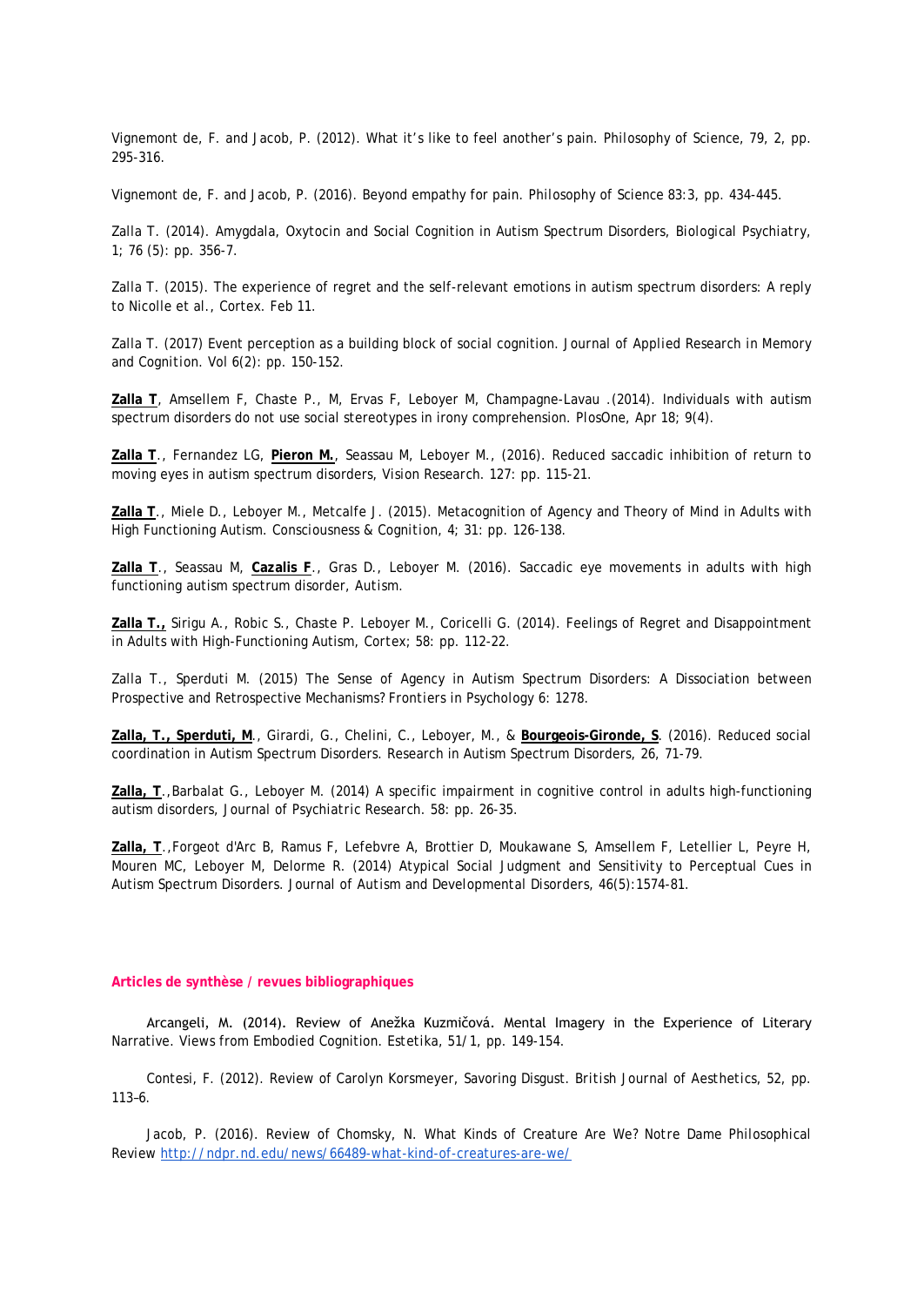Vignemont de, F. and Jacob, P. (2012). What it's like to feel another's pain. *Philosophy of Science*, 79, 2, pp. 295-316.

Vignemont de, F. and Jacob, P. (2016). Beyond empathy for pain. *Philosophy of Science* 83:3, pp. 434-445.

Zalla T. (2014). Amygdala, Oxytocin and Social Cognition in Autism Spectrum Disorders, *Biological Psychiatry*, 1; 76 (5): pp. 356-7.

Zalla T. (2015). The experience of regret and the self-relevant emotions in autism spectrum disorders: A reply to Nicolle et al., *Cortex*. Feb 11.

Zalla T. (2017) Event perception as a building block of social cognition. *Journal of Applied Research in Memory and Cognition*. Vol 6(2): pp. 150-152.

**Zalla T**, Amsellem F, Chaste P., M, Ervas F, Leboyer M, Champagne-Lavau .(2014). Individuals with autism spectrum disorders do not use social stereotypes in irony comprehension. *PlosOne*, Apr 18; 9(4).

**Zalla T**., Fernandez LG, **Pieron M.**, Seassau M, Leboyer M., (2016). Reduced saccadic inhibition of return to moving eyes in autism spectrum disorders, *Vision Research*. 127: pp. 115-21.

**Zalla T**., Miele D., Leboyer M., Metcalfe J. (2015). Metacognition of Agency and Theory of Mind in Adults with High Functioning Autism. *Consciousness & Cognition*, 4; 31: pp. 126-138.

**Zalla T**., Seassau M, **Cazalis F**., Gras D., Leboyer M. (2016). Saccadic eye movements in adults with high functioning autism spectrum disorder, *Autism*.

**Zalla T.,** Sirigu A., Robic S., Chaste P. Leboyer M., Coricelli G. (2014). Feelings of Regret and Disappointment in Adults with High-Functioning Autism, *Cortex*; 58: pp. 112-22.

Zalla T., Sperduti M. (2015) The Sense of Agency in Autism Spectrum Disorders: A Dissociation between Prospective and Retrospective Mechanisms? *Frontiers in Psychology* 6: 1278.

**Zalla, T., Sperduti, M**., Girardi, G., Chelini, C., Leboyer, M., & **Bourgeois-Gironde, S**. (2016). Reduced social coordination in Autism Spectrum Disorders. *Research in Autism Spectrum Disorders*, 26, 71-79.

**Zalla, T**.,Barbalat G., Leboyer M. (2014) A specific impairment in cognitive control in adults high-functioning autism disorders, *Journal of Psychiatric Research*. 58: pp. 26-35.

**Zalla, T**.,Forgeot d'Arc B, Ramus F, Lefebvre A, Brottier D, Moukawane S, Amsellem F, Letellier L, Peyre H, Mouren MC, Leboyer M, Delorme R. (2014) Atypical Social Judgment and Sensitivity to Perceptual Cues in Autism Spectrum Disorders. *Journal of Autism and Developmental Disorders*, 46(5):1574-81.

### Articles de synthèse / revues bibliographiques

Arcangeli, M. (2014). Review of Anežka Kuzmičová. Mental Imagery in the Experience of Literary Narrative. Views from Embodied Cognition. *Estetika*, 51/1, pp. 149-154.

Contesi, F. (2012). Review of Carolyn Korsmeyer, Savoring Disgust. *British Journal of Aesthetics*, 52, pp. 113–6.

Jacob, P. (2016). Review of Chomsky, N. What Kinds of Creature Are We? *Notre Dame Philosophical Review* http://ndpr.nd.edu/news/66489-what-kind-of-creatures-are-we/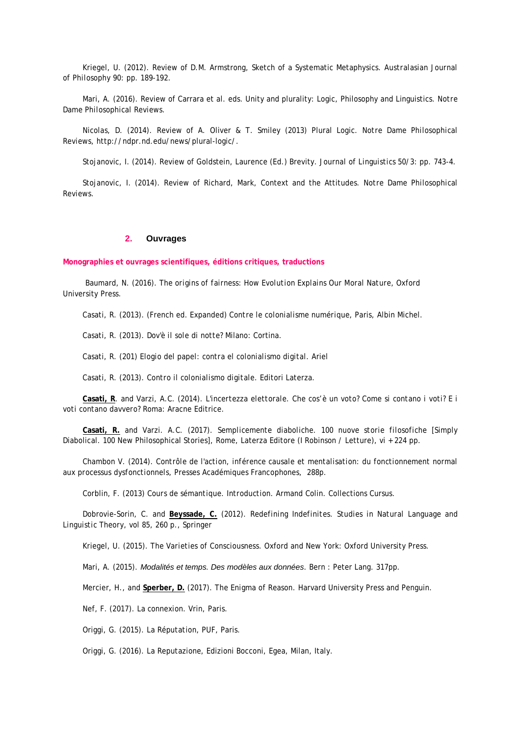Kriegel, U. (2012). Review of D.M. Armstrong, *Sketch of a Systematic Metaphysics*. *Australasian Journal of Philosophy* 90: pp. 189-192.

Mari, A. (2016). Review of Carrara et al. eds. Unity and plurality: Logic, Philosophy and Linguistics. *Notre Dame Philosophical Reviews.*

Nicolas, D. (2014). Review of A. Oliver & T. Smiley (2013) Plural Logic. *Notre Dame Philosophical Reviews*, http://ndpr.nd.edu/news/plural-logic/.

Stojanovic, I. (2014). Review of Goldstein, Laurence (Ed.) *Brevity*. *Journal of Linguistics* 50/3: pp. 743-4.

Stojanovic, I. (2014). Review of Richard, Mark, *Context and the Attitudes*. *Notre Dame Philosophical Reviews*.

## 2. Ouvrages

**Monographies et ouvrages scientifiques, éditions critiques, traductions**

Baumard, N. (2016). *The origins of fairness: How Evolution Explains Our Moral Nature*, Oxford University Press.

Casati, R. (2013). (French ed. Expanded) *Contre le colonialisme numérique*, Paris, Albin Michel.

Casati, R. (2013). *Dov'è il sole di notte?* Milano: Cortina.

Casati, R. (201) *Elogio del papel: contra el colonialismo digital*. Ariel

Casati, R. (2013). *Contro il colonialismo digitale*. Editori Laterza.

**Casati, R**. and Varzi, A.C. (2014). *L'incertezza elettorale. Che cos'è un voto? Come si contano i voti? E i voti contano davvero?* Roma: Aracne Editrice.

**Casati, R.** and Varzi. A.C. (2017). *Semplicemente diaboliche. 100 nuove storie filosofiche* [Simply Diabolical. 100 New Philosophical Stories], Rome, Laterza Editore (I Robinson / Letture), vi + 224 pp.

Chambon V. (2014). *Contrôle de l'action, inférence causale et mentalisation: du fonctionnement normal aux processus dysfonctionnels*, Presses Académiques Francophones, 288p.

Corblin, F. (2013) *Cours de sémantique. Introduction*. Armand Colin. Collections Cursus.

Dobrovie-Sorin, C. and **Beyssade, C.** (2012). *Redefining Indefinites*. Studies in Natural Language and Linguistic Theory, vol 85, 260 p., Springer

Kriegel, U. (2015). *The Varieties of Consciousness*. Oxford and New York: Oxford University Press.

Mari, A. (2015). *Modalités et temps. Des modèles aux données*. Bern : Peter Lang. 317pp.

Mercier, H., and **Sperber, D.** (2017). *The Enigma of Reason*. Harvard University Press and Penguin.

Nef, F. (2017). *La connexion*. Vrin, Paris.

Origgi, G. (2015). *La Réputation*, PUF, Paris.

Origgi, G. (2016). *La Reputazione*, Edizioni Bocconi, Egea, Milan, Italy.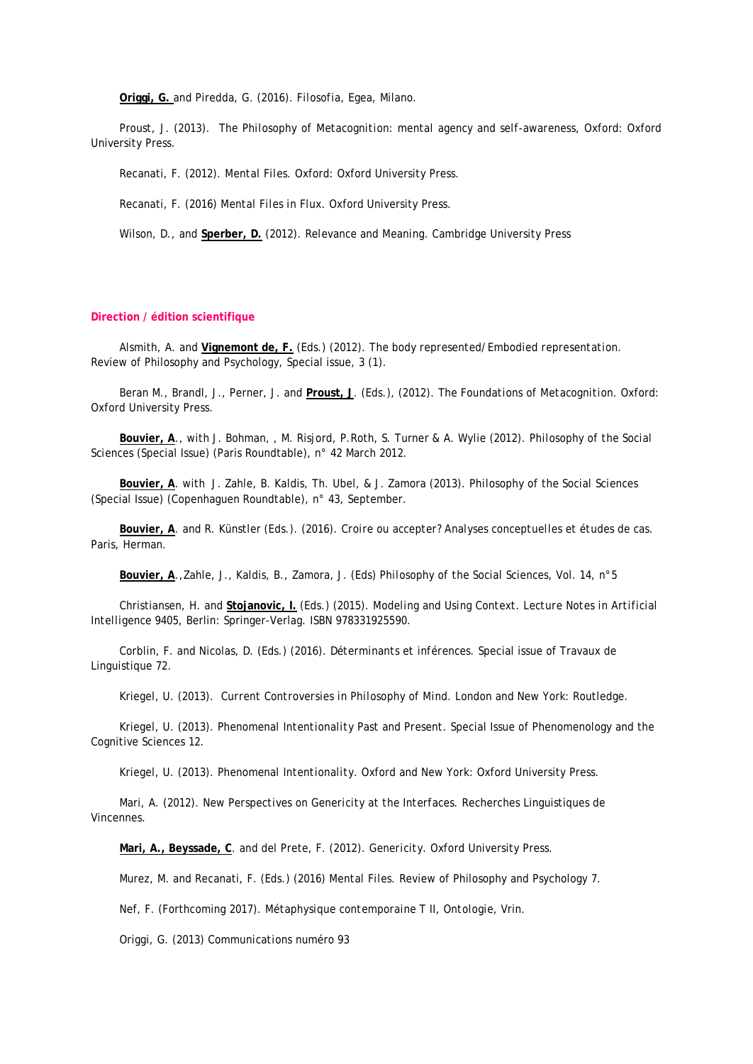**Origgi, G.** and Piredda, G. (2016). *Filosofia*, Egea, Milano.

Proust, J. (2013). *The Philosophy of Metacognition: mental agency and self-awareness*, Oxford: Oxford University Press.

Recanati, F. (2012). *Mental Files*. Oxford: Oxford University Press.

Recanati, F. (2016) *Mental Files in Flux*. Oxford University Press.

Wilson, D., and **Sperber, D.** (2012). *Relevance and Meaning*. Cambridge University Press

## Direction / édition scientifique

Alsmith, A. and **Vignemont de, F.** (Eds.) (2012). *The body represented/Embodied representation*. Review of Philosophy and Psychology, Special issue, 3 (1).

Beran M., Brandl, J., Perner, J. and **Proust, J**. (Eds.), (2012). *The Foundations of Metacognition*. Oxford: Oxford University Press.

**Bouvier, A**., with J. Bohman, , M. Risjord, P.Roth, S. Turner & A. Wylie (2012). *Philosophy of the Social Sciences* (Special Issue) (Paris Roundtable), n° 42 March 2012.

**Bouvier, A**. with J. Zahle, B. Kaldis, Th. Ubel, & J. Zamora (2013). *Philosophy of the Social Sciences* (Special Issue) (Copenhaguen Roundtable), n° 43, September.

**Bouvier, A**. and R. Künstler (Eds.). (2016). *Croire ou accepter? Analyses conceptuelles et études de cas*. Paris, Herman.

**Bouvier, A**.,Zahle, J., Kaldis, B., Zamora, J. (Eds) *Philosophy of the Social Sciences*, Vol. 14, n°5

Christiansen, H. and **Stojanovic, I.** (Eds.) (2015). *Modeling and Using Context*. Lecture Notes in Artificial Intelligence 9405, Berlin: Springer-Verlag. ISBN 978331925590.

Corblin, F. and Nicolas, D. (Eds.) (2016). *Déterminants et inférences*. Special issue of Travaux de Linguistique 72.

Kriegel, U. (2013). *Current Controversies in Philosophy of Mind*. London and New York: Routledge.

Kriegel, U. (2013). *Phenomenal Intentionality Past and Present*. Special Issue of Phenomenology and the Cognitive Sciences 12.

Kriegel, U. (2013). *Phenomenal Intentionality*. Oxford and New York: Oxford University Press.

Mari, A. (2012). *New Perspectives on Genericity at the Interfaces*. Recherches Linguistiques de Vincennes.

**Mari, A., Beyssade, C**. and del Prete, F. (2012). *Genericity*. Oxford University Press.

Murez, M. and Recanati, F. (Eds.) (2016) *Mental Files*. Review of Philosophy and Psychology 7.

Nef, F. (Forthcoming 2017). *Métaphysique contemporaine T II, Ontologie*, Vrin.

Origgi, G. (2013) *Communications numéro 93*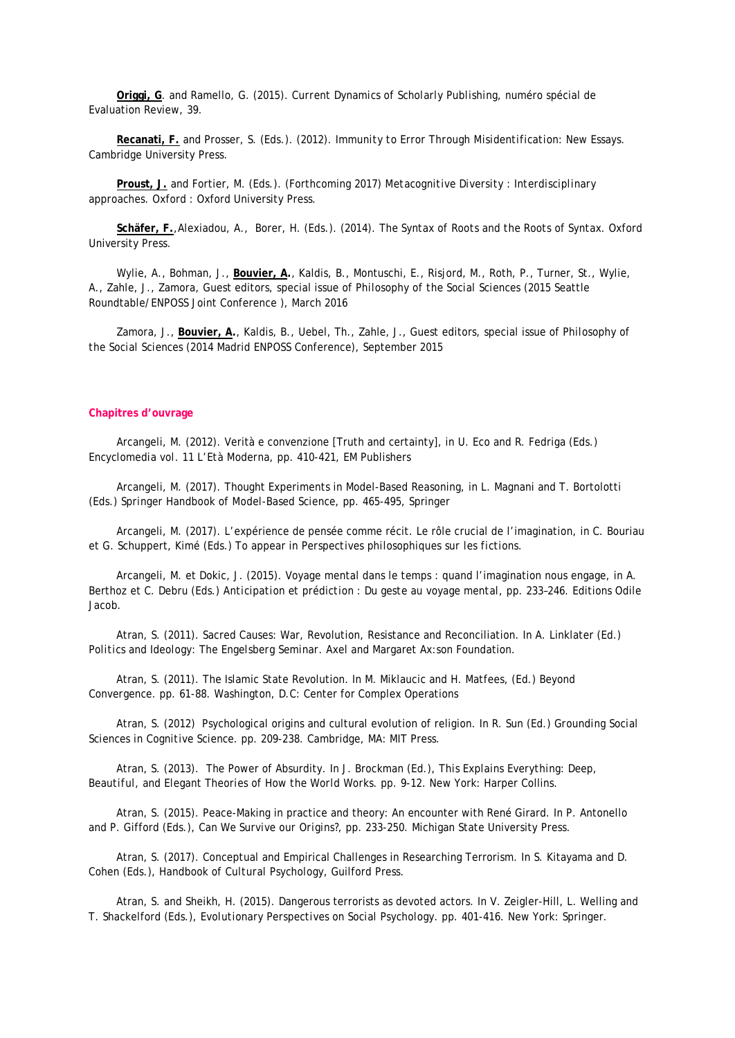**Origgi, G**. and Ramello, G. (2015). Current Dynamics of Scholarly Publishing, numéro spécial de Evaluation Review, 39.

**Recanati, F.** and Prosser, S. (Eds.). (2012). *Immunity to Error Through Misidentification: New Essays*. Cambridge University Press.

**Proust, J.** and Fortier, M. (Eds.). (Forthcoming 2017) *Metacognitive Diversity : Interdisciplinary approaches*. Oxford : Oxford University Press.

**Schäfer, F.**,Alexiadou, A., Borer, H. (Eds.). (2014). *The Syntax of Roots and the Roots of Syntax*. Oxford University Press.

Wylie, A., Bohman, J., **Bouvier, A.**, Kaldis, B., Montuschi, E., Risjord, M., Roth, P., Turner, St., Wylie, A., Zahle, J., Zamora, Guest editors, special issue of *Philosophy of the Social Sciences* (2015 Seattle Roundtable/ENPOSS Joint Conference ), March 2016

Zamora, J., **Bouvier, A.**, Kaldis, B., Uebel, Th., Zahle, J., Guest editors, special issue of *Philosophy of the Social Sciences* (2014 Madrid ENPOSS Conference), September 2015

## Chapitres d'ouvrage

Arcangeli, M. (2012). Verità e convenzione [Truth and certainty], in U. Eco and R. Fedriga (Eds.) *Encyclomedia vol. 11 L'Età Moderna*, pp. 410-421, EM Publishers

Arcangeli, M. (2017). Thought Experiments in Model-Based Reasoning, in L. Magnani and T. Bortolotti (Eds.) *Springer Handbook of Model-Based Science*, pp. 465-495, Springer

Arcangeli, M. (2017). L'expérience de pensée comme récit. Le rôle crucial de l'imagination, in C. Bouriau et G. Schuppert, Kimé (Eds.) To appear in *Perspectives philosophiques sur les fictions*.

Arcangeli, M. et Dokic, J. (2015). Voyage mental dans le temps : quand l'imagination nous engage, in A. Berthoz et C. Debru (Eds.) *Anticipation et prédiction : Du geste au voyage mental*, pp. 233–246. Editions Odile Jacob.

Atran, S. (2011). Sacred Causes: War, Revolution, Resistance and Reconciliation. In A. Linklater (Ed.) *Politics and Ideology: The Engelsberg Seminar*. Axel and Margaret Ax:son Foundation.

Atran, S. (2011). The Islamic State Revolution. In M. Miklaucic and H. Matfees, (Ed.) Beyond Convergence. pp. 61-88. Washington, D.C: Center for Complex Operations

Atran, S. (2012) Psychological origins and cultural evolution of religion. In R. Sun (Ed.) *Grounding Social Sciences in Cognitive Science*. pp. 209-238. Cambridge, MA: MIT Press.

Atran, S. (2013). The Power of Absurdity. In J. Brockman (Ed.), *This Explains Everything: Deep, Beautiful, and Elegant Theories of How the World Works*. pp. 9-12. New York: Harper Collins.

Atran, S. (2015). Peace-Making in practice and theory: An encounter with René Girard. In P. Antonello and P. Gifford (Eds.), *Can We Survive our Origins?*, pp. 233-250. Michigan State University Press.

Atran, S. (2017). Conceptual and Empirical Challenges in Researching Terrorism. In S. Kitayama and D. Cohen (Eds.), *Handbook of Cultural Psychology*, Guilford Press.

Atran, S. and Sheikh, H. (2015). Dangerous terrorists as devoted actors. In V. Zeigler-Hill, L. Welling and T. Shackelford (Eds.), *Evolutionary Perspectives on Social Psychology*. pp. 401-416. New York: Springer.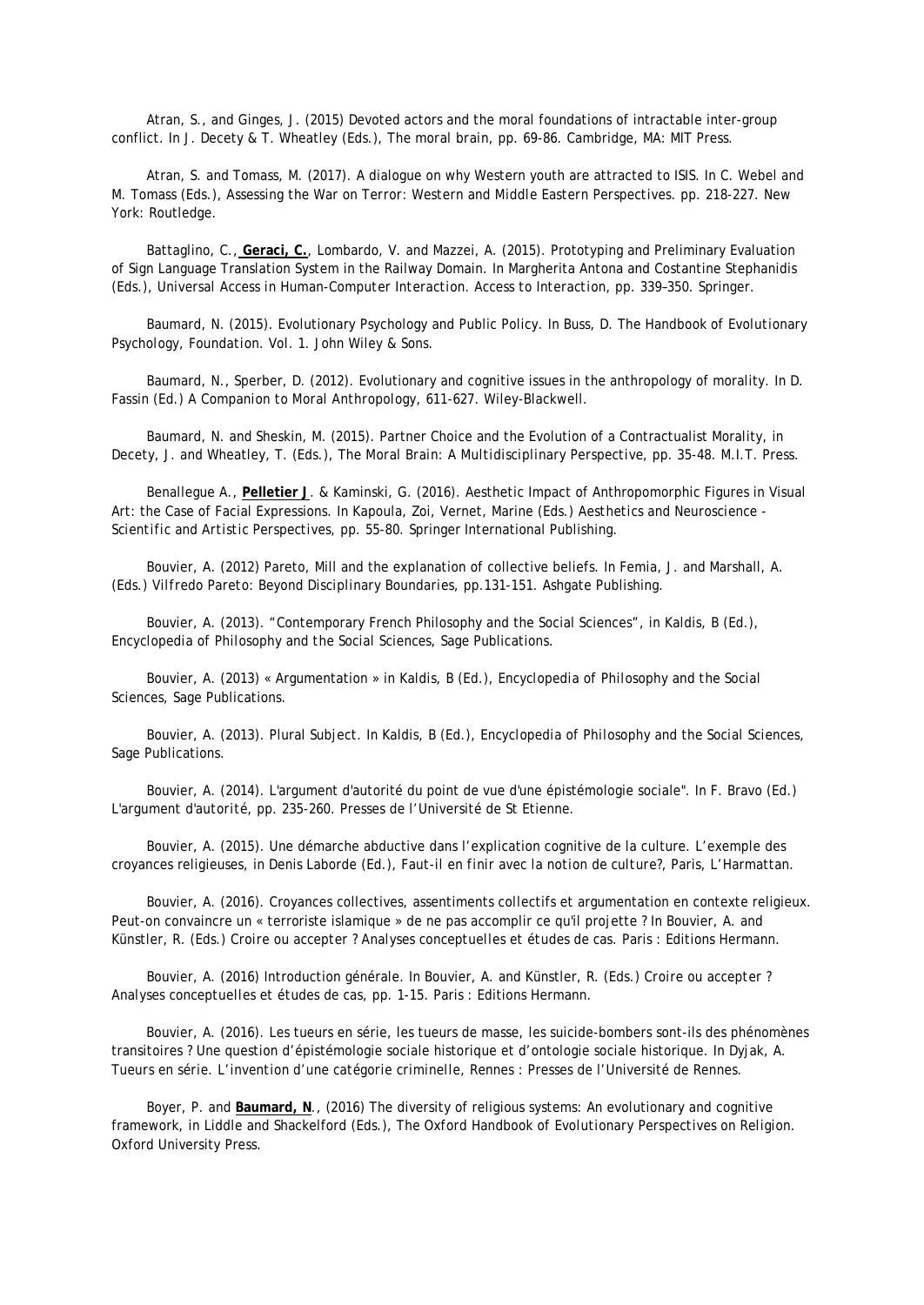Atran, S., and Ginges, J. (2015) Devoted actors and the moral foundations of intractable inter-group conflict. In J. Decety & T. Wheatley (Eds.), *The moral brain*, pp. 69-86. Cambridge, MA: MIT Press.

Atran, S. and Tomass, M. (2017). A dialogue on why Western youth are attracted to ISIS. In C. Webel and M. Tomass (Eds.), *Assessing the War on Terror: Western and Middle Eastern Perspectives*. pp. 218-227. New York: Routledge.

Battaglino, C., **Geraci, C.**, Lombardo, V. and Mazzei, A. (2015). Prototyping and Preliminary Evaluation of Sign Language Translation System in the Railway Domain. In Margherita Antona and Costantine Stephanidis (Eds.), *Universal Access in Human-Computer Interaction. Access to Interaction*, pp. 339–350. Springer.

Baumard, N. (2015). Evolutionary Psychology and Public Policy. In Buss, D. *The Handbook of Evolutionary Psychology, Foundation*. Vol. 1. John Wiley & Sons.

Baumard, N., Sperber, D. (2012). Evolutionary and cognitive issues in the anthropology of morality. In D. Fassin (Ed.) *A Companion to Moral Anthropology*, 611-627. Wiley-Blackwell.

Baumard, N. and Sheskin, M. (2015). Partner Choice and the Evolution of a Contractualist Morality, in Decety, J. and Wheatley, T. (Eds.), *The Moral Brain: A Multidisciplinary Perspective*, pp. 35-48. M.I.T. Press.

Benallegue A., **Pelletier J**. & Kaminski, G. (2016). Aesthetic Impact of Anthropomorphic Figures in Visual Art: the Case of Facial Expressions. In Kapoula, Zoi, Vernet, Marine (Eds.) *Aesthetics and Neuroscience - Scientific and Artistic Perspectives*, pp. 55-80. Springer International Publishing.

Bouvier, A. (2012) Pareto, Mill and the explanation of collective beliefs. In Femia, J. and Marshall, A. (Eds.) *Vilfredo Pareto: Beyond Disciplinary Boundaries*, pp.131-151. Ashgate Publishing.

Bouvier, A. (2013). "Contemporary French Philosophy and the Social Sciences", in Kaldis, B (Ed.), *Encyclopedia of Philosophy and the Social Sciences*, Sage Publications.

Bouvier, A. (2013) « Argumentation » in Kaldis, B (Ed.), *Encyclopedia of Philosophy and the Social Sciences*, Sage Publications.

Bouvier, A. (2013). Plural Subject. In Kaldis, B (Ed.), *Encyclopedia of Philosophy and the Social Sciences*, Sage Publications.

Bouvier, A. (2014). L'argument d'autorité du point de vue d'une épistémologie sociale". In F. Bravo (Ed.) *L'argument d'autorité*, pp. 235-260. Presses de l'Université de St Etienne.

Bouvier, A. (2015). Une démarche abductive dans l'explication cognitive de la culture. L'exemple des croyances religieuses, in Denis Laborde (Ed.), *Faut-il en finir avec la notion de culture?*, Paris, L'Harmattan.

Bouvier, A. (2016). Croyances collectives, assentiments collectifs et argumentation en contexte religieux. Peut-on convaincre un « terroriste islamique » de ne pas accomplir ce qu'il projette ? In Bouvier, A. and Künstler, R. (Eds.) *Croire ou accepter ? Analyses conceptuelles et études de cas*. Paris : Editions Hermann.

Bouvier, A. (2016) Introduction générale. In Bouvier, A. and Künstler, R. (Eds.) *Croire ou accepter ? Analyses conceptuelles et études de cas*, pp. 1-15. Paris : Editions Hermann.

Bouvier, A. (2016). Les tueurs en série, les tueurs de masse, les suicide-bombers sont-ils des phénomènes transitoires ? Une question d'épistémologie sociale historique et d'ontologie sociale historique. In Dyjak, A. *Tueurs en série. L'invention d'une catégorie criminelle*, Rennes : Presses de l'Université de Rennes.

Boyer, P. and **Baumard, N**., (2016) The diversity of religious systems: An evolutionary and cognitive framework, in Liddle and Shackelford (Eds.), *The Oxford Handbook of Evolutionary Perspectives on Religion*. Oxford University Press.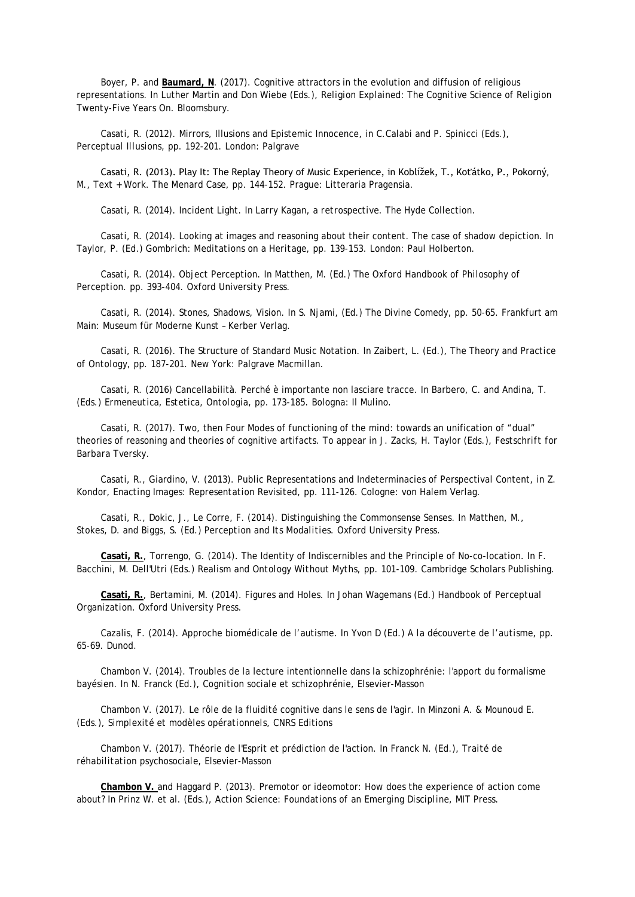Boyer, P. and **Baumard, N**. (2017). Cognitive attractors in the evolution and diffusion of religious representations. In Luther Martin and Don Wiebe (Eds.), *Religion Explained: The Cognitive Science of Religion Twenty-Five Years On*. Bloomsbury.

Casati, R. (2012). Mirrors, Illusions and Epistemic Innocence, in C.Calabi and P. Spinicci (Eds.), *Perceptual Illusions*, pp. 192-201. London: Palgrave

Casati, R. (2013). Play It: The Replay Theory of Music Experience, in Koblížek, T., Koťátko, P., Pokorný, M., *Text + Work. The Menard Case*, pp. 144-152. Prague: Litteraria Pragensia.

Casati, R. (2014). Incident Light. In *Larry Kagan, a retrospective*. The Hyde Collection.

Casati, R. (2014). Looking at images and reasoning about their content. The case of shadow depiction. In Taylor, P. (Ed.) *Gombrich: Meditations on a Heritage*, pp. 139-153. London: Paul Holberton.

Casati, R. (2014). Object Perception. In Matthen, M. (Ed.) *The Oxford Handbook of Philosophy of Perception*. pp. 393-404. Oxford University Press.

Casati, R. (2014). Stones, Shadows, Vision. In S. Njami, (Ed.) *The Divine Comedy*, pp. 50-65. Frankfurt am Main: Museum für Moderne Kunst – Kerber Verlag.

Casati, R. (2016). The Structure of Standard Music Notation. In Zaibert, L. (Ed.), *The Theory and Practice of Ontology*, pp. 187-201. New York: Palgrave Macmillan.

Casati, R. (2016) Cancellabilità. Perché è importante non lasciare tracce. In Barbero, C. and Andina, T. (Eds.) *Ermeneutica, Estetica, Ontologia*, pp. 173-185. Bologna: Il Mulino.

Casati, R. (2017). Two, then Four Modes of functioning of the mind: towards an unification of "dual" theories of reasoning and theories of cognitive artifacts. To appear in J. Zacks, H. Taylor (Eds.), *Festschrift for Barbara Tversky*.

Casati, R., Giardino, V. (2013). Public Representations and Indeterminacies of Perspectival Content, in Z. Kondor, *Enacting Images: Representation Revisited*, pp. 111-126. Cologne: von Halem Verlag.

Casati, R., Dokic, J., Le Corre, F. (2014). Distinguishing the Commonsense Senses. In Matthen, M., Stokes, D. and Biggs, S. (Ed.) *Perception and Its Modalities*. Oxford University Press.

**Casati, R.**, Torrengo, G. (2014). The Identity of Indiscernibles and the Principle of No-co-location. In F. Bacchini, M. Dell'Utri (Eds.) *Realism and Ontology Without Myths*, pp. 101-109. Cambridge Scholars Publishing.

**Casati, R.**, Bertamini, M. (2014). Figures and Holes. In Johan Wagemans (Ed.) *Handbook of Perceptual Organization*. Oxford University Press.

Cazalis, F. (2014). Approche biomédicale de l'autisme. In Yvon D (Ed.) *A la découverte de l'autisme*, pp. 65-69. Dunod.

Chambon V. (2014). Troubles de la lecture intentionnelle dans la schizophrénie: l'apport du formalisme bayésien. In N. Franck (Ed.), *Cognition sociale et schizophrénie*, Elsevier-Masson

Chambon V. (2017). Le rôle de la fluidité cognitive dans le sens de l'agir. In Minzoni A. & Mounoud E. (Eds.), *Simplexité et modèles opérationnels*, CNRS Editions

Chambon V. (2017). Théorie de l'Esprit et prédiction de l'action. In Franck N. (Ed.), *Traité de réhabilitation psychosociale*, Elsevier-Masson

**Chambon V.** and Haggard P. (2013). Premotor or ideomotor: How does the experience of action come about? In Prinz W. et al. (Eds.), *Action Science: Foundations of an Emerging Discipline*, MIT Press.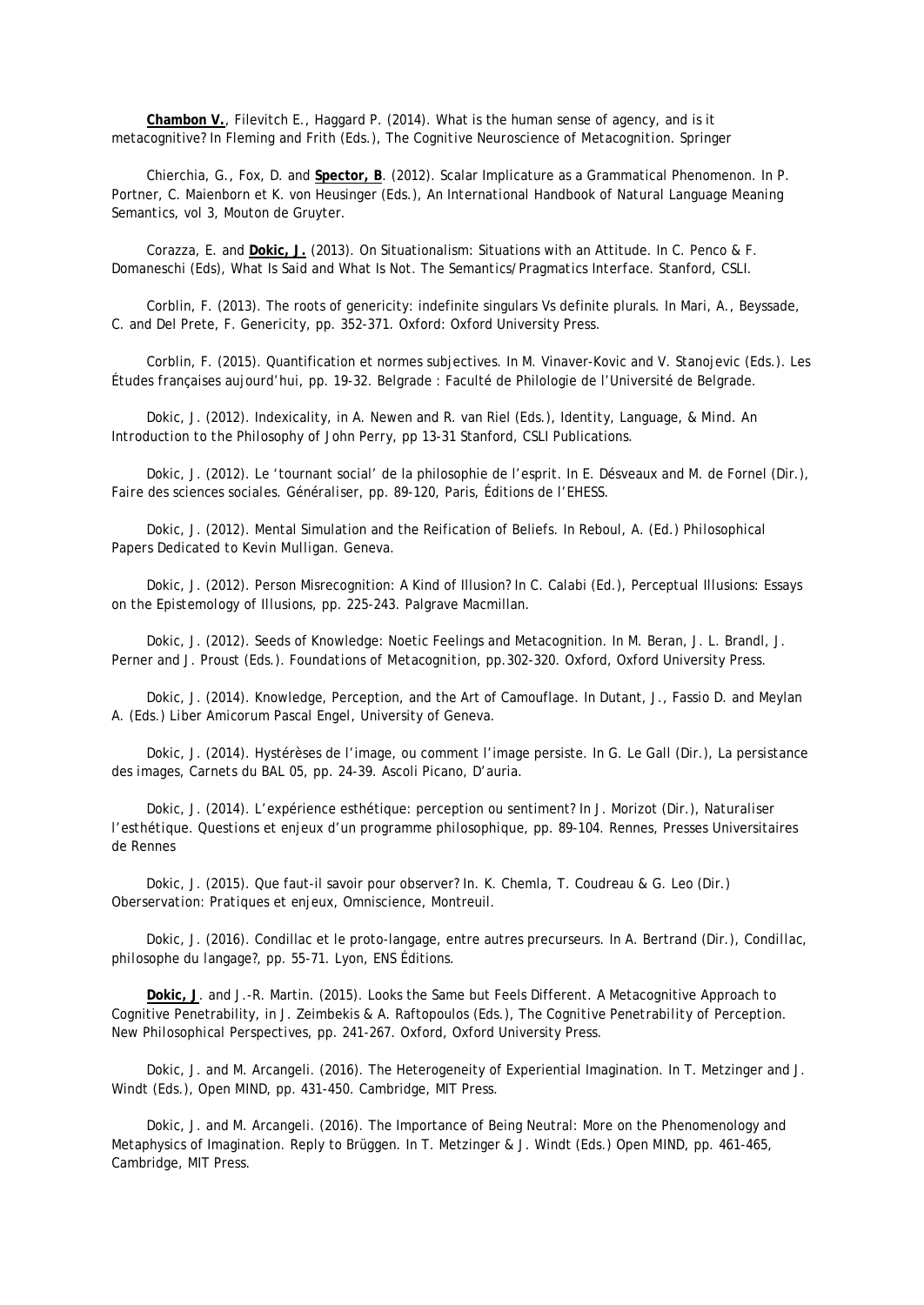**Chambon V.**, Filevitch E., Haggard P. (2014). What is the human sense of agency, and is it metacognitive? In Fleming and Frith (Eds.), *The Cognitive Neuroscience of Metacognition*. Springer

Chierchia, G., Fox, D. and **Spector, B**. (2012). Scalar Implicature as a Grammatical Phenomenon. In P. Portner, C. Maienborn et K. von Heusinger (Eds.), *An International Handbook of Natural Language Meaning Semantics*, vol 3, Mouton de Gruyter.

Corazza, E. and **Dokic, J.** (2013). On Situationalism: Situations with an Attitude. In C. Penco & F. Domaneschi (Eds), *What Is Said and What Is Not. The Semantics/Pragmatics Interface*. Stanford, CSLI.

Corblin, F. (2013). The roots of genericity: indefinite singulars Vs definite plurals. In Mari, A., Beyssade, C. and Del Prete, F. Genericity, pp. 352-371. Oxford: Oxford University Press.

Corblin, F. (2015). Quantification et normes subjectives. In M. Vinaver-Kovic and V. Stanojevic (Eds.). *Les Études françaises aujourd'hui*, pp. 19-32. Belgrade : Faculté de Philologie de l'Université de Belgrade.

Dokic, J. (2012). Indexicality, in A. Newen and R. van Riel (Eds.), *Identity, Language, & Mind. An Introduction to the Philosophy of John Perry*, pp 13-31 Stanford, CSLI Publications.

Dokic, J. (2012). Le 'tournant social' de la philosophie de l'esprit. In E. Désveaux and M. de Fornel (Dir.), *Faire des sciences sociales. Généraliser*, pp. 89-120, Paris, Éditions de l'EHESS.

Dokic, J. (2012). Mental Simulation and the Reification of Beliefs. In Reboul, A. (Ed.) *Philosophical Papers Dedicated to Kevin Mulligan*. Geneva.

Dokic, J. (2012). Person Misrecognition: A Kind of Illusion? In C. Calabi (Ed.), *Perceptual Illusions: Essays on the Epistemology of Illusions*, pp. 225-243. Palgrave Macmillan.

Dokic, J. (2012). Seeds of Knowledge: Noetic Feelings and Metacognition. In M. Beran, J. L. Brandl, J. Perner and J. Proust (Eds.). *Foundations of Metacognition*, pp.302-320. Oxford, Oxford University Press.

Dokic, J. (2014). Knowledge, Perception, and the Art of Camouflage. In Dutant, J., Fassio D. and Meylan A. (Eds.) Liber Amicorum Pascal Engel, University of Geneva.

Dokic, J. (2014). Hystérèses de l'image, ou comment l'image persiste. In G. Le Gall (Dir.), *La persistance des images, Carnets du BAL 05*, pp. 24-39. Ascoli Picano, D'auria.

Dokic, J. (2014). L'expérience esthétique: perception ou sentiment? In J. Morizot (Dir.), *Naturaliser l'esthétique. Questions et enjeux d'un programme philosophique*, pp. 89-104. Rennes, Presses Universitaires de Rennes

Dokic, J. (2015). Que faut-il savoir pour observer? In. K. Chemla, T. Coudreau & G. Leo (Dir.) *Oberservation: Pratiques et enjeux*, Omniscience, Montreuil.

Dokic, J. (2016). Condillac et le proto-langage, entre autres precurseurs. In A. Bertrand (Dir.), *Condillac, philosophe du langage?*, pp. 55-71. Lyon, ENS Éditions.

**Dokic, J**. and J.-R. Martin. (2015). Looks the Same but Feels Different. A Metacognitive Approach to Cognitive Penetrability, in J. Zeimbekis & A. Raftopoulos (Eds.), *The Cognitive Penetrability of Perception. New Philosophical Perspectives*, pp. 241-267. Oxford, Oxford University Press.

Dokic, J. and M. Arcangeli. (2016). The Heterogeneity of Experiential Imagination. In T. Metzinger and J. Windt (Eds.), Open MIND, pp. 431-450. Cambridge, MIT Press.

Dokic, J. and M. Arcangeli. (2016). The Importance of Being Neutral: More on the Phenomenology and Metaphysics of Imagination. Reply to Brüggen. In T. Metzinger & J. Windt (Eds.) Open MIND, pp. 461-465, Cambridge, MIT Press.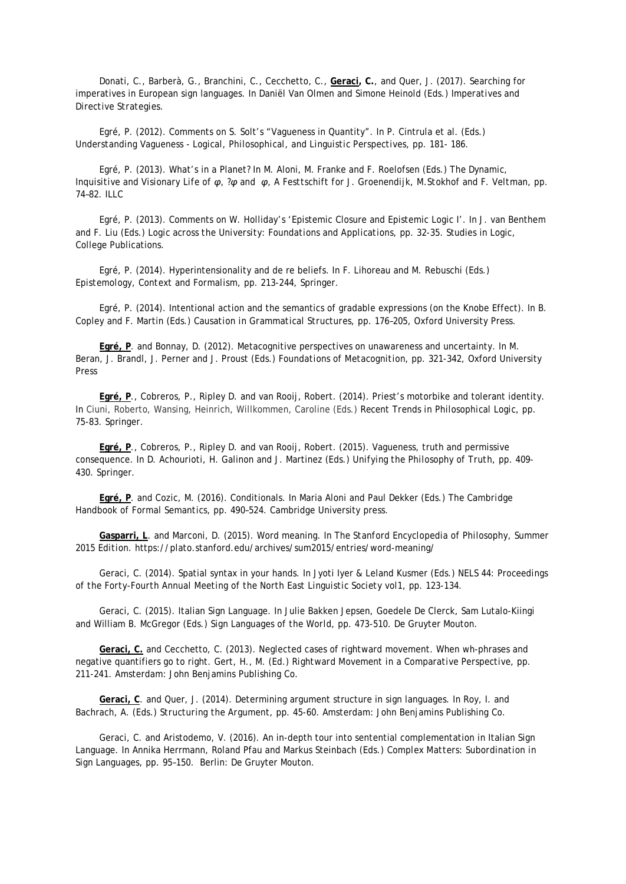Donati, C., Barberà, G., Branchini, C., Cecchetto, C., **Geraci, C.**, and Quer, J. (2017). Searching for imperatives in European sign languages. In Daniël Van Olmen and Simone Heinold (Eds.) *Imperatives and Directive Strategies*.

Egré, P. (2012). Comments on S. Solt's "Vagueness in Quantity". In P. Cintrula et al. (Eds.) *Understanding Vagueness - Logical, Philosophical, and Linguistic Perspectives*, pp. 181- 186.

Egré, P. (2013). What's in a Planet? In M. Aloni, M. Franke and F. Roelofsen (Eds.) *The Dynamic, Inquisitive and Visionary Life of $\varphi$, ?$\varphi$ and $\varphi$, A Festtschift for J. Groenendijk, M.Stokhof and F. Veltman*, pp. 74–82. ILLC

Egré, P. (2013). Comments on W. Holliday's 'Epistemic Closure and Epistemic Logic I'. In J. van Benthem and F. Liu (Eds.) *Logic across the University: Foundations and Applications*, pp. 32-35. Studies in Logic, College Publications.

Egré, P. (2014). Hyperintensionality and de re beliefs. In F. Lihoreau and M. Rebuschi (Eds.) *Epistemology, Context and Formalism*, pp. 213-244, Springer.

Egré, P. (2014). Intentional action and the semantics of gradable expressions (on the Knobe Effect). In B. Copley and F. Martin (Eds.) *Causation in Grammatical Structures*, pp. 176–205, Oxford University Press.

**Egré, P**. and Bonnay, D. (2012). Metacognitive perspectives on unawareness and uncertainty. In M. Beran, J. Brandl, J. Perner and J. Proust (Eds.) *Foundations of Metacognition*, pp. 321-342, Oxford University Press

**Egré, P**., Cobreros, P., Ripley D. and van Rooij, Robert. (2014). Priest's motorbike and tolerant identity. In Ciuni, Roberto, Wansing, Heinrich, Willkommen, Caroline (Eds.) *Recent Trends in Philosophical Logic*, pp. 75-83. Springer.

**Egré, P**., Cobreros, P., Ripley D. and van Rooij, Robert. (2015). Vagueness, truth and permissive consequence. In D. Achourioti, H. Galinon and J. Martinez (Eds.) *Unifying the Philosophy of Truth*, pp. 409-430. Springer.

**Egré, P**. and Cozic, M. (2016). Conditionals. In Maria Aloni and Paul Dekker (Eds.) *The Cambridge Handbook of Formal Semantics*, pp. 490–524. Cambridge University press.

**Gasparri, L**. and Marconi, D. (2015). Word meaning. In *The Stanford Encyclopedia of Philosophy, Summer 2015 Edition*. https://plato.stanford.edu/archives/sum2015/entries/word-meaning/

Geraci, C. (2014). Spatial syntax in your hands. In Jyoti Iyer & Leland Kusmer (Eds.) *NELS 44: Proceedings of the Forty-Fourth Annual Meeting of the North East Linguistic Society vol1*, pp. 123-134.

Geraci, C. (2015). Italian Sign Language. In Julie Bakken Jepsen, Goedele De Clerck, Sam Lutalo-Kiingi and William B. McGregor (Eds.) *Sign Languages of the World*, pp. 473-510. De Gruyter Mouton.

**Geraci, C.** and Cecchetto, C. (2013). Neglected cases of rightward movement. When wh-phrases and negative quantifiers go to right. Gert, H., M. (Ed.) *Rightward Movement in a Comparative Perspective*, pp. 211-241. Amsterdam: John Benjamins Publishing Co.

**Geraci, C**. and Quer, J. (2014). Determining argument structure in sign languages. In Roy, I. and Bachrach, A. (Eds.) *Structuring the Argument*, pp. 45-60. Amsterdam: John Benjamins Publishing Co.

Geraci, C. and Aristodemo, V. (2016). An in-depth tour into sentential complementation in Italian Sign Language. In Annika Herrmann, Roland Pfau and Markus Steinbach (Eds.) *Complex Matters: Subordination in Sign Languages*, pp. 95–150. Berlin: De Gruyter Mouton.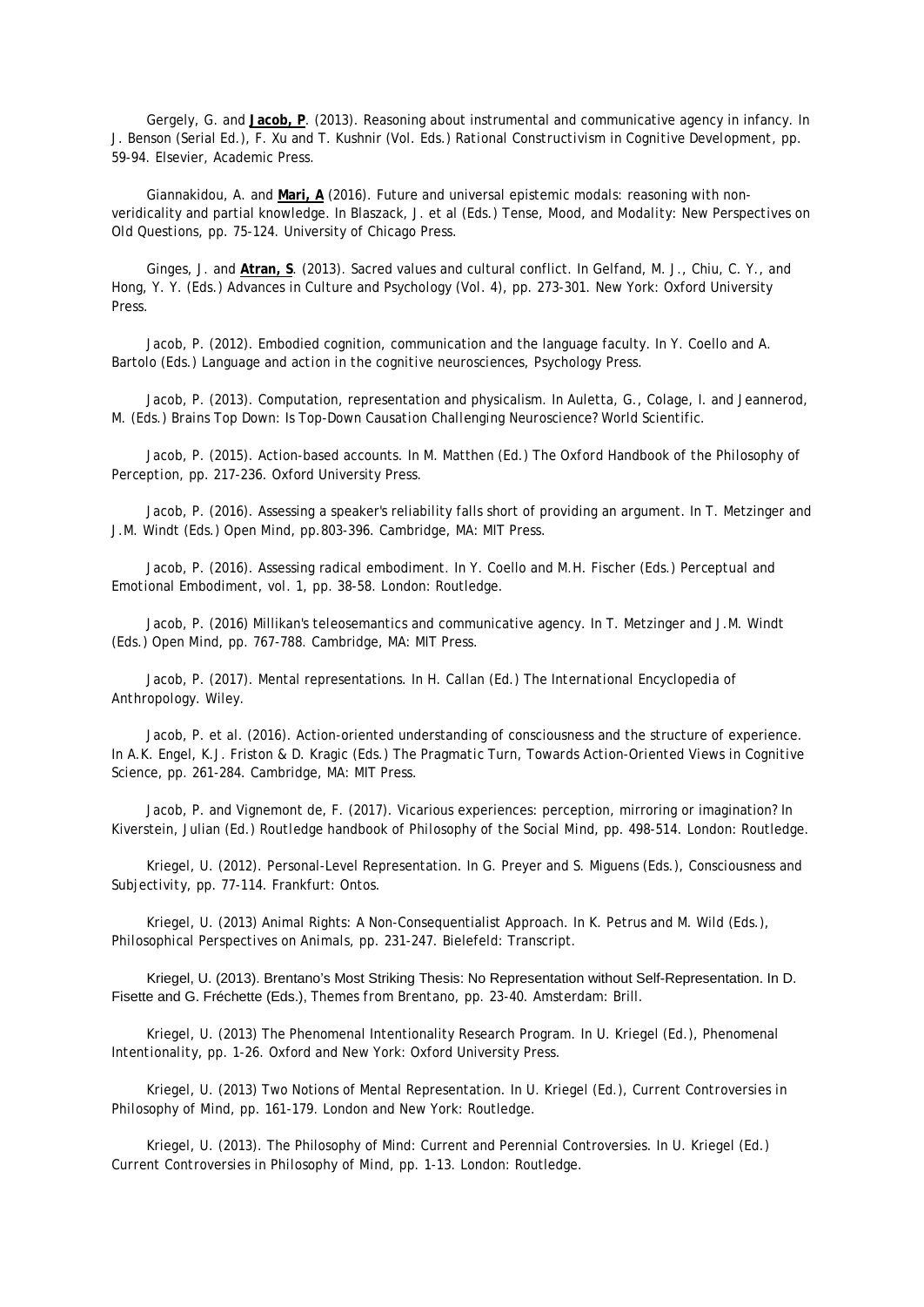Gergely, G. and **Jacob, P**. (2013). Reasoning about instrumental and communicative agency in infancy. In J. Benson (Serial Ed.), F. Xu and T. Kushnir (Vol. Eds.) *Rational Constructivism in Cognitive Development*, pp. 59-94. Elsevier, Academic Press.

Giannakidou, A. and **Mari, A** (2016). Future and universal epistemic modals: reasoning with non-veridicality and partial knowledge. In Blaszack, J. et al (Eds.) *Tense, Mood, and Modality: New Perspectives on Old Questions*, pp. 75-124. University of Chicago Press.

Ginges, J. and **Atran, S**. (2013). Sacred values and cultural conflict. In Gelfand, M. J., Chiu, C. Y., and Hong, Y. Y. (Eds.) *Advances in Culture and Psychology* (Vol. 4), pp. 273-301. New York: Oxford University Press.

Jacob, P. (2012). Embodied cognition, communication and the language faculty. In Y. Coello and A. Bartolo (Eds.) *Language and action in the cognitive neurosciences*, Psychology Press.

Jacob, P. (2013). Computation, representation and physicalism. In Auletta, G., Colage, I. and Jeannerod, M. (Eds.) *Brains Top Down: Is Top-Down Causation Challenging Neuroscience?* World Scientific.

Jacob, P. (2015). Action-based accounts. In M. Matthen (Ed.) *The Oxford Handbook of the Philosophy of Perception*, pp. 217-236. Oxford University Press.

Jacob, P. (2016). Assessing a speaker's reliability falls short of providing an argument. In T. Metzinger and J.M. Windt (Eds.) *Open Mind*, pp.803-396. Cambridge, MA: MIT Press.

Jacob, P. (2016). Assessing radical embodiment. In Y. Coello and M.H. Fischer (Eds.) *Perceptual and Emotional Embodiment*, vol. 1, pp. 38-58. London: Routledge.

Jacob, P. (2016) Millikan's teleosemantics and communicative agency. In T. Metzinger and J.M. Windt (Eds.) *Open Mind*, pp. 767-788. Cambridge, MA: MIT Press.

Jacob, P. (2017). Mental representations. In H. Callan (Ed.) *The International Encyclopedia of Anthropology*. Wiley.

Jacob, P. et al. (2016). Action-oriented understanding of consciousness and the structure of experience. In A.K. Engel, K.J. Friston & D. Kragic (Eds.) *The Pragmatic Turn, Towards Action-Oriented Views in Cognitive Science*, pp. 261-284. Cambridge, MA: MIT Press.

Jacob, P. and Vignemont de, F. (2017). Vicarious experiences: perception, mirroring or imagination? In Kiverstein, Julian (Ed.) *Routledge handbook of Philosophy of the Social Mind*, pp. 498-514. London: Routledge.

Kriegel, U. (2012). Personal-Level Representation. In G. Preyer and S. Miguens (Eds.), *Consciousness and Subjectivity*, pp. 77-114. Frankfurt: Ontos.

Kriegel, U. (2013) Animal Rights: A Non-Consequentialist Approach. In K. Petrus and M. Wild (Eds.), *Philosophical Perspectives on Animals*, pp. 231-247. Bielefeld: Transcript.

Kriegel, U. (2013). Brentano's Most Striking Thesis: No Representation without Self-Representation. In D. Fisette and G. Fréchette (Eds.), *Themes from Brentano*, pp. 23-40. Amsterdam: Brill.

Kriegel, U. (2013) The Phenomenal Intentionality Research Program. In U. Kriegel (Ed.), *Phenomenal Intentionality*, pp. 1-26. Oxford and New York: Oxford University Press.

Kriegel, U. (2013) Two Notions of Mental Representation. In U. Kriegel (Ed.), *Current Controversies in Philosophy of Mind*, pp. 161-179. London and New York: Routledge.

Kriegel, U. (2013). The Philosophy of Mind: Current and Perennial Controversies. In U. Kriegel (Ed.) *Current Controversies in Philosophy of Mind*, pp. 1-13. London: Routledge.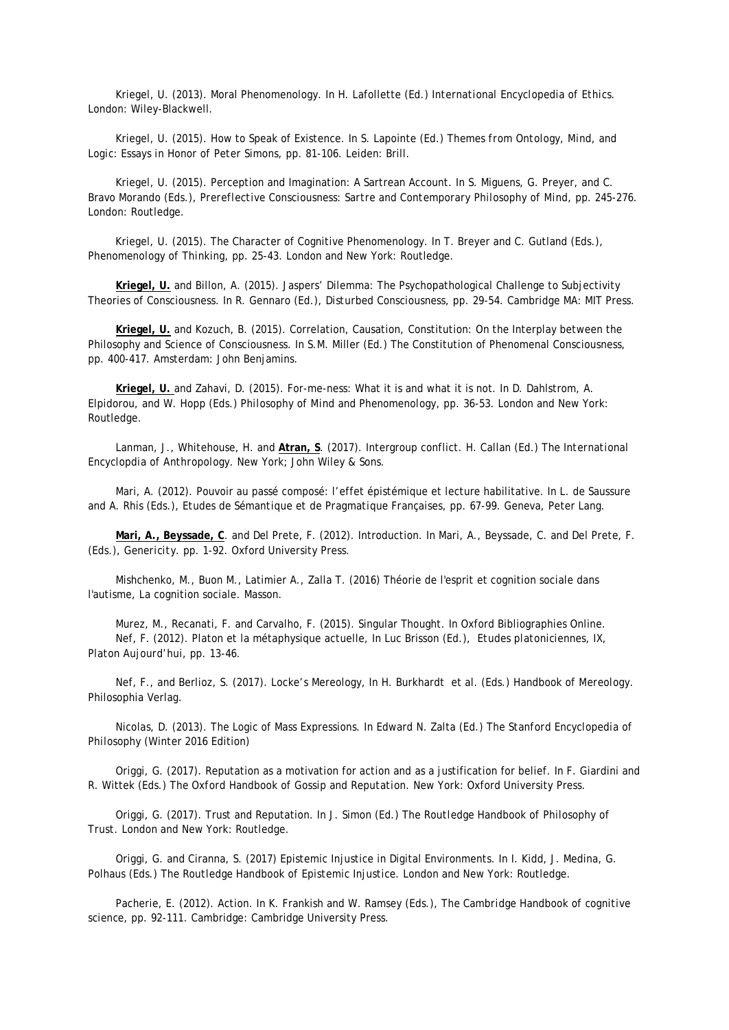Kriegel, U. (2013). Moral Phenomenology. In H. Lafollette (Ed.) *International Encyclopedia of Ethics*. London: Wiley-Blackwell.

Kriegel, U. (2015). How to Speak of Existence. In S. Lapointe (Ed.) *Themes from Ontology, Mind, and Logic: Essays in Honor of Peter Simons*, pp. 81-106. Leiden: Brill.

Kriegel, U. (2015). Perception and Imagination: A Sartrean Account. In S. Miguens, G. Preyer, and C. Bravo Morando (Eds.), *Prereflective Consciousness: Sartre and Contemporary Philosophy of Mind*, pp. 245-276. London: Routledge.

Kriegel, U. (2015). The Character of Cognitive Phenomenology. In T. Breyer and C. Gutland (Eds.), *Phenomenology of Thinking*, pp. 25-43. London and New York: Routledge.

**Kriegel, U.** and Billon, A. (2015). Jaspers' Dilemma: The Psychopathological Challenge to Subjectivity Theories of Consciousness. In R. Gennaro (Ed.), *Disturbed Consciousness*, pp. 29-54. Cambridge MA: MIT Press.

**Kriegel, U.** and Kozuch, B. (2015). Correlation, Causation, Constitution: On the Interplay between the Philosophy and Science of Consciousness. In S.M. Miller (Ed.) *The Constitution of Phenomenal Consciousness*, pp. 400-417. Amsterdam: John Benjamins.

**Kriegel, U.** and Zahavi, D. (2015). For-me-ness: What it is and what it is not. In D. Dahlstrom, A. Elpidorou, and W. Hopp (Eds.) *Philosophy of Mind and Phenomenology*, pp. 36-53. London and New York: Routledge.

Lanman, J., Whitehouse, H. and **Atran, S**. (2017). Intergroup conflict. H. Callan (Ed.) *The International Encyclopdia of Anthropology*. New York; John Wiley & Sons.

Mari, A. (2012). Pouvoir au passé composé: l'effet épistémique et lecture habilitative. In L. de Saussure and A. Rhis (Eds.), *Etudes de Sémantique et de Pragmatique Françaises*, pp. 67-99. Geneva, Peter Lang.

**Mari, A., Beyssade, C**. and Del Prete, F. (2012). Introduction. In Mari, A., Beyssade, C. and Del Prete, F. (Eds.), *Genericity*. pp. 1-92. Oxford University Press.

Mishchenko, M., Buon M., Latimier A., Zalla T. (2016) Théorie de l'esprit et cognition sociale dans l'autisme, *La cognition sociale*. Masson.

Murez, M., Recanati, F. and Carvalho, F. (2015). Singular Thought. In *Oxford Bibliographies Online*.

Nef, F. (2012). Platon et la métaphysique actuelle, In Luc Brisson (Ed.), *Etudes platoniciennes, IX, Platon Aujourd'hui*, pp. 13-46.

Nef, F., and Berlioz, S. (2017). Locke's Mereology, In H. Burkhardt et al. (Eds.) *Handbook of Mereology*. Philosophia Verlag.

Nicolas, D. (2013). The Logic of Mass Expressions. In Edward N. Zalta (Ed.) *The Stanford Encyclopedia of Philosophy* (Winter 2016 Edition)

Origgi, G. (2017). Reputation as a motivation for action and as a justification for belief. In F. Giardini and R. Wittek (Eds.) *The Oxford Handbook of Gossip and Reputation*. New York: Oxford University Press.

Origgi, G. (2017). Trust and Reputation. In J. Simon (Ed.) *The Routledge Handbook of Philosophy of Trust*. London and New York: Routledge.

Origgi, G. and Ciranna, S. (2017) Epistemic Injustice in Digital Environments. In I. Kidd, J. Medina, G. Polhaus (Eds.) *The Routledge Handbook of Epistemic Injustice*. London and New York: Routledge.

Pacherie, E. (2012). Action. In K. Frankish and W. Ramsey (Eds.), *The Cambridge Handbook of cognitive science*, pp. 92-111. Cambridge: Cambridge University Press.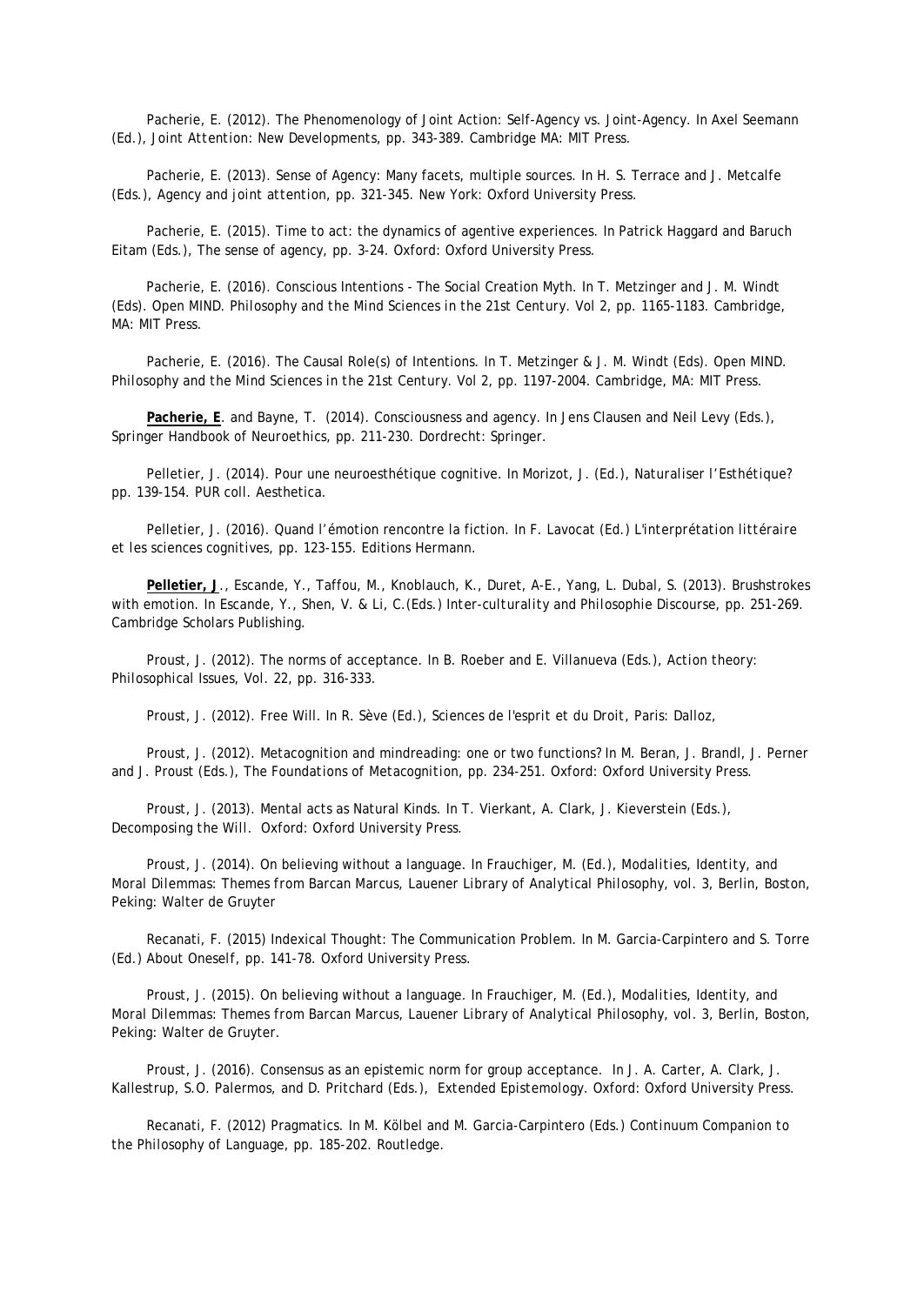Pacherie, E. (2012). The Phenomenology of Joint Action: Self-Agency vs. Joint-Agency. In Axel Seemann (Ed.), *Joint Attention: New Developments*, pp. 343-389. Cambridge MA: MIT Press.

Pacherie, E. (2013). Sense of Agency: Many facets, multiple sources. In H. S. Terrace and J. Metcalfe (Eds.), *Agency and joint attention*, pp. 321-345. New York: Oxford University Press.

Pacherie, E. (2015). Time to act: the dynamics of agentive experiences. In Patrick Haggard and Baruch Eitam (Eds.), *The sense of agency*, pp. 3-24. Oxford: Oxford University Press.

Pacherie, E. (2016). Conscious Intentions - The Social Creation Myth. In T. Metzinger and J. M. Windt (Eds). *Open MIND. Philosophy and the Mind Sciences in the 21st Century*. Vol 2, pp. 1165-1183. Cambridge, MA: MIT Press.

Pacherie, E. (2016). The Causal Role(s) of Intentions. In T. Metzinger & J. M. Windt (Eds). *Open MIND. Philosophy and the Mind Sciences in the 21st Century*. Vol 2, pp. 1197-2004. Cambridge, MA: MIT Press.

**Pacherie, E**. and Bayne, T. (2014). Consciousness and agency. In Jens Clausen and Neil Levy (Eds.), *Springer Handbook of Neuroethics*, pp. 211-230. Dordrecht: Springer.

Pelletier, J. (2014). Pour une neuroesthétique cognitive. In Morizot, J. (Ed.), *Naturaliser l'Esthétique?* pp. 139-154. PUR coll. Aesthetica.

Pelletier, J. (2016). Quand l'émotion rencontre la fiction. In F. Lavocat (Ed.) *L'interprétation littéraire et les sciences cognitives*, pp. 123-155. Editions Hermann.

**Pelletier, J**., Escande, Y., Taffou, M., Knoblauch, K., Duret, A-E., Yang, L. Dubal, S. (2013). Brushstrokes with emotion. In Escande, Y., Shen, V. & Li, C.(Eds.) *Inter-culturality and Philosophie Discourse*, pp. 251-269. Cambridge Scholars Publishing.

Proust, J. (2012). The norms of acceptance. In B. Roeber and E. Villanueva (Eds.), *Action theory: Philosophical Issues*, Vol. 22, pp. 316-333.

Proust, J. (2012). Free Will. In R. Sève (Ed.), *Sciences de l'esprit et du Droit*, Paris: Dalloz,

Proust, J. (2012). Metacognition and mindreading: one or two functions? In M. Beran, J. Brandl, J. Perner and J. Proust (Eds.), *The Foundations of Metacognition*, pp. 234-251. Oxford: Oxford University Press.

Proust, J. (2013). Mental acts as Natural Kinds. In T. Vierkant, A. Clark, J. Kieverstein (Eds.), *Decomposing the Will*. Oxford: Oxford University Press.

Proust, J. (2014). On believing without a language. In Frauchiger, M. (Ed.), *Modalities, Identity, and Moral Dilemmas: Themes from Barcan Marcus*, Lauener Library of Analytical Philosophy, vol. 3, Berlin, Boston, Peking: Walter de Gruyter

Recanati, F. (2015) Indexical Thought: The Communication Problem. In M. Garcia-Carpintero and S. Torre (Ed.) *About Oneself*, pp. 141-78. Oxford University Press.

Proust, J. (2015). On believing without a language. In Frauchiger, M. (Ed.), *Modalities, Identity, and Moral Dilemmas: Themes from Barcan Marcus*, Lauener Library of Analytical Philosophy, vol. 3, Berlin, Boston, Peking: Walter de Gruyter.

Proust, J. (2016). Consensus as an epistemic norm for group acceptance. In J. A. Carter, A. Clark, J. Kallestrup, S.O. Palermos, and D. Pritchard (Eds.), *Extended Epistemology*. Oxford: Oxford University Press.

Recanati, F. (2012) Pragmatics. In M. Kölbel and M. Garcia-Carpintero (Eds.) *Continuum Companion to the Philosophy of Language*, pp. 185-202. Routledge.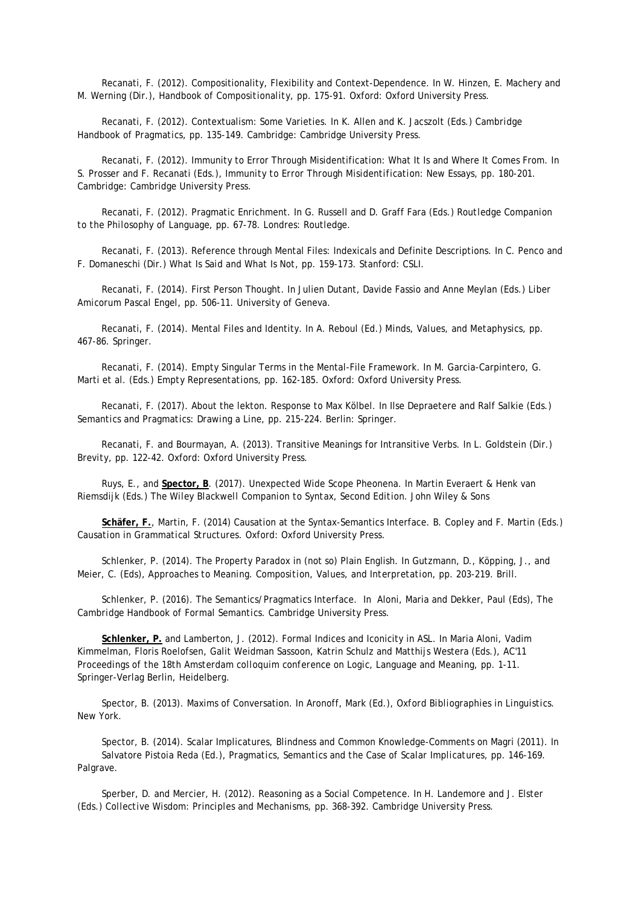Recanati, F. (2012). Compositionality, Flexibility and Context-Dependence. In W. Hinzen, E. Machery and M. Werning (Dir.), *Handbook of Compositionality*, pp. 175-91. Oxford: Oxford University Press.

Recanati, F. (2012). Contextualism: Some Varieties. In K. Allen and K. Jacszolt (Eds.) *Cambridge Handbook of Pragmatics*, pp. 135-149. Cambridge: Cambridge University Press.

Recanati, F. (2012). Immunity to Error Through Misidentification: What It Is and Where It Comes From. In S. Prosser and F. Recanati (Eds.), *Immunity to Error Through Misidentification: New Essays*, pp. 180-201. Cambridge: Cambridge University Press.

Recanati, F. (2012). Pragmatic Enrichment. In G. Russell and D. Graff Fara (Eds.) *Routledge Companion to the Philosophy of Language*, pp. 67-78. Londres: Routledge.

Recanati, F. (2013). Reference through Mental Files: Indexicals and Definite Descriptions. In C. Penco and F. Domaneschi (Dir.) *What Is Said and What Is Not*, pp. 159-173. Stanford: CSLI.

Recanati, F. (2014). First Person Thought. In Julien Dutant, Davide Fassio and Anne Meylan (Eds.) *Liber Amicorum Pascal Engel*, pp. 506-11. University of Geneva.

Recanati, F. (2014). Mental Files and Identity. In A. Reboul (Ed.) *Minds, Values, and Metaphysics*, pp. 467-86. Springer.

Recanati, F. (2014). Empty Singular Terms in the Mental-File Framework. In M. Garcia-Carpintero, G. Marti et al. (Eds.) *Empty Representations*, pp. 162-185. Oxford: Oxford University Press.

Recanati, F. (2017). About the lekton. Response to Max Kölbel. In Ilse Depraetere and Ralf Salkie (Eds.) *Semantics and Pragmatics: Drawing a Line*, pp. 215-224. Berlin: Springer.

Recanati, F. and Bourmayan, A. (2013). Transitive Meanings for Intransitive Verbs. In L. Goldstein (Dir.) *Brevity*, pp. 122-42. Oxford: Oxford University Press.

Ruys, E., and **Spector, B**. (2017). Unexpected Wide Scope Pheonena. In Martin Everaert & Henk van Riemsdijk (Eds.) *The Wiley Blackwell Companion to Syntax, Second Edition*. John Wiley & Sons

**Schäfer, F.**, Martin, F. (2014) Causation at the Syntax-Semantics Interface. B. Copley and F. Martin (Eds.) *Causation in Grammatical Structures*. Oxford: Oxford University Press.

Schlenker, P. (2014). The Property Paradox in (not so) Plain English. In Gutzmann, D., Köpping, J., and Meier, C. (Eds), *Approaches to Meaning. Composition, Values, and Interpretation*, pp. 203-219. Brill.

Schlenker, P. (2016). The Semantics/Pragmatics Interface. In Aloni, Maria and Dekker, Paul (Eds), *The Cambridge Handbook of Formal Semantics*. Cambridge University Press.

**Schlenker, P.** and Lamberton, J. (2012). Formal Indices and Iconicity in ASL. In Maria Aloni, Vadim Kimmelman, Floris Roelofsen, Galit Weidman Sassoon, Katrin Schulz and Matthijs Westera (Eds.), AC'11 Proceedings of the 18th Amsterdam colloquim conference on Logic, Language and Meaning, pp. 1-11. Springer-Verlag Berlin, Heidelberg.

Spector, B. (2013). Maxims of Conversation. In Aronoff, Mark (Ed.), *Oxford Bibliographies in Linguistics*. New York.

Spector, B. (2014). Scalar Implicatures, Blindness and Common Knowledge-Comments on Magri (2011). In Salvatore Pistoia Reda (Ed.), *Pragmatics, Semantics and the Case of Scalar Implicatures*, pp. 146-169. Palgrave.

Sperber, D. and Mercier, H. (2012). Reasoning as a Social Competence. In H. Landemore and J. Elster (Eds.) *Collective Wisdom: Principles and Mechanisms*, pp. 368-392. Cambridge University Press.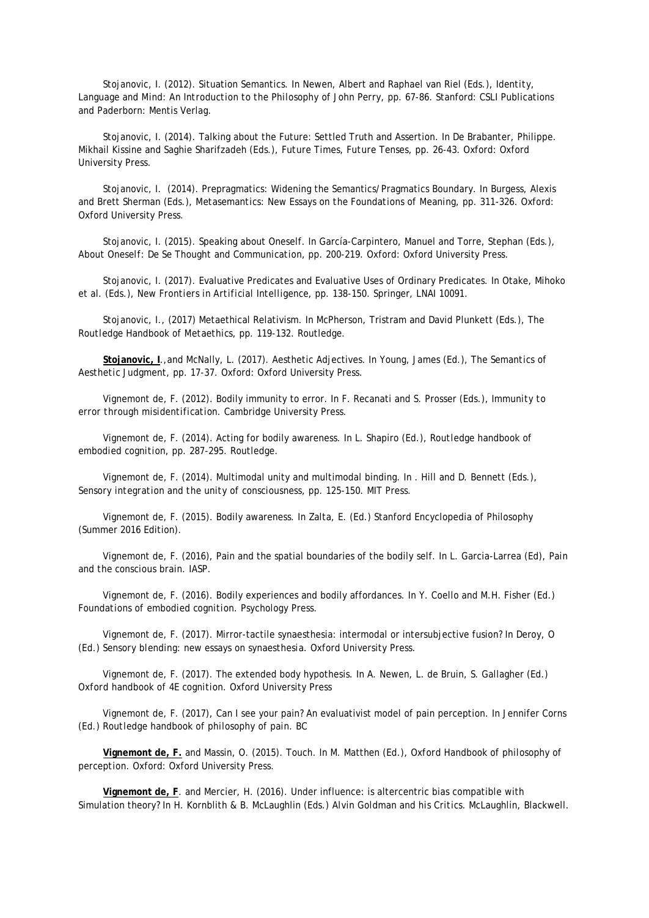Stojanovic, I. (2012). Situation Semantics. In Newen, Albert and Raphael van Riel (Eds.), *Identity, Language and Mind: An Introduction to the Philosophy of John Perry*, pp. 67-86. Stanford: CSLI Publications and Paderborn: Mentis Verlag.

Stojanovic, I. (2014). Talking about the Future: Settled Truth and Assertion. In De Brabanter, Philippe. Mikhail Kissine and Saghie Sharifzadeh (Eds.), *Future Times, Future Tenses*, pp. 26-43. Oxford: Oxford University Press.

Stojanovic, I. (2014). Prepragmatics: Widening the Semantics/Pragmatics Boundary. In Burgess, Alexis and Brett Sherman (Eds.), *Metasemantics: New Essays on the Foundations of Meaning*, pp. 311-326. Oxford: Oxford University Press.

Stojanovic, I. (2015). Speaking about Oneself. In García-Carpintero, Manuel and Torre, Stephan (Eds.), *About Oneself: De Se Thought and Communication*, pp. 200-219. Oxford: Oxford University Press.

Stojanovic, I. (2017). Evaluative Predicates and Evaluative Uses of Ordinary Predicates. In Otake, Mihoko et al. (Eds.), *New Frontiers in Artificial Intelligence*, pp. 138-150. Springer, LNAI 10091.

Stojanovic, I., (2017) Metaethical Relativism. In McPherson, Tristram and David Plunkett (Eds.), *The Routledge Handbook of Metaethics*, pp. 119-132. Routledge.

**Stojanovic, I**., and McNally, L. (2017). Aesthetic Adjectives. In Young, James (Ed.), *The Semantics of Aesthetic Judgment*, pp. 17-37. Oxford: Oxford University Press.

Vignemont de, F. (2012). Bodily immunity to error. In F. Recanati and S. Prosser (Eds.), *Immunity to error through misidentification*. Cambridge University Press.

Vignemont de, F. (2014). Acting for bodily awareness. In L. Shapiro (Ed.), *Routledge handbook of embodied cognition*, pp. 287-295. Routledge.

Vignemont de, F. (2014). Multimodal unity and multimodal binding. In . Hill and D. Bennett (Eds.), *Sensory integration and the unity of consciousness*, pp. 125-150. MIT Press.

Vignemont de, F. (2015). Bodily awareness. In Zalta, E. (Ed.) *Stanford Encyclopedia of Philosophy* (Summer 2016 Edition).

Vignemont de, F. (2016), Pain and the spatial boundaries of the bodily self. In L. Garcia-Larrea (Ed), *Pain and the conscious brain*. IASP.

Vignemont de, F. (2016). Bodily experiences and bodily affordances. In Y. Coello and M.H. Fisher (Ed.) *Foundations of embodied cognition*. Psychology Press.

Vignemont de, F. (2017). Mirror-tactile synaesthesia: intermodal or intersubjective fusion? In Deroy, O (Ed.) *Sensory blending: new essays on synaesthesia*. Oxford University Press.

Vignemont de, F. (2017). The extended body hypothesis. In A. Newen, L. de Bruin, S. Gallagher (Ed.) *Oxford handbook of 4E cognition*. Oxford University Press

Vignemont de, F. (2017), Can I see your pain? An evaluativist model of pain perception. In Jennifer Corns (Ed.) *Routledge handbook of philosophy of pain*. BC

**Vignemont de, F.** and Massin, O. (2015). Touch. In M. Matthen (Ed.), *Oxford Handbook of philosophy of perception*. Oxford: Oxford University Press.

**Vignemont de, F**. and Mercier, H. (2016). Under influence: is altercentric bias compatible with Simulation theory? In H. Kornblith & B. McLaughlin (Eds.) *Alvin Goldman and his Critics*. McLaughlin, Blackwell.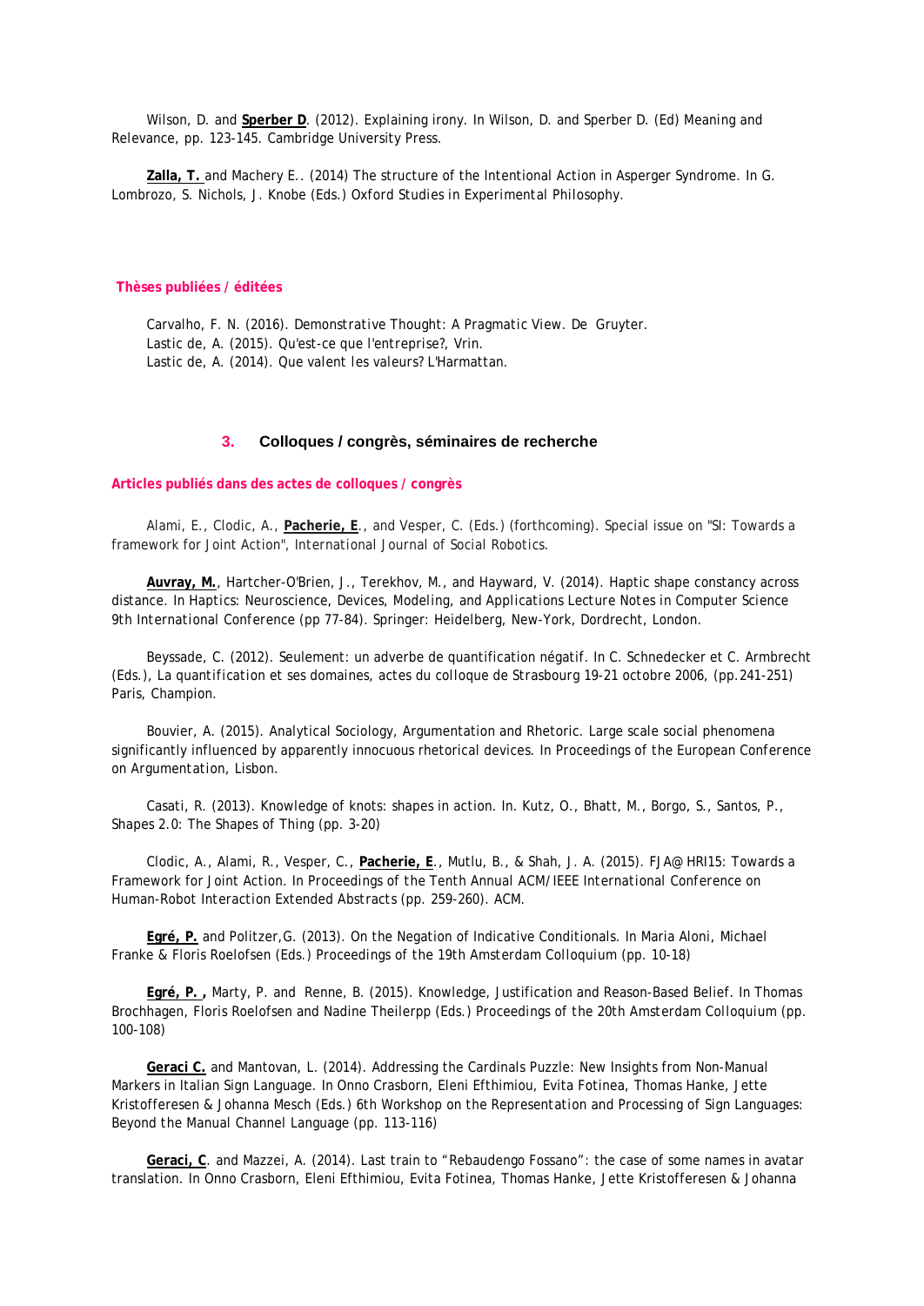Wilson, D. and **Sperber D**. (2012). Explaining irony. In Wilson, D. and Sperber D. (Ed) Meaning and Relevance, pp. 123-145. Cambridge University Press.

**Zalla, T.** and Machery E.. (2014) The structure of the Intentional Action in Asperger Syndrome. In G. Lombrozo, S. Nichols, J. Knobe (Eds.) Oxford Studies in Experimental Philosophy.

**Thèses publiées / éditées**

Carvalho, F. N. (2016). Demonstrative Thought: A Pragmatic View. De Gruyter.
Lastic de, A. (2015). Qu'est-ce que l'entreprise?, Vrin.
Lastic de, A. (2014). Que valent les valeurs? L'Harmattan.

## 3. Colloques / congrès, séminaires de recherche

**Articles publiés dans des actes de colloques / congrès**

Alami, E., Clodic, A., **Pacherie, E**., and Vesper, C. (Eds.) (forthcoming). Special issue on "SI: Towards a framework for Joint Action", International Journal of Social Robotics.

**Auvray, M.**, Hartcher-O'Brien, J., Terekhov, M., and Hayward, V. (2014). Haptic shape constancy across distance. In Haptics: Neuroscience, Devices, Modeling, and Applications Lecture Notes in Computer Science 9th International Conference (pp 77-84). Springer: Heidelberg, New-York, Dordrecht, London.

Beyssade, C. (2012). Seulement: un adverbe de quantification négatif. In C. Schnedecker et C. Armbrecht (Eds.), La quantification et ses domaines, actes du colloque de Strasbourg 19-21 octobre 2006, (pp.241-251) Paris, Champion.

Bouvier, A. (2015). Analytical Sociology, Argumentation and Rhetoric. Large scale social phenomena significantly influenced by apparently innocuous rhetorical devices. In Proceedings of the European Conference on Argumentation, Lisbon.

Casati, R. (2013). Knowledge of knots: shapes in action. In. Kutz, O., Bhatt, M., Borgo, S., Santos, P., Shapes 2.0: The Shapes of Thing (pp. 3-20)

Clodic, A., Alami, R., Vesper, C., **Pacherie, E**., Mutlu, B., & Shah, J. A. (2015). FJA@ HRI15: Towards a Framework for Joint Action. In Proceedings of the Tenth Annual ACM/IEEE International Conference on Human-Robot Interaction Extended Abstracts (pp. 259-260). ACM.

**Egré, P.** and Politzer,G. (2013). On the Negation of Indicative Conditionals. In Maria Aloni, Michael Franke & Floris Roelofsen (Eds.) Proceedings of the 19th Amsterdam Colloquium (pp. 10-18)

**Egré, P.** , Marty, P. and Renne, B. (2015). Knowledge, Justification and Reason-Based Belief. In Thomas Brochhagen, Floris Roelofsen and Nadine Theilerpp (Eds.) Proceedings of the 20th Amsterdam Colloquium (pp. 100-108)

**Geraci C.** and Mantovan, L. (2014). Addressing the Cardinals Puzzle: New Insights from Non-Manual Markers in Italian Sign Language. In Onno Crasborn, Eleni Efthimiou, Evita Fotinea, Thomas Hanke, Jette Kristofferesen & Johanna Mesch (Eds.) 6th Workshop on the Representation and Processing of Sign Languages: Beyond the Manual Channel Language (pp. 113-116)

**Geraci, C**. and Mazzei, A. (2014). Last train to "Rebaudengo Fossano": the case of some names in avatar translation. In Onno Crasborn, Eleni Efthimiou, Evita Fotinea, Thomas Hanke, Jette Kristofferesen & Johanna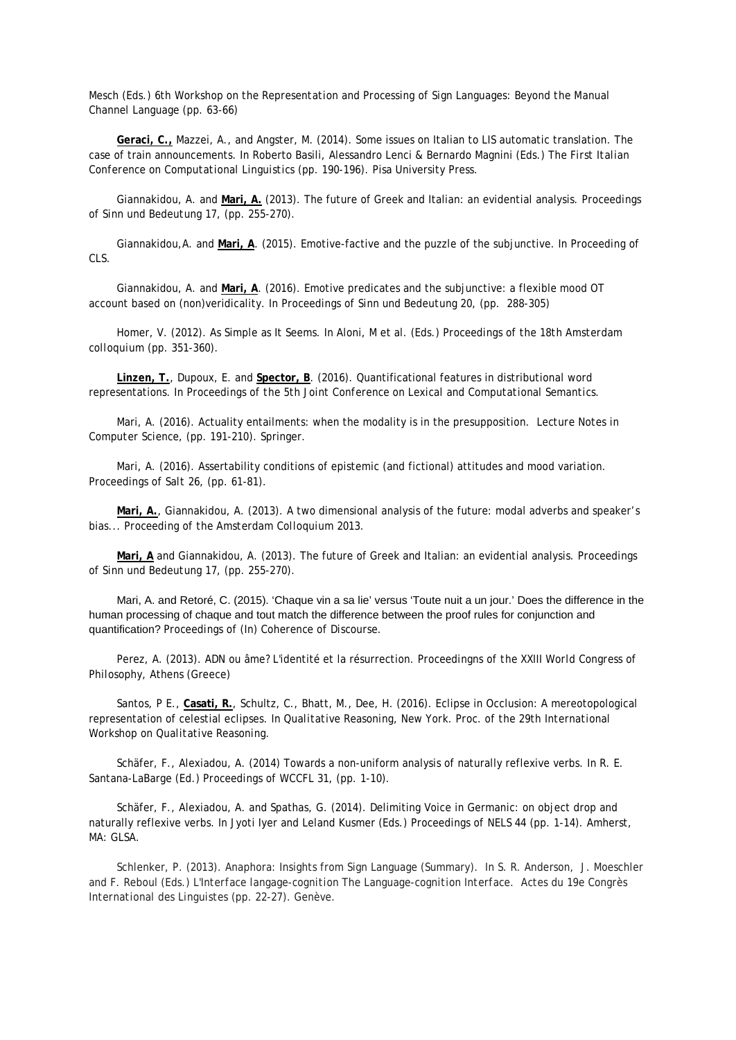Mesch (Eds.) *6th Workshop on the Representation and Processing of Sign Languages: Beyond the Manual Channel Language* (pp. 63-66)

**Geraci, C.,** Mazzei, A., and Angster, M. (2014). Some issues on Italian to LIS automatic translation. The case of train announcements. In Roberto Basili, Alessandro Lenci & Bernardo Magnini (Eds.) *The First Italian Conference on Computational Linguistics* (pp. 190-196). Pisa University Press.

Giannakidou, A. and **Mari, A.** (2013). The future of Greek and Italian: an evidential analysis. *Proceedings of Sinn und Bedeutung 17*, (pp. 255-270).

Giannakidou,A. and **Mari, A**. (2015). Emotive-factive and the puzzle of the subjunctive. In *Proceeding of CLS*.

Giannakidou, A. and **Mari, A**. (2016). Emotive predicates and the subjunctive: a flexible mood OT account based on (non)veridicality. In *Proceedings of Sinn und Bedeutung 20*, (pp. 288-305)

Homer, V. (2012). As Simple as It Seems. In Aloni, M et al. (Eds.) *Proceedings of the 18th Amsterdam colloquium* (pp. 351-360).

**Linzen, T.**, Dupoux, E. and **Spector, B**. (2016). Quantificational features in distributional word representations. In *Proceedings of the 5th Joint Conference on Lexical and Computational Semantics*.

Mari, A. (2016). Actuality entailments: when the modality is in the presupposition. *Lecture Notes in Computer Science*, (pp. 191-210). Springer.

Mari, A. (2016). Assertability conditions of epistemic (and fictional) attitudes and mood variation. *Proceedings of Salt 26*, (pp. 61-81).

**Mari, A.**, Giannakidou, A. (2013). A two dimensional analysis of the future: modal adverbs and speaker's bias... *Proceeding of the Amsterdam Colloquium 2013*.

**Mari, A** and Giannakidou, A. (2013). The future of Greek and Italian: an evidential analysis. *Proceedings of Sinn und Bedeutung 17*, (pp. 255-270).

Mari, A. and Retoré, C. (2015). 'Chaque vin a sa lie' versus 'Toute nuit a un jour.' Does the difference in the human processing of chaque and tout match the difference between the proof rules for conjunction and quantification? *Proceedings of (In) Coherence of Discourse*.

Perez, A. (2013). ADN ou âme? *L'identité et la résurrection. Proceedingns of the XXIII World Congress of Philosophy*, Athens (Greece)

Santos, P E., **Casati, R.**, Schultz, C., Bhatt, M., Dee, H. (2016). Eclipse in Occlusion: A mereotopological representation of celestial eclipses. In *Qualitative Reasoning, New York. Proc. of the 29th International Workshop on Qualitative Reasoning*.

Schäfer, F., Alexiadou, A. (2014) Towards a non-uniform analysis of naturally reflexive verbs. In R. E. Santana-LaBarge (Ed.) *Proceedings of WCCFL 31*, (pp. 1-10).

Schäfer, F., Alexiadou, A. and Spathas, G. (2014). Delimiting Voice in Germanic: on object drop and naturally reflexive verbs. In Jyoti Iyer and Leland Kusmer (Eds.) *Proceedings of NELS 44* (pp. 1-14). Amherst, MA: GLSA.

Schlenker, P. (2013). Anaphora: Insights from Sign Language (Summary). In S. R. Anderson, J. Moeschler and F. Reboul (Eds.) *L'Interface langage-cognition The Language-cognition Interface. Actes du 19e Congrès International des Linguistes* (pp. 22-27). Genève.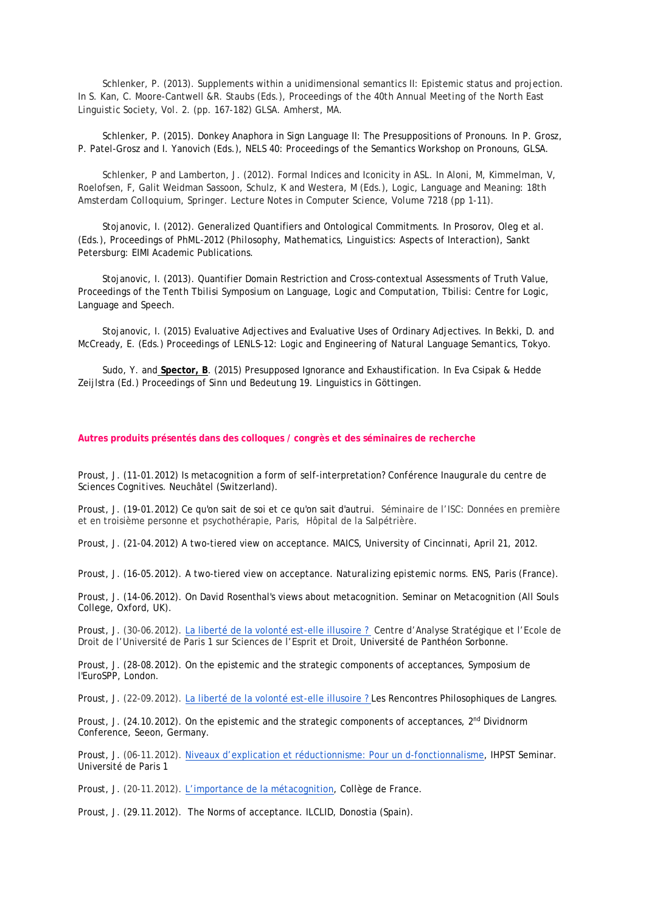Schlenker, P. (2013). Supplements within a unidimensional semantics II: Epistemic status and projection. In S. Kan, C. Moore-Cantwell &R. Staubs (Eds.), *Proceedings of the 40th Annual Meeting of the North East Linguistic Society*, Vol. 2. (pp. 167-182) GLSA. Amherst, MA.

Schlenker, P. (2015). Donkey Anaphora in Sign Language II: The Presuppositions of Pronouns. In P. Grosz, P. Patel-Grosz and I. Yanovich (Eds.), NELS 40: Proceedings of the Semantics Workshop on Pronouns, GLSA.

Schlenker, P and Lamberton, J. (2012). Formal Indices and Iconicity in ASL. In Aloni, M, Kimmelman, V, Roelofsen, F, Galit Weidman Sassoon, Schulz, K and Westera, M (Eds.), Logic, Language and Meaning: 18th Amsterdam Colloquium, Springer. Lecture Notes in Computer Science, Volume 7218 (pp 1-11).

Stojanovic, I. (2012). Generalized Quantifiers and Ontological Commitments. In Prosorov, Oleg et al. (Eds.), *Proceedings of PhML-2012 (Philosophy, Mathematics, Linguistics: Aspects of Interaction)*, Sankt Petersburg: EIMI Academic Publications.

Stojanovic, I. (2013). Quantifier Domain Restriction and Cross-contextual Assessments of Truth Value, *Proceedings of the Tenth Tbilisi Symposium on Language, Logic and Computation*, Tbilisi: Centre for Logic, Language and Speech.

Stojanovic, I. (2015) Evaluative Adjectives and Evaluative Uses of Ordinary Adjectives. In Bekki, D. and McCready, E. (Eds.) Proceedings of LENLS-12: Logic and Engineering of Natural Language Semantics, Tokyo.

Sudo, Y. and **Spector, B**. (2015) Presupposed Ignorance and Exhaustification. In Eva Csipak & Hedde Zeijlstra (Ed.) Proceedings of Sinn und Bedeutung 19. Linguistics in Göttingen.

**Autres produits présentés dans des colloques / congrès et des séminaires de recherche**

Proust, J. (11-01.2012) Is metacognition a form of self-interpretation? Conférence Inaugurale du centre de Sciences Cognitives. Neuchâtel (Switzerland).

Proust, J. (19-01.2012) Ce qu'on sait de soi et ce qu'on sait d'autrui. Séminaire de l'ISC: Données en première et en troisième personne et psychothérapie, Paris, Hôpital de la Salpétrière.

Proust, J. (21-04.2012) A two-tiered view on acceptance. MAICS, University of Cincinnati, April 21, 2012.

Proust, J. (16-05.2012). A two-tiered view on acceptance. Naturalizing epistemic norms. ENS, Paris (France).

Proust, J. (14-06.2012). On David Rosenthal's views about metacognition. Seminar on Metacognition (All Souls College, Oxford, UK).

Proust, J. (30-06.2012). La liberté de la volonté est-elle illusoire ? Centre d'Analyse Stratégique et l'Ecole de Droit de l'Université de Paris 1 sur Sciences de l'Esprit et Droit, Université de Panthéon Sorbonne.

Proust, J. (28-08.2012). On the epistemic and the strategic components of acceptances, Symposium de l'EuroSPP, London.

Proust, J. (22-09.2012). La liberté de la volonté est-elle illusoire ? Les Rencontres Philosophiques de Langres.

Proust, J. (24.10.2012). On the epistemic and the strategic components of acceptances, 2nd Dividnorm Conference, Seeon, Germany.

Proust, J. (06-11.2012). Niveaux d'explication et réductionnisme: Pour un d-fonctionnalisme, IHPST Seminar. Université de Paris 1

Proust, J. (20-11.2012). L'importance de la métacognition, Collège de France.

Proust, J. (29.11.2012). The Norms of acceptance. ILCLID, Donostia (Spain).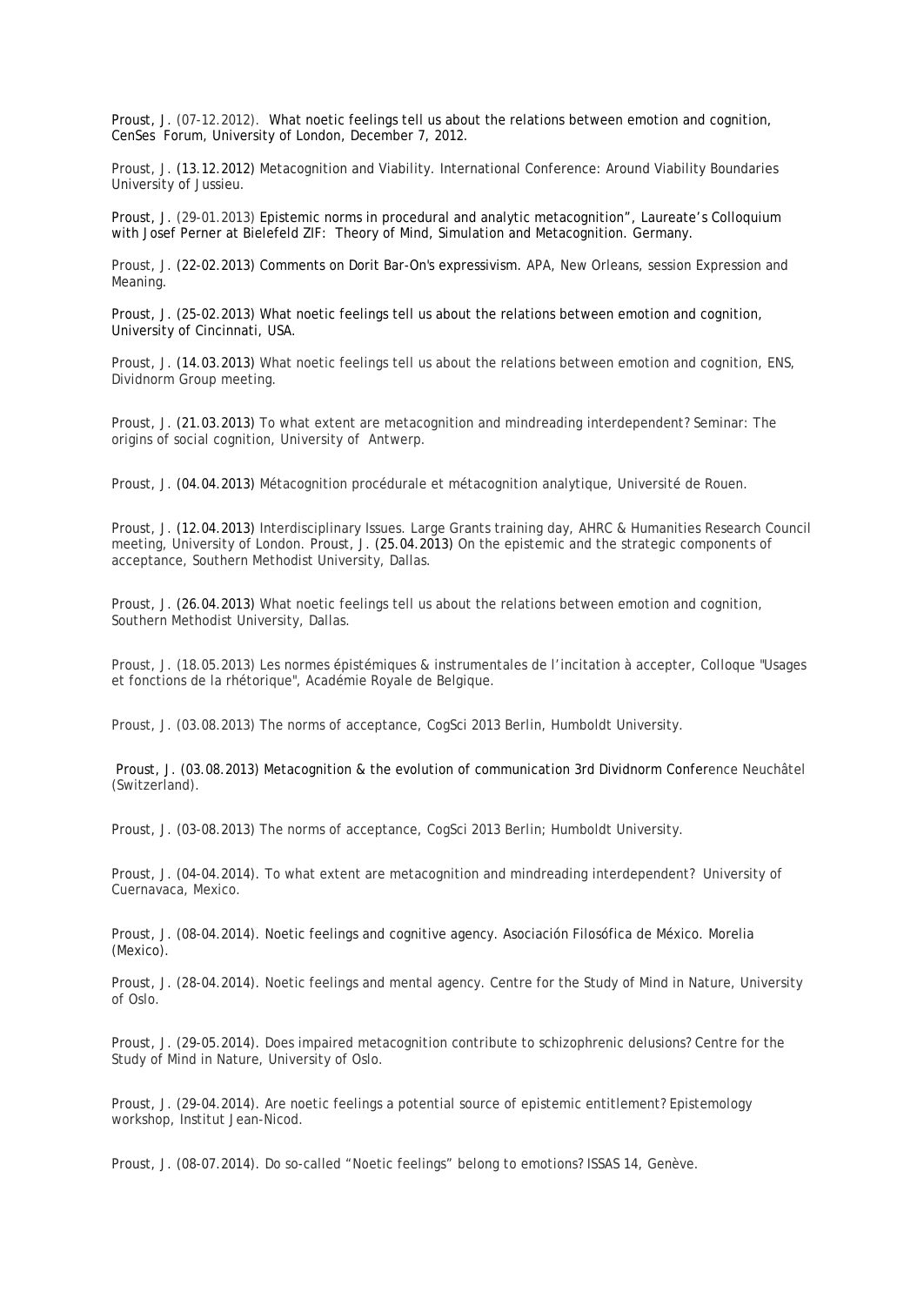Proust, J. (07-12.2012). What noetic feelings tell us about the relations between emotion and cognition, CenSes Forum, University of London, December 7, 2012.

Proust, J. (13.12.2012) Metacognition and Viability. International Conference: Around Viability Boundaries University of Jussieu.

Proust, J. (29-01.2013) Epistemic norms in procedural and analytic metacognition", Laureate's Colloquium with Josef Perner at Bielefeld ZIF: Theory of Mind, Simulation and Metacognition. Germany.

Proust, J. (22-02.2013) Comments on Dorit Bar-On's expressivism. APA, New Orleans, session Expression and Meaning.

Proust, J. (25-02.2013) What noetic feelings tell us about the relations between emotion and cognition, University of Cincinnati, USA.

Proust, J. (14.03.2013) What noetic feelings tell us about the relations between emotion and cognition, ENS, Dividnorm Group meeting.

Proust, J. (21.03.2013) To what extent are metacognition and mindreading interdependent? Seminar: The origins of social cognition, University of Antwerp.

Proust, J. (04.04.2013) Métacognition procédurale et métacognition analytique, Université de Rouen.

Proust, J. (12.04.2013) Interdisciplinary Issues. Large Grants training day, AHRC & Humanities Research Council meeting, University of London. Proust, J. (25.04.2013) On the epistemic and the strategic components of acceptance, Southern Methodist University, Dallas.

Proust, J. (26.04.2013) What noetic feelings tell us about the relations between emotion and cognition, Southern Methodist University, Dallas.

Proust, J. (18.05.2013) Les normes épistémiques & instrumentales de l'incitation à accepter, Colloque "Usages et fonctions de la rhétorique", Académie Royale de Belgique.

Proust, J. (03.08.2013) The norms of acceptance, CogSci 2013 Berlin, Humboldt University.

Proust, J. (03.08.2013) Metacognition & the evolution of communication 3rd Dividnorm Conference Neuchâtel (Switzerland).

Proust, J. (03-08.2013) The norms of acceptance, CogSci 2013 Berlin; Humboldt University.

Proust, J. (04-04.2014). To what extent are metacognition and mindreading interdependent? University of Cuernavaca, Mexico.

Proust, J. (08-04.2014). Noetic feelings and cognitive agency. Asociación Filosófica de México. Morelia (Mexico).

Proust, J. (28-04.2014). Noetic feelings and mental agency. Centre for the Study of Mind in Nature, University of Oslo.

Proust, J. (29-05.2014). Does impaired metacognition contribute to schizophrenic delusions? Centre for the Study of Mind in Nature, University of Oslo.

Proust, J. (29-04.2014). Are noetic feelings a potential source of epistemic entitlement? Epistemology workshop, Institut Jean-Nicod.

Proust, J. (08-07.2014). Do so-called "Noetic feelings" belong to emotions? ISSAS 14, Genève.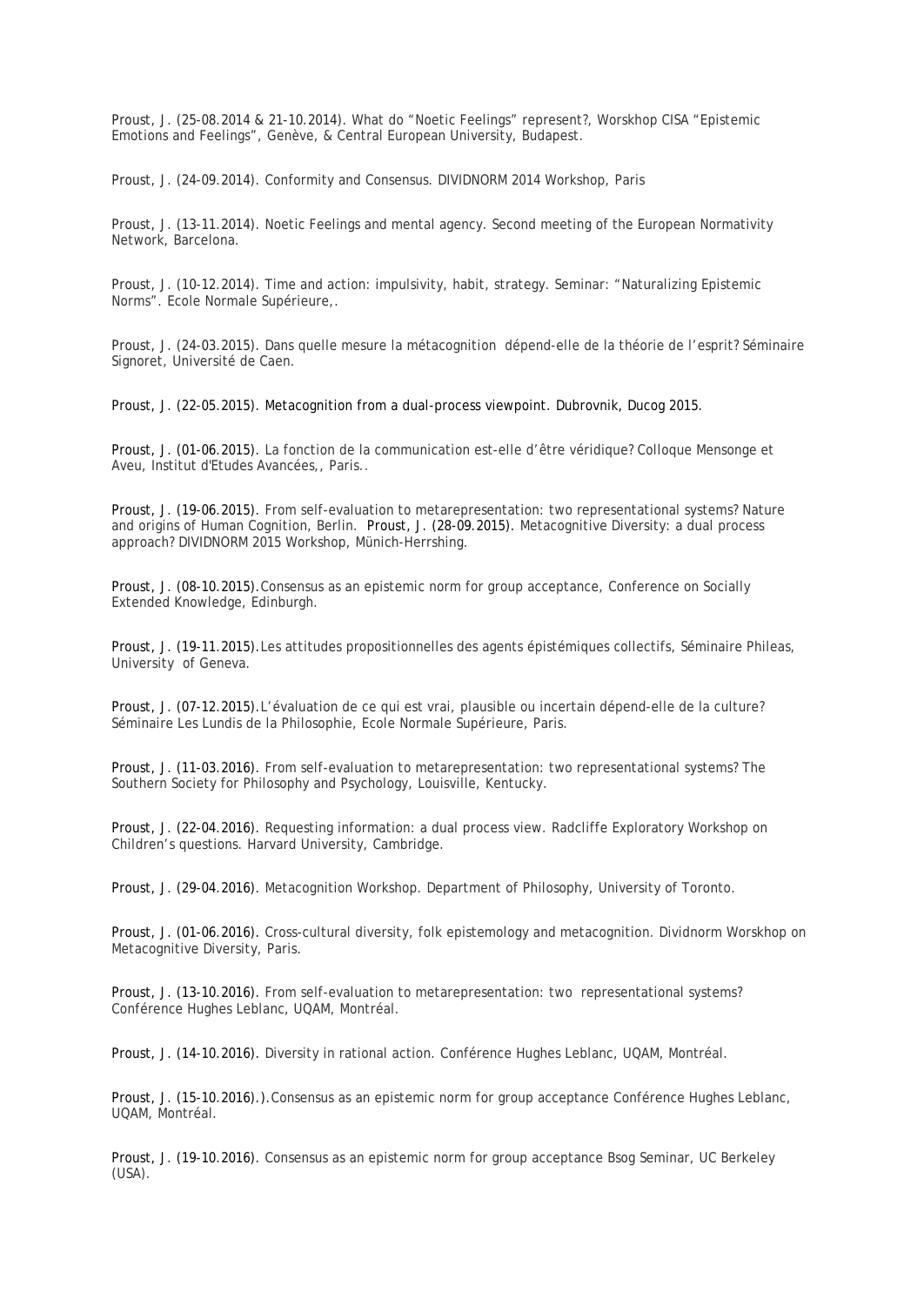Proust, J. (25-08.2014 & 21-10.2014). What do "Noetic Feelings" represent?, Worskhop CISA "Epistemic Emotions and Feelings", Genève, & Central European University, Budapest.

Proust, J. (24-09.2014). Conformity and Consensus. DIVIDNORM 2014 Workshop, Paris

Proust, J. (13-11.2014). Noetic Feelings and mental agency. Second meeting of the European Normativity Network, Barcelona.

Proust, J. (10-12.2014). Time and action: impulsivity, habit, strategy. Seminar: "Naturalizing Epistemic Norms". Ecole Normale Supérieure,.

Proust, J. (24-03.2015). Dans quelle mesure la métacognition dépend-elle de la théorie de l'esprit? Séminaire Signoret, Université de Caen.

Proust, J. (22-05.2015). Metacognition from a dual-process viewpoint. Dubrovnik, Ducog 2015.

Proust, J. (01-06.2015). La fonction de la communication est-elle d'être véridique? Colloque Mensonge et Aveu, Institut d'Etudes Avancées,, Paris..

Proust, J. (19-06.2015). From self-evaluation to metarepresentation: two representational systems? Nature and origins of Human Cognition, Berlin. Proust, J. (28-09.2015). Metacognitive Diversity: a dual process approach? DIVIDNORM 2015 Workshop, Münich-Herrshing.

Proust, J. (08-10.2015). Consensus as an epistemic norm for group acceptance, Conference on Socially Extended Knowledge, Edinburgh.

Proust, J. (19-11.2015). Les attitudes propositionnelles des agents épistémiques collectifs, Séminaire Phileas, University of Geneva.

Proust, J. (07-12.2015). L'évaluation de ce qui est vrai, plausible ou incertain dépend-elle de la culture? Séminaire Les Lundis de la Philosophie, Ecole Normale Supérieure, Paris.

Proust, J. (11-03.2016). From self-evaluation to metarepresentation: two representational systems? The Southern Society for Philosophy and Psychology, Louisville, Kentucky.

Proust, J. (22-04.2016). Requesting information: a dual process view. Radcliffe Exploratory Workshop on Children's questions. Harvard University, Cambridge.

Proust, J. (29-04.2016). Metacognition Workshop. Department of Philosophy, University of Toronto.

Proust, J. (01-06.2016). Cross-cultural diversity, folk epistemology and metacognition. Dividnorm Worskhop on Metacognitive Diversity, Paris.

Proust, J. (13-10.2016). From self-evaluation to metarepresentation: two representational systems? Conférence Hughes Leblanc, UQAM, Montréal.

Proust, J. (14-10.2016). Diversity in rational action. Conférence Hughes Leblanc, UQAM, Montréal.

Proust, J. (15-10.2016).). Consensus as an epistemic norm for group acceptance Conférence Hughes Leblanc, UQAM, Montréal.

Proust, J. (19-10.2016). Consensus as an epistemic norm for group acceptance Bsog Seminar, UC Berkeley (USA).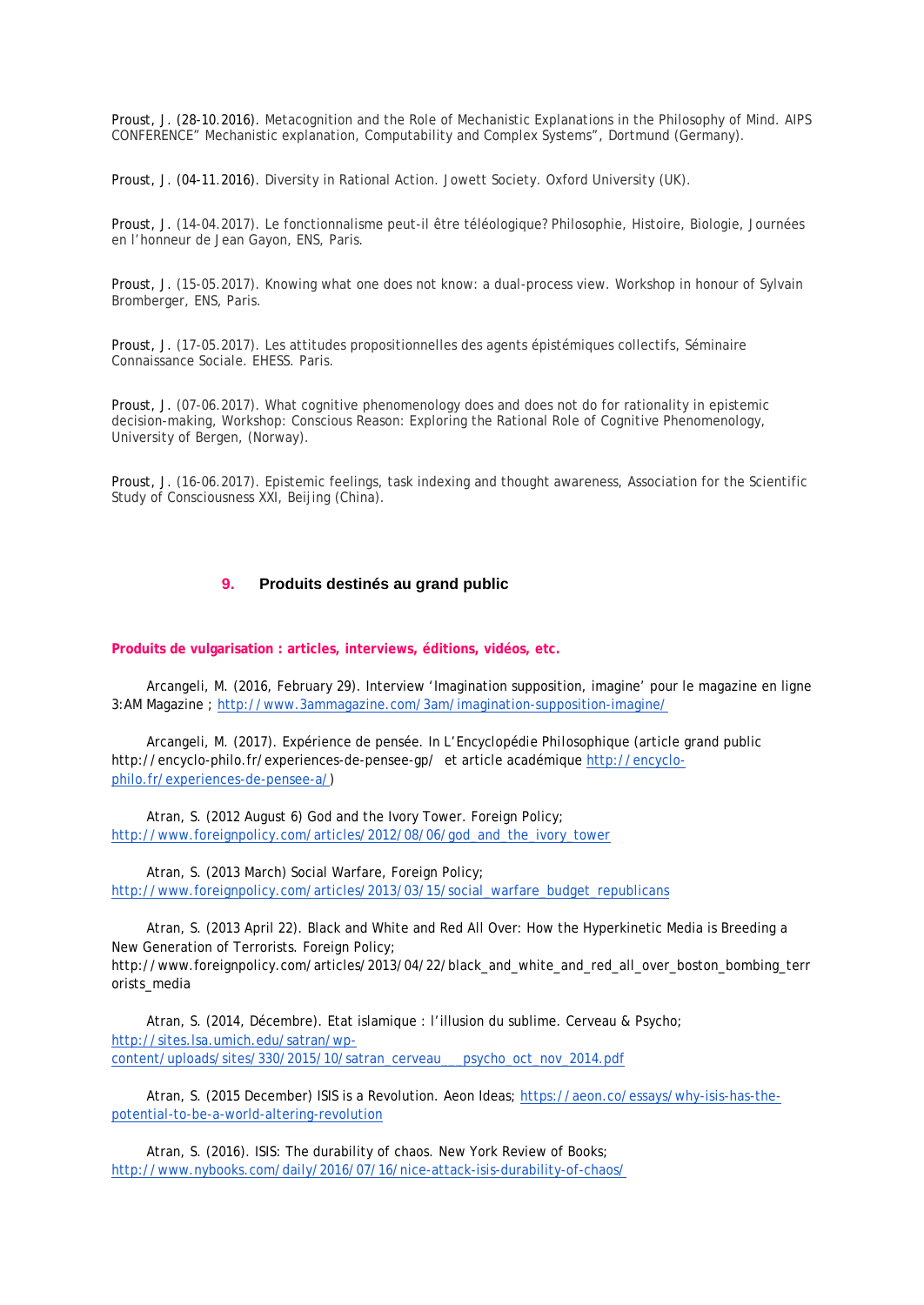Proust, J. (28-10.2016). Metacognition and the Role of Mechanistic Explanations in the Philosophy of Mind. AIPS CONFERENCE" Mechanistic explanation, Computability and Complex Systems", Dortmund (Germany).

Proust, J. (04-11.2016). Diversity in Rational Action. Jowett Society. Oxford University (UK).

Proust, J. (14-04.2017). Le fonctionnalisme peut-il être téléologique? Philosophie, Histoire, Biologie, Journées en l'honneur de Jean Gayon, ENS, Paris.

Proust, J. (15-05.2017). Knowing what one does not know: a dual-process view. Workshop in honour of Sylvain Bromberger, ENS, Paris.

Proust, J. (17-05.2017). Les attitudes propositionnelles des agents épistémiques collectifs, Séminaire Connaissance Sociale. EHESS. Paris.

Proust, J. (07-06.2017). What cognitive phenomenology does and does not do for rationality in epistemic decision-making, Workshop: Conscious Reason: Exploring the Rational Role of Cognitive Phenomenology, University of Bergen, (Norway).

Proust, J. (16-06.2017). Epistemic feelings, task indexing and thought awareness, Association for the Scientific Study of Consciousness XXI, Beijing (China).

## 9. Produits destinés au grand public

**Produits de vulgarisation : articles, interviews, éditions, vidéos, etc.**

Arcangeli, M. (2016, February 29). Interview 'Imagination supposition, imagine' pour le magazine en ligne 3:AM Magazine ; http://www.3ammagazine.com/3am/imagination-supposition-imagine/

Arcangeli, M. (2017). Expérience de pensée. In L'Encyclopédie Philosophique (article grand public http://encyclo-philo.fr/experiences-de-pensee-gp/ et article académique http://encyclo-philo.fr/experiences-de-pensee-a/)

Atran, S. (2012 August 6) God and the Ivory Tower. Foreign Policy; http://www.foreignpolicy.com/articles/2012/08/06/god_and_the_ivory_tower

Atran, S. (2013 March) Social Warfare, Foreign Policy; http://www.foreignpolicy.com/articles/2013/03/15/social_warfare_budget_republicans

Atran, S. (2013 April 22). Black and White and Red All Over: How the Hyperkinetic Media is Breeding a New Generation of Terrorists. Foreign Policy; http://www.foreignpolicy.com/articles/2013/04/22/black_and_white_and_red_all_over_boston_bombing_terrorists_media

Atran, S. (2014, Décembre). Etat islamique : l'illusion du sublime. Cerveau & Psycho; http://sites.lsa.umich.edu/satran/wp-content/uploads/sites/330/2015/10/satran_cerveau___psycho_oct_nov_2014.pdf

Atran, S. (2015 December) ISIS is a Revolution. Aeon Ideas; https://aeon.co/essays/why-isis-has-the-potential-to-be-a-world-altering-revolution

Atran, S. (2016). ISIS: The durability of chaos. New York Review of Books; http://www.nybooks.com/daily/2016/07/16/nice-attack-isis-durability-of-chaos/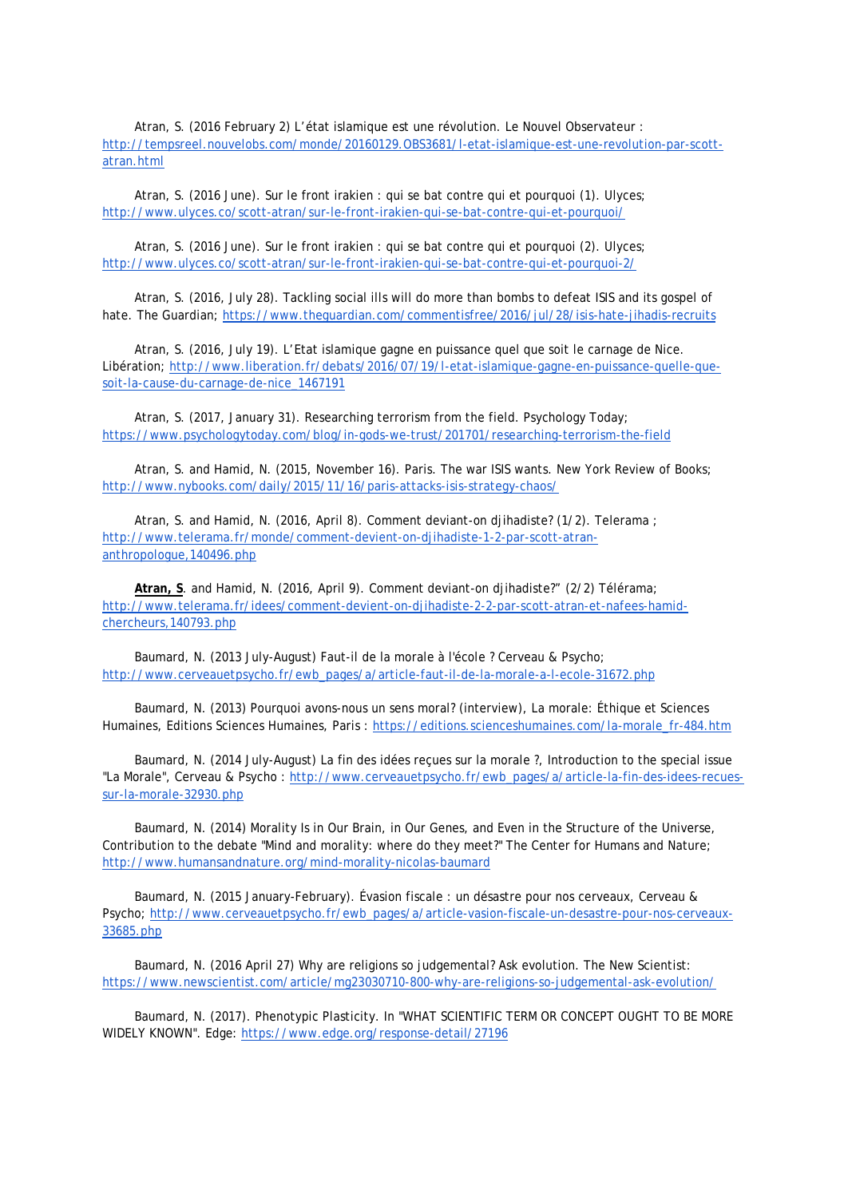Atran, S. (2016 February 2) L'état islamique est une révolution. Le Nouvel Observateur : http://tempsreel.nouvelobs.com/monde/20160129.OBS3681/l-etat-islamique-est-une-revolution-par-scott-atran.html

Atran, S. (2016 June). Sur le front irakien : qui se bat contre qui et pourquoi (1). Ulyces; http://www.ulyces.co/scott-atran/sur-le-front-irakien-qui-se-bat-contre-qui-et-pourquoi/

Atran, S. (2016 June). Sur le front irakien : qui se bat contre qui et pourquoi (2). Ulyces; http://www.ulyces.co/scott-atran/sur-le-front-irakien-qui-se-bat-contre-qui-et-pourquoi-2/

Atran, S. (2016, July 28). Tackling social ills will do more than bombs to defeat ISIS and its gospel of hate. The Guardian; https://www.theguardian.com/commentisfree/2016/jul/28/isis-hate-jihadis-recruits

Atran, S. (2016, July 19). L'Etat islamique gagne en puissance quel que soit le carnage de Nice. Libération; http://www.liberation.fr/debats/2016/07/19/l-etat-islamique-gagne-en-puissance-quelle-que-soit-la-cause-du-carnage-de-nice_1467191

Atran, S. (2017, January 31). Researching terrorism from the field. Psychology Today; https://www.psychologytoday.com/blog/in-gods-we-trust/201701/researching-terrorism-the-field

Atran, S. and Hamid, N. (2015, November 16). Paris. The war ISIS wants. New York Review of Books; http://www.nybooks.com/daily/2015/11/16/paris-attacks-isis-strategy-chaos/

Atran, S. and Hamid, N. (2016, April 8). Comment deviant-on djihadiste? (1/2). Telerama ; http://www.telerama.fr/monde/comment-devient-on-djihadiste-1-2-par-scott-atran-anthropologue,140496.php

**Atran, S**. and Hamid, N. (2016, April 9). Comment deviant-on djihadiste?" (2/2) Télérama; http://www.telerama.fr/idees/comment-devient-on-djihadiste-2-2-par-scott-atran-et-nafees-hamid-chercheurs,140793.php

Baumard, N. (2013 July-August) Faut-il de la morale à l'école ? Cerveau & Psycho; http://www.cerveauetpsycho.fr/ewb_pages/a/article-faut-il-de-la-morale-a-l-ecole-31672.php

Baumard, N. (2013) Pourquoi avons-nous un sens moral? (interview), La morale: Éthique et Sciences Humaines, Editions Sciences Humaines, Paris : https://editions.scienceshumaines.com/la-morale_fr-484.htm

Baumard, N. (2014 July-August) La fin des idées reçues sur la morale ?, Introduction to the special issue "La Morale", Cerveau & Psycho : http://www.cerveauetpsycho.fr/ewb_pages/a/article-la-fin-des-idees-recues-sur-la-morale-32930.php

Baumard, N. (2014) Morality Is in Our Brain, in Our Genes, and Even in the Structure of the Universe, Contribution to the debate "Mind and morality: where do they meet?" The Center for Humans and Nature; http://www.humansandnature.org/mind-morality-nicolas-baumard

Baumard, N. (2015 January-February). Évasion fiscale : un désastre pour nos cerveaux, Cerveau & Psycho; http://www.cerveauetpsycho.fr/ewb_pages/a/article-vasion-fiscale-un-desastre-pour-nos-cerveaux-33685.php

Baumard, N. (2016 April 27) Why are religions so judgemental? Ask evolution. The New Scientist: https://www.newscientist.com/article/mg23030710-800-why-are-religions-so-judgemental-ask-evolution/

Baumard, N. (2017). Phenotypic Plasticity. In "WHAT SCIENTIFIC TERM OR CONCEPT OUGHT TO BE MORE WIDELY KNOWN". Edge: https://www.edge.org/response-detail/27196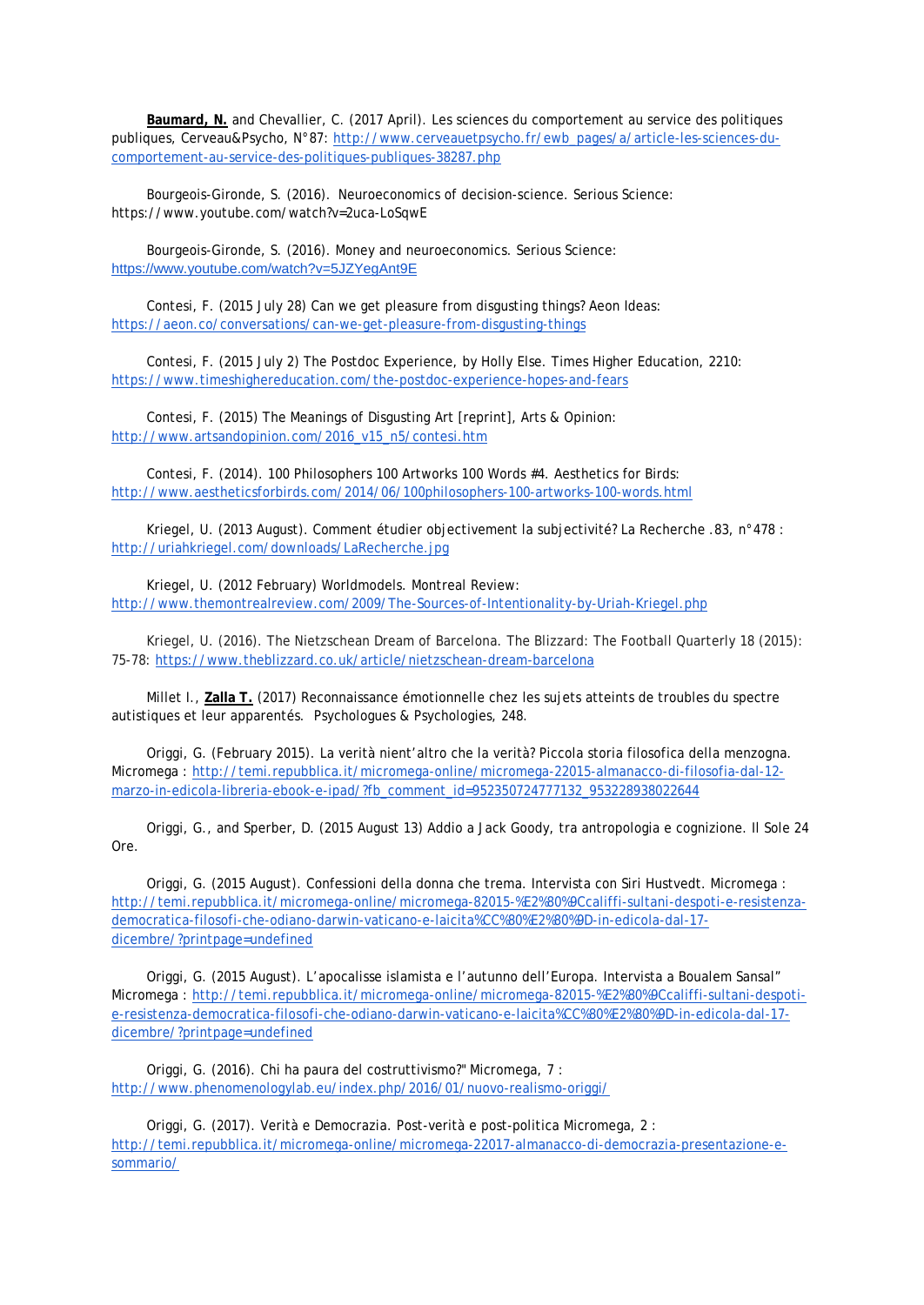**Baumard, N.** and Chevallier, C. (2017 April). Les sciences du comportement au service des politiques publiques, Cerveau&Psycho, N°87: http://www.cerveauetpsycho.fr/ewb_pages/a/article-les-sciences-du-comportement-au-service-des-politiques-publiques-38287.php

Bourgeois-Gironde, S. (2016). Neuroeconomics of decision-science. Serious Science: https://www.youtube.com/watch?v=2uca-LoSqwE

Bourgeois-Gironde, S. (2016). Money and neuroeconomics. Serious Science: https://www.youtube.com/watch?v=5JZYegAnt9E

Contesi, F. (2015 July 28) Can we get pleasure from disgusting things? Aeon Ideas: https://aeon.co/conversations/can-we-get-pleasure-from-disgusting-things

Contesi, F. (2015 July 2) The Postdoc Experience, by Holly Else. Times Higher Education, 2210: https://www.timeshighereducation.com/the-postdoc-experience-hopes-and-fears

Contesi, F. (2015) The Meanings of Disgusting Art [reprint], Arts & Opinion: http://www.artsandopinion.com/2016_v15_n5/contesi.htm

Contesi, F. (2014). 100 Philosophers 100 Artworks 100 Words #4. Aesthetics for Birds: http://www.aestheticsforbirds.com/2014/06/100philosophers-100-artworks-100-words.html

Kriegel, U. (2013 August). Comment étudier objectivement la subjectivité? La Recherche .83, n°478 : http://uriahkriegel.com/downloads/LaRecherche.jpg

Kriegel, U. (2012 February) Worldmodels. Montreal Review: http://www.themontrealreview.com/2009/The-Sources-of-Intentionality-by-Uriah-Kriegel.php

Kriegel, U. (2016). The Nietzschean Dream of Barcelona. The Blizzard: The Football Quarterly 18 (2015): 75-78: https://www.theblizzard.co.uk/article/nietzschean-dream-barcelona

Millet I., **Zalla T.** (2017) Reconnaissance émotionnelle chez les sujets atteints de troubles du spectre autistiques et leur apparentés. Psychologues & Psychologies, 248.

Origgi, G. (February 2015). La verità nient'altro che la verità? Piccola storia filosofica della menzogna. Micromega : http://temi.repubblica.it/micromega-online/micromega-22015-almanacco-di-filosofia-dal-12-marzo-in-edicola-libreria-ebook-e-ipad/?fb_comment_id=952350724777132_953228938022644

Origgi, G., and Sperber, D. (2015 August 13) Addio a Jack Goody, tra antropologia e cognizione. Il Sole 24 Ore.

Origgi, G. (2015 August). Confessioni della donna che trema. Intervista con Siri Hustvedt. Micromega : http://temi.repubblica.it/micromega-online/micromega-82015-%E2%80%9Ccaliffi-sultani-despoti-e-resistenza-democratica-filosofi-che-odiano-darwin-vaticano-e-laicita%CC%80%E2%80%9D-in-edicola-dal-17-dicembre/?printpage=undefined

Origgi, G. (2015 August). L'apocalisse islamista e l'autunno dell'Europa. Intervista a Boualem Sansal" Micromega : http://temi.repubblica.it/micromega-online/micromega-82015-%E2%80%9Ccaliffi-sultani-despoti-e-resistenza-democratica-filosofi-che-odiano-darwin-vaticano-e-laicita%CC%80%E2%80%9D-in-edicola-dal-17-dicembre/?printpage=undefined

Origgi, G. (2016). Chi ha paura del costruttivismo?" Micromega, 7 : http://www.phenomenologylab.eu/index.php/2016/01/nuovo-realismo-origgi/

Origgi, G. (2017). Verità e Democrazia. Post-verità e post-politica Micromega, 2 : http://temi.repubblica.it/micromega-online/micromega-22017-almanacco-di-democrazia-presentazione-e-sommario/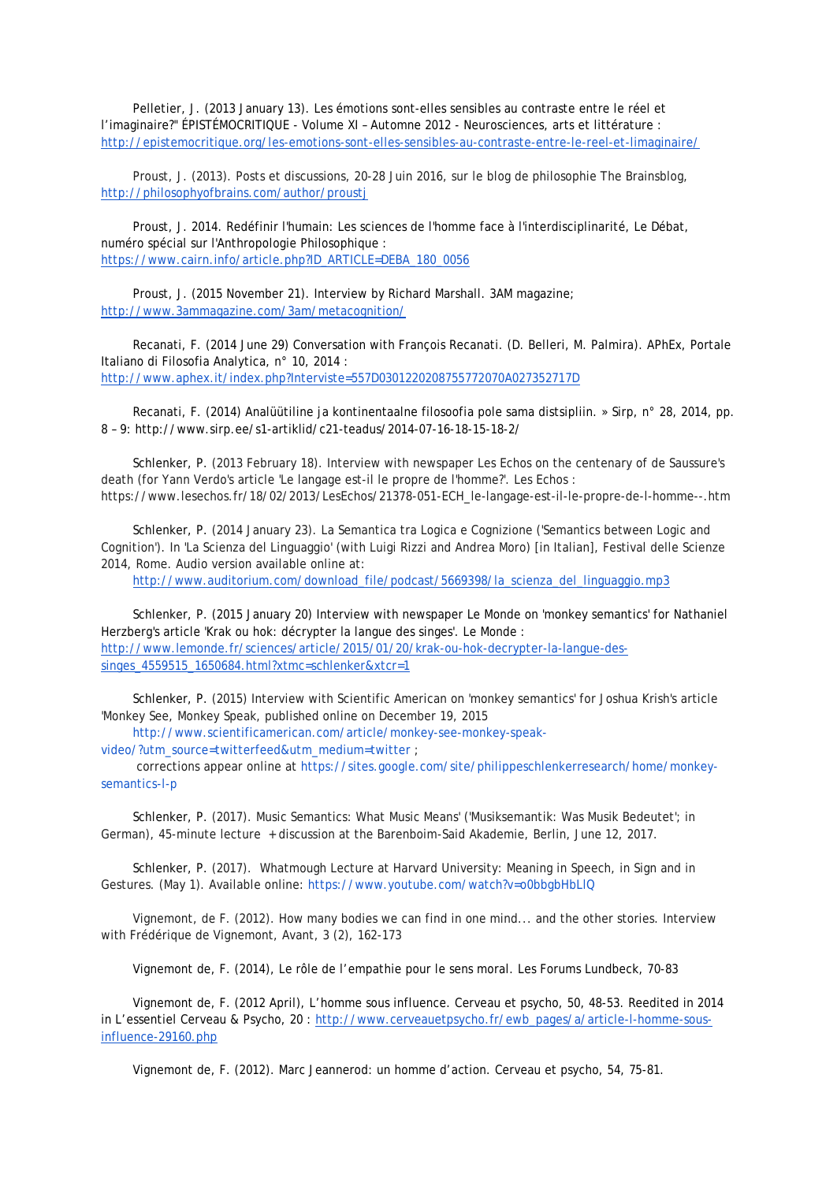Pelletier, J. (2013 January 13). Les émotions sont-elles sensibles au contraste entre le réel et l'imaginaire?" ÉPISTÉMOCRITIQUE - Volume XI – Automne 2012 - Neurosciences, arts et littérature : http://epistemocritique.org/les-emotions-sont-elles-sensibles-au-contraste-entre-le-reel-et-limaginaire/

Proust, J. (2013). Posts et discussions, 20-28 Juin 2016, sur le blog de philosophie The Brainsblog, http://philosophyofbrains.com/author/proustj

Proust, J. 2014. Redéfinir l'humain: Les sciences de l'homme face à l'interdisciplinarité, Le Débat, numéro spécial sur l'Anthropologie Philosophique : https://www.cairn.info/article.php?ID_ARTICLE=DEBA_180_0056

Proust, J. (2015 November 21). Interview by Richard Marshall. 3AM magazine; http://www.3ammagazine.com/3am/metacognition/

Recanati, F. (2014 June 29) Conversation with François Recanati. (D. Belleri, M. Palmira). APhEx, Portale Italiano di Filosofia Analytica, n° 10, 2014 : http://www.aphex.it/index.php?Interviste=557D0301220208755772070A027352717D

Recanati, F. (2014) Analüütiline ja kontinentaalne filosoofia pole sama distsipliin. » Sirp, n° 28, 2014, pp. 8 – 9: http://www.sirp.ee/s1-artiklid/c21-teadus/2014-07-16-18-15-18-2/

Schlenker, P. (2013 February 18). Interview with newspaper Les Echos on the centenary of de Saussure's death (for Yann Verdo's article 'Le langage est-il le propre de l'homme?'. Les Echos : https://www.lesechos.fr/18/02/2013/LesEchos/21378-051-ECH_le-langage-est-il-le-propre-de-l-homme--.htm

Schlenker, P. (2014 January 23). La Semantica tra Logica e Cognizione ('Semantics between Logic and Cognition'). In 'La Scienza del Linguaggio' (with Luigi Rizzi and Andrea Moro) [in Italian], Festival delle Scienze 2014, Rome. Audio version available online at:
http://www.auditorium.com/download_file/podcast/5669398/la_scienza_del_linguaggio.mp3

Schlenker, P. (2015 January 20) Interview with newspaper Le Monde on 'monkey semantics' for Nathaniel Herzberg's article 'Krak ou hok: décrypter la langue des singes'. Le Monde : http://www.lemonde.fr/sciences/article/2015/01/20/krak-ou-hok-decrypter-la-langue-des-singes_4559515_1650684.html?xtmc=schlenker&xtcr=1

Schlenker, P. (2015) Interview with Scientific American on 'monkey semantics' for Joshua Krish's article 'Monkey See, Monkey Speak, published online on December 19, 2015
http://www.scientificamerican.com/article/monkey-see-monkey-speak-video/?utm_source=twitterfeed&utm_medium=twitter ;
corrections appear online at https://sites.google.com/site/philippeschlenkerresearch/home/monkey-semantics-l-p

Schlenker, P. (2017). Music Semantics: What Music Means' ('Musiksemantik: Was Musik Bedeutet'; in German), 45-minute lecture + discussion at the Barenboim-Said Akademie, Berlin, June 12, 2017.

Schlenker, P. (2017). Whatmough Lecture at Harvard University: Meaning in Speech, in Sign and in Gestures. (May 1). Available online: https://www.youtube.com/watch?v=o0bbgbHbLlQ

Vignemont, de F. (2012). How many bodies we can find in one mind... and the other stories. Interview with Frédérique de Vignemont, Avant, 3 (2), 162-173

Vignemont de, F. (2014), Le rôle de l'empathie pour le sens moral. Les Forums Lundbeck, 70-83

Vignemont de, F. (2012 April), L'homme sous influence. Cerveau et psycho, 50, 48-53. Reedited in 2014 in L'essentiel Cerveau & Psycho, 20 : http://www.cerveauetpsycho.fr/ewb_pages/a/article-l-homme-sous-influence-29160.php

Vignemont de, F. (2012). Marc Jeannerod: un homme d'action. Cerveau et psycho, 54, 75-81.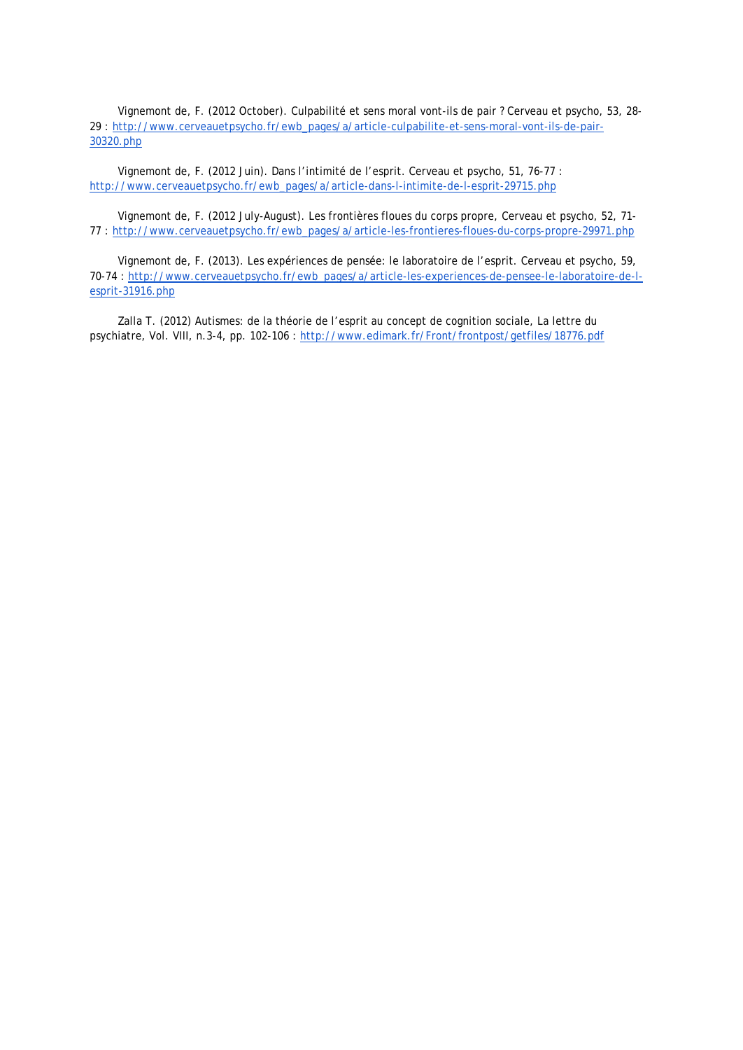Vignemont de, F. (2012 October). Culpabilité et sens moral vont-ils de pair ? Cerveau et psycho, 53, 28-29 : http://www.cerveauetpsycho.fr/ewb_pages/a/article-culpabilite-et-sens-moral-vont-ils-de-pair-30320.php

Vignemont de, F. (2012 Juin). Dans l'intimité de l'esprit. Cerveau et psycho, 51, 76-77 : http://www.cerveauetpsycho.fr/ewb_pages/a/article-dans-l-intimite-de-l-esprit-29715.php

Vignemont de, F. (2012 July-August). Les frontières floues du corps propre, Cerveau et psycho, 52, 71-77 : http://www.cerveauetpsycho.fr/ewb_pages/a/article-les-frontieres-floues-du-corps-propre-29971.php

Vignemont de, F. (2013). Les expériences de pensée: le laboratoire de l'esprit. Cerveau et psycho, 59, 70-74 : http://www.cerveauetpsycho.fr/ewb_pages/a/article-les-experiences-de-pensee-le-laboratoire-de-l-esprit-31916.php

Zalla T. (2012) Autismes: de la théorie de l'esprit au concept de cognition sociale, La lettre du psychiatre, Vol. VIII, n.3-4, pp. 102-106 : http://www.edimark.fr/Front/frontpost/getfiles/18776.pdf